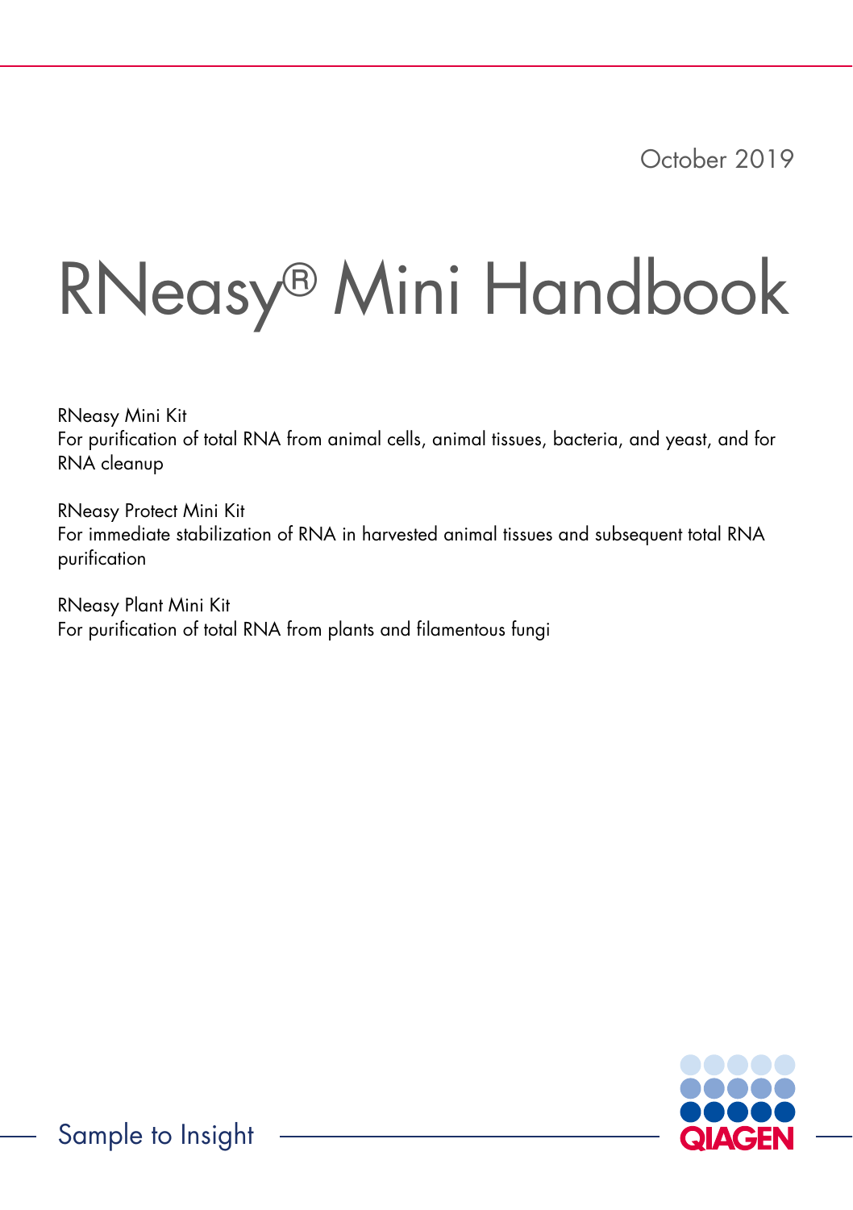October 2019

# RNeasy® Mini Handbook

RNeasy Mini Kit
For purification of total RNA from animal cells, animal tissues, bacteria, and yeast, and for RNA cleanup

RNeasy Protect Mini Kit
For immediate stabilization of RNA in harvested animal tissues and subsequent total RNA purification

RNeasy Plant Mini Kit
For purification of total RNA from plants and filamentous fungi

Sample to Insight

QIAGEN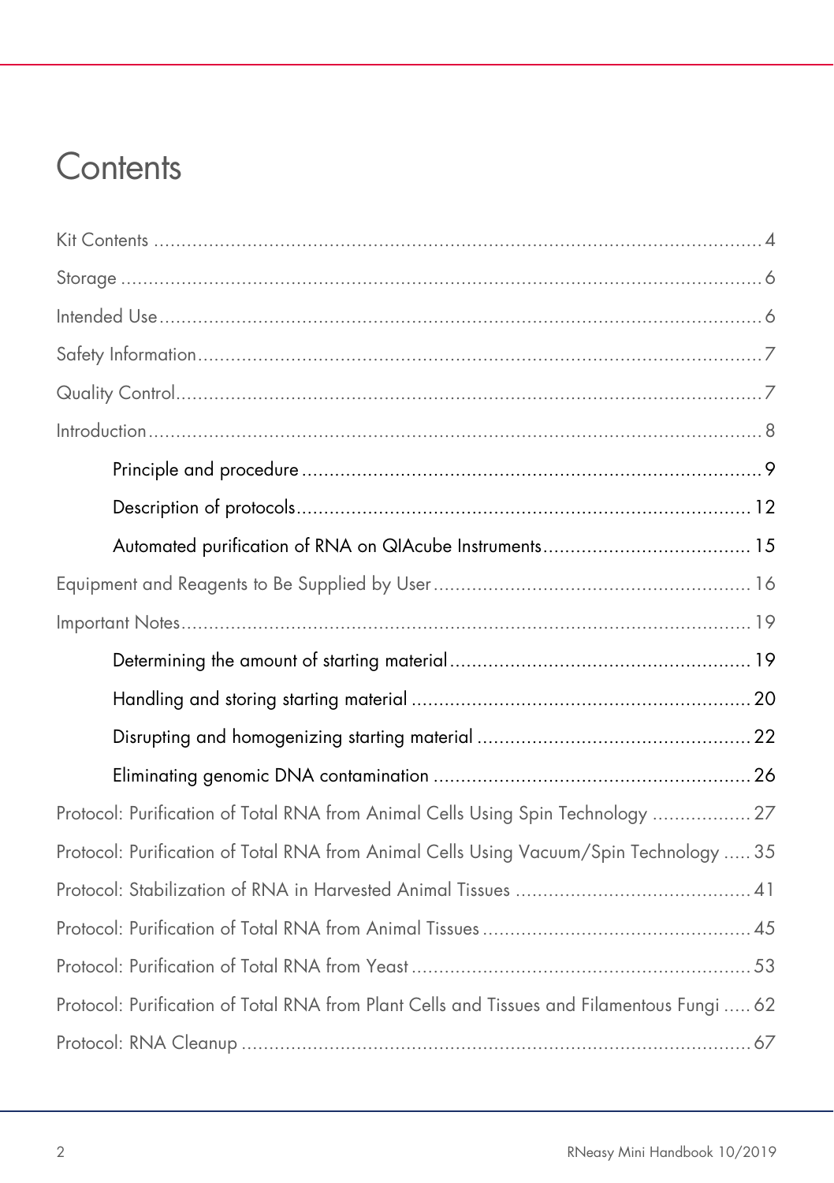# Contents

Kit Contents ........................................................................................................ 4

Storage .................................................................................................................. 6

Intended Use ......................................................................................................... 6

Safety Information ................................................................................................ 7

Quality Control ...................................................................................................... 7

Introduction ........................................................................................................... 8

- Principle and procedure ................................................................................ 9
- Description of protocols ............................................................................... 12
- Automated purification of RNA on QIAcube Instruments ............................ 15

Equipment and Reagents to Be Supplied by User .............................................. 16

Important Notes ................................................................................................... 19

- Determining the amount of starting material ................................................ 19
- Handling and storing starting material ........................................................ 20
- Disrupting and homogenizing starting material ........................................... 22
- Eliminating genomic DNA contamination .................................................... 26

Protocol: Purification of Total RNA from Animal Cells Using Spin Technology ................ 27

Protocol: Purification of Total RNA from Animal Cells Using Vacuum/Spin Technology ..... 35

Protocol: Stabilization of RNA in Harvested Animal Tissues ......................................... 41

Protocol: Purification of Total RNA from Animal Tissues ............................................... 45

Protocol: Purification of Total RNA from Yeast ............................................................. 53

Protocol: Purification of Total RNA from Plant Cells and Tissues and Filamentous Fungi ..... 62

Protocol: RNA Cleanup ............................................................................................... 67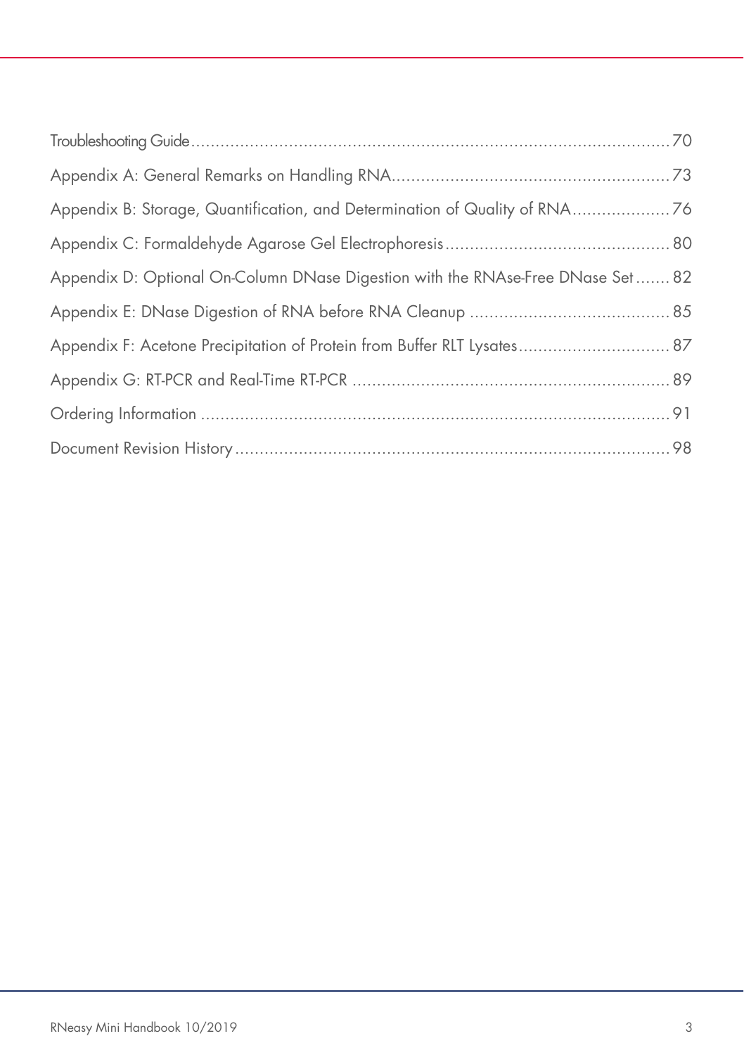Troubleshooting Guide .......... 70

Appendix A: General Remarks on Handling RNA .......... 73

Appendix B: Storage, Quantification, and Determination of Quality of RNA .......... 76

Appendix C: Formaldehyde Agarose Gel Electrophoresis .......... 80

Appendix D: Optional On-Column DNase Digestion with the RNAse-Free DNase Set .......... 82

Appendix E: DNase Digestion of RNA before RNA Cleanup .......... 85

Appendix F: Acetone Precipitation of Protein from Buffer RLT Lysates .......... 87

Appendix G: RT-PCR and Real-Time RT-PCR .......... 89

Ordering Information .......... 91

Document Revision History .......... 98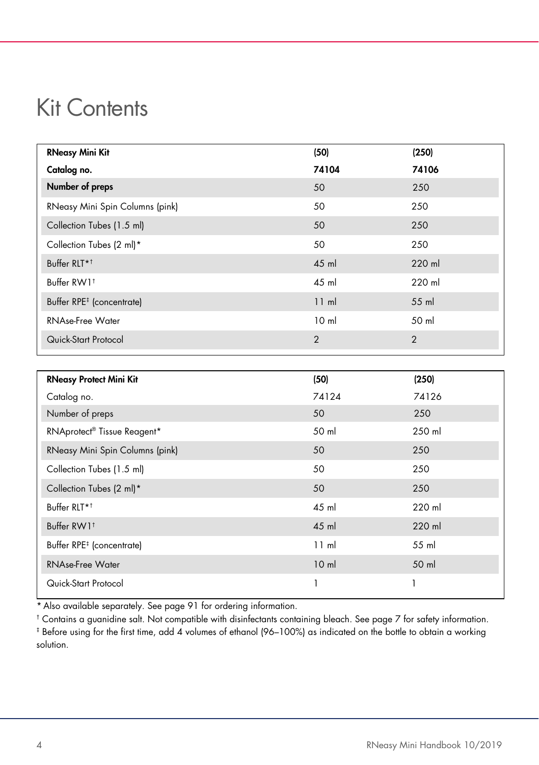# Kit Contents

| **RNeasy Mini Kit** | **(50)** | **(250)** |
|---|---|---|
| **Catalog no.** | **74104** | **74106** |
| **Number of preps** | 50 | 250 |
| RNeasy Mini Spin Columns (pink) | 50 | 250 |
| Collection Tubes (1.5 ml) | 50 | 250 |
| Collection Tubes (2 ml)* | 50 | 250 |
| Buffer RLT*† | 45 ml | 220 ml |
| Buffer RW1† | 45 ml | 220 ml |
| Buffer RPE‡ (concentrate) | 11 ml | 55 ml |
| RNAse-Free Water | 10 ml | 50 ml |
| Quick-Start Protocol | 2 | 2 |

| **RNeasy Protect Mini Kit** | **(50)** | **(250)** |
|---|---|---|
| Catalog no. | 74124 | 74126 |
| Number of preps | 50 | 250 |
| RNAprotect® Tissue Reagent* | 50 ml | 250 ml |
| RNeasy Mini Spin Columns (pink) | 50 | 250 |
| Collection Tubes (1.5 ml) | 50 | 250 |
| Collection Tubes (2 ml)* | 50 | 250 |
| Buffer RLT*† | 45 ml | 220 ml |
| Buffer RW1† | 45 ml | 220 ml |
| Buffer RPE‡ (concentrate) | 11 ml | 55 ml |
| RNAse-Free Water | 10 ml | 50 ml |
| Quick-Start Protocol | 1 | 1 |

\* Also available separately. See page 91 for ordering information.

† Contains a guanidine salt. Not compatible with disinfectants containing bleach. See page 7 for safety information.

‡ Before using for the first time, add 4 volumes of ethanol (96–100%) as indicated on the bottle to obtain a working solution.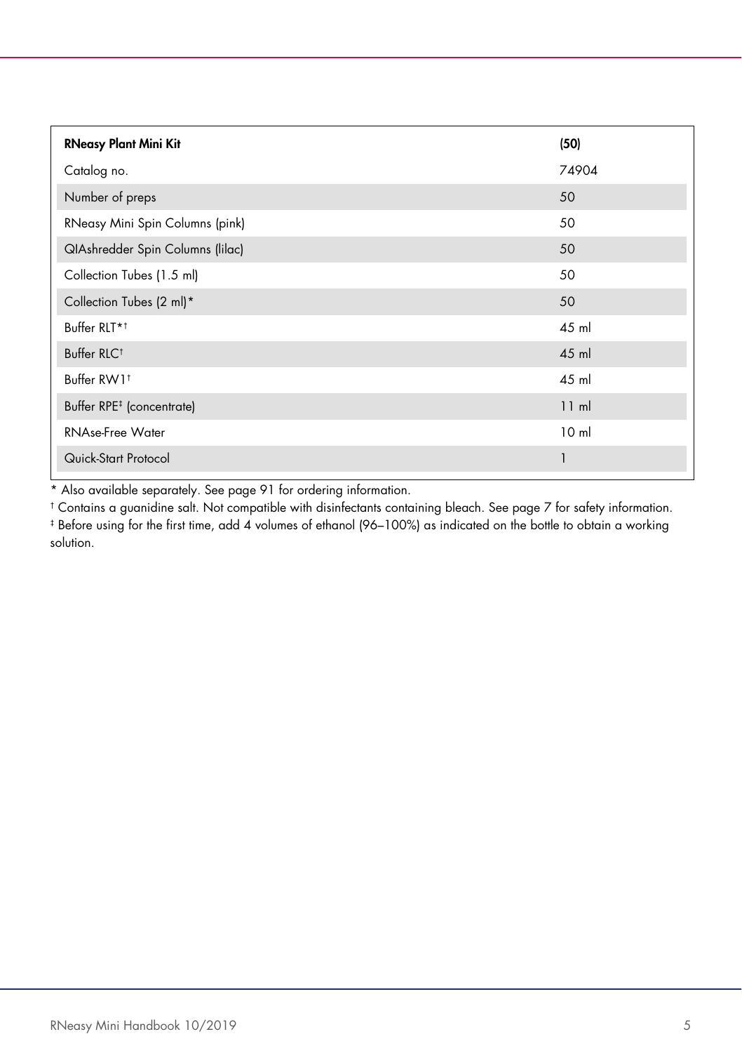| **RNeasy Plant Mini Kit** | **(50)** |
|---|---|
| Catalog no. | 74904 |
| Number of preps | 50 |
| RNeasy Mini Spin Columns (pink) | 50 |
| QIAshredder Spin Columns (lilac) | 50 |
| Collection Tubes (1.5 ml) | 50 |
| Collection Tubes (2 ml)* | 50 |
| Buffer RLT*† | 45 ml |
| Buffer RLC† | 45 ml |
| Buffer RW1† | 45 ml |
| Buffer RPE‡ (concentrate) | 11 ml |
| RNAse-Free Water | 10 ml |
| Quick-Start Protocol | 1 |

\* Also available separately. See page 91 for ordering information.

† Contains a guanidine salt. Not compatible with disinfectants containing bleach. See page 7 for safety information.

‡ Before using for the first time, add 4 volumes of ethanol (96–100%) as indicated on the bottle to obtain a working solution.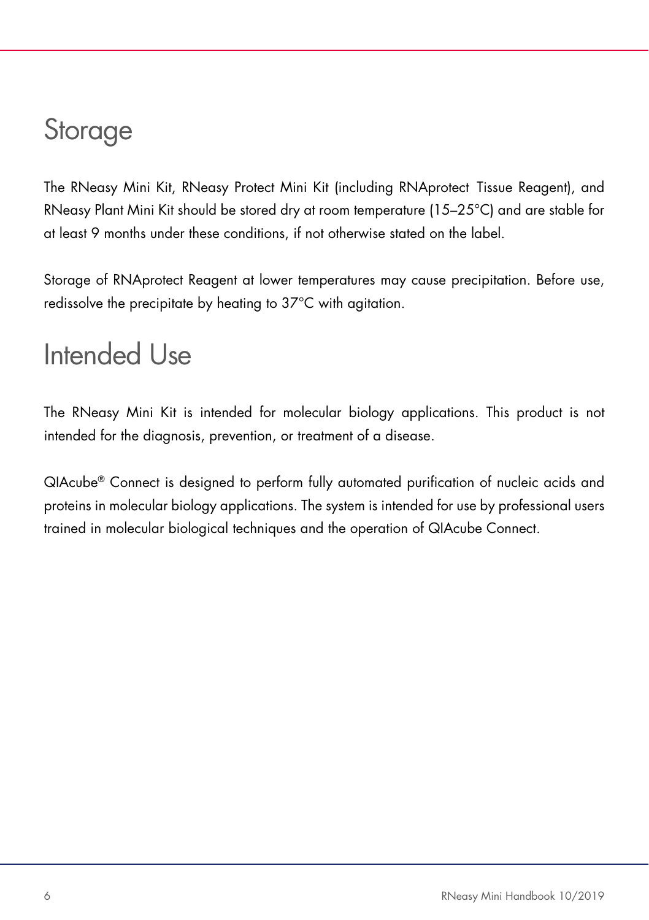# Storage

The RNeasy Mini Kit, RNeasy Protect Mini Kit (including RNAprotect Tissue Reagent), and RNeasy Plant Mini Kit should be stored dry at room temperature (15–25°C) and are stable for at least 9 months under these conditions, if not otherwise stated on the label.

Storage of RNAprotect Reagent at lower temperatures may cause precipitation. Before use, redissolve the precipitate by heating to 37°C with agitation.

# Intended Use

The RNeasy Mini Kit is intended for molecular biology applications. This product is not intended for the diagnosis, prevention, or treatment of a disease.

QIAcube® Connect is designed to perform fully automated purification of nucleic acids and proteins in molecular biology applications. The system is intended for use by professional users trained in molecular biological techniques and the operation of QIAcube Connect.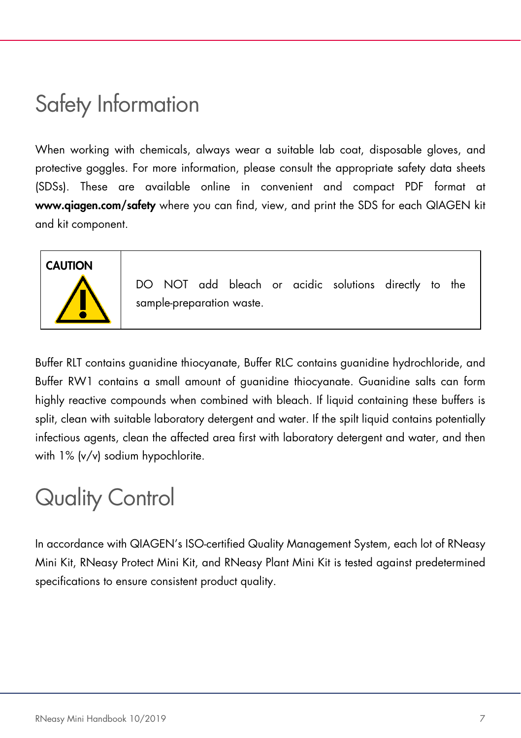# Safety Information

When working with chemicals, always wear a suitable lab coat, disposable gloves, and protective goggles. For more information, please consult the appropriate safety data sheets (SDSs). These are available online in convenient and compact PDF format at **www.qiagen.com/safety** where you can find, view, and print the SDS for each QIAGEN kit and kit component.

| **CAUTION** | DO NOT add bleach or acidic solutions directly to the sample-preparation waste. |
| --- | --- |

Buffer RLT contains guanidine thiocyanate, Buffer RLC contains guanidine hydrochloride, and Buffer RW1 contains a small amount of guanidine thiocyanate. Guanidine salts can form highly reactive compounds when combined with bleach. If liquid containing these buffers is spilt, clean with suitable laboratory detergent and water. If the spilt liquid contains potentially infectious agents, clean the affected area first with laboratory detergent and water, and then with 1% (v/v) sodium hypochlorite.

# Quality Control

In accordance with QIAGEN's ISO-certified Quality Management System, each lot of RNeasy Mini Kit, RNeasy Protect Mini Kit, and RNeasy Plant Mini Kit is tested against predetermined specifications to ensure consistent product quality.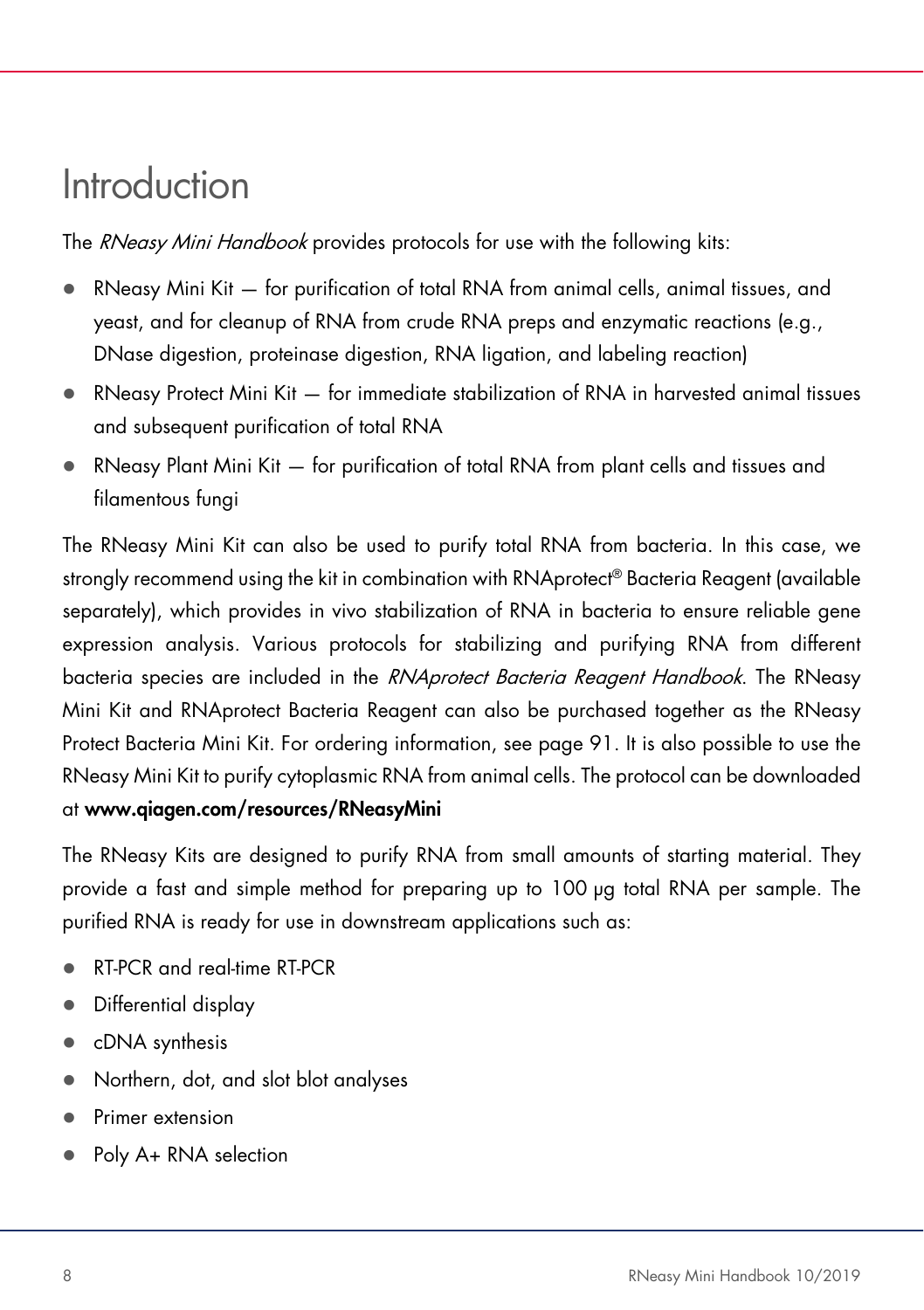# Introduction

The *RNeasy Mini Handbook* provides protocols for use with the following kits:

- RNeasy Mini Kit — for purification of total RNA from animal cells, animal tissues, and yeast, and for cleanup of RNA from crude RNA preps and enzymatic reactions (e.g., DNase digestion, proteinase digestion, RNA ligation, and labeling reaction)
- RNeasy Protect Mini Kit — for immediate stabilization of RNA in harvested animal tissues and subsequent purification of total RNA
- RNeasy Plant Mini Kit — for purification of total RNA from plant cells and tissues and filamentous fungi

The RNeasy Mini Kit can also be used to purify total RNA from bacteria. In this case, we strongly recommend using the kit in combination with RNAprotect® Bacteria Reagent (available separately), which provides in vivo stabilization of RNA in bacteria to ensure reliable gene expression analysis. Various protocols for stabilizing and purifying RNA from different bacteria species are included in the *RNAprotect Bacteria Reagent Handbook*. The RNeasy Mini Kit and RNAprotect Bacteria Reagent can also be purchased together as the RNeasy Protect Bacteria Mini Kit. For ordering information, see page 91. It is also possible to use the RNeasy Mini Kit to purify cytoplasmic RNA from animal cells. The protocol can be downloaded at **www.qiagen.com/resources/RNeasyMini**

The RNeasy Kits are designed to purify RNA from small amounts of starting material. They provide a fast and simple method for preparing up to 100 µg total RNA per sample. The purified RNA is ready for use in downstream applications such as:

- RT-PCR and real-time RT-PCR
- Differential display
- cDNA synthesis
- Northern, dot, and slot blot analyses
- Primer extension
- Poly A+ RNA selection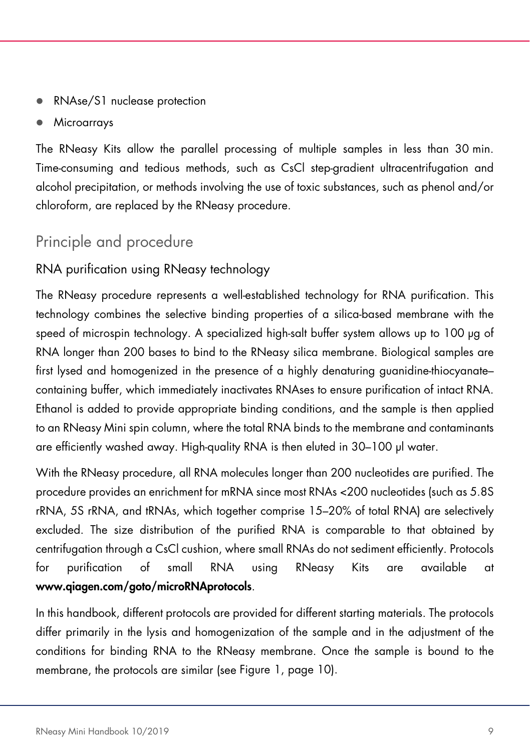- RNAse/S1 nuclease protection
- Microarrays

The RNeasy Kits allow the parallel processing of multiple samples in less than 30 min. Time-consuming and tedious methods, such as CsCl step-gradient ultracentrifugation and alcohol precipitation, or methods involving the use of toxic substances, such as phenol and/or chloroform, are replaced by the RNeasy procedure.

## Principle and procedure

### RNA purification using RNeasy technology

The RNeasy procedure represents a well-established technology for RNA purification. This technology combines the selective binding properties of a silica-based membrane with the speed of microspin technology. A specialized high-salt buffer system allows up to 100 µg of RNA longer than 200 bases to bind to the RNeasy silica membrane. Biological samples are first lysed and homogenized in the presence of a highly denaturing guanidine-thiocyanate–containing buffer, which immediately inactivates RNAses to ensure purification of intact RNA. Ethanol is added to provide appropriate binding conditions, and the sample is then applied to an RNeasy Mini spin column, where the total RNA binds to the membrane and contaminants are efficiently washed away. High-quality RNA is then eluted in 30–100 µl water.

With the RNeasy procedure, all RNA molecules longer than 200 nucleotides are purified. The procedure provides an enrichment for mRNA since most RNAs <200 nucleotides (such as 5.8S rRNA, 5S rRNA, and tRNAs, which together comprise 15–20% of total RNA) are selectively excluded. The size distribution of the purified RNA is comparable to that obtained by centrifugation through a CsCl cushion, where small RNAs do not sediment efficiently. Protocols for purification of small RNA using RNeasy Kits are available at **www.qiagen.com/goto/microRNAprotocols**.

In this handbook, different protocols are provided for different starting materials. The protocols differ primarily in the lysis and homogenization of the sample and in the adjustment of the conditions for binding RNA to the RNeasy membrane. Once the sample is bound to the membrane, the protocols are similar (see Figure 1, page 10).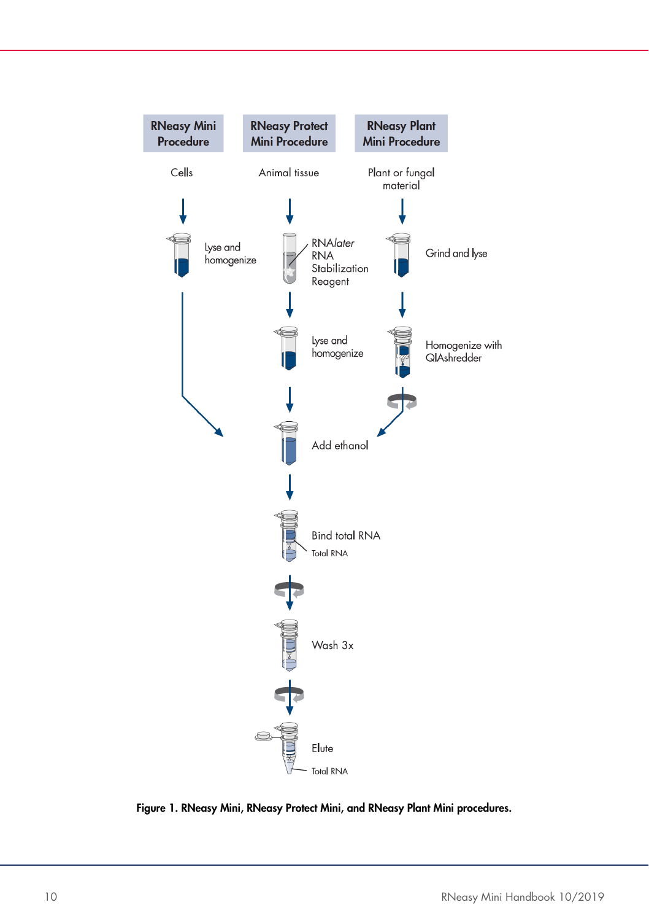| RNeasy Mini Procedure | RNeasy Protect Mini Procedure | RNeasy Plant Mini Procedure |
|---|---|---|
| Cells | Animal tissue | Plant or fungal material |
| Lyse and homogenize | RNA*later* RNA Stabilization Reagent | Grind and lyse |
| | Lyse and homogenize | Homogenize with QIAshredder |

Add ethanol

Bind total RNA

Total RNA

Wash 3x

Elute

Total RNA

**Figure 1. RNeasy Mini, RNeasy Protect Mini, and RNeasy Plant Mini procedures.**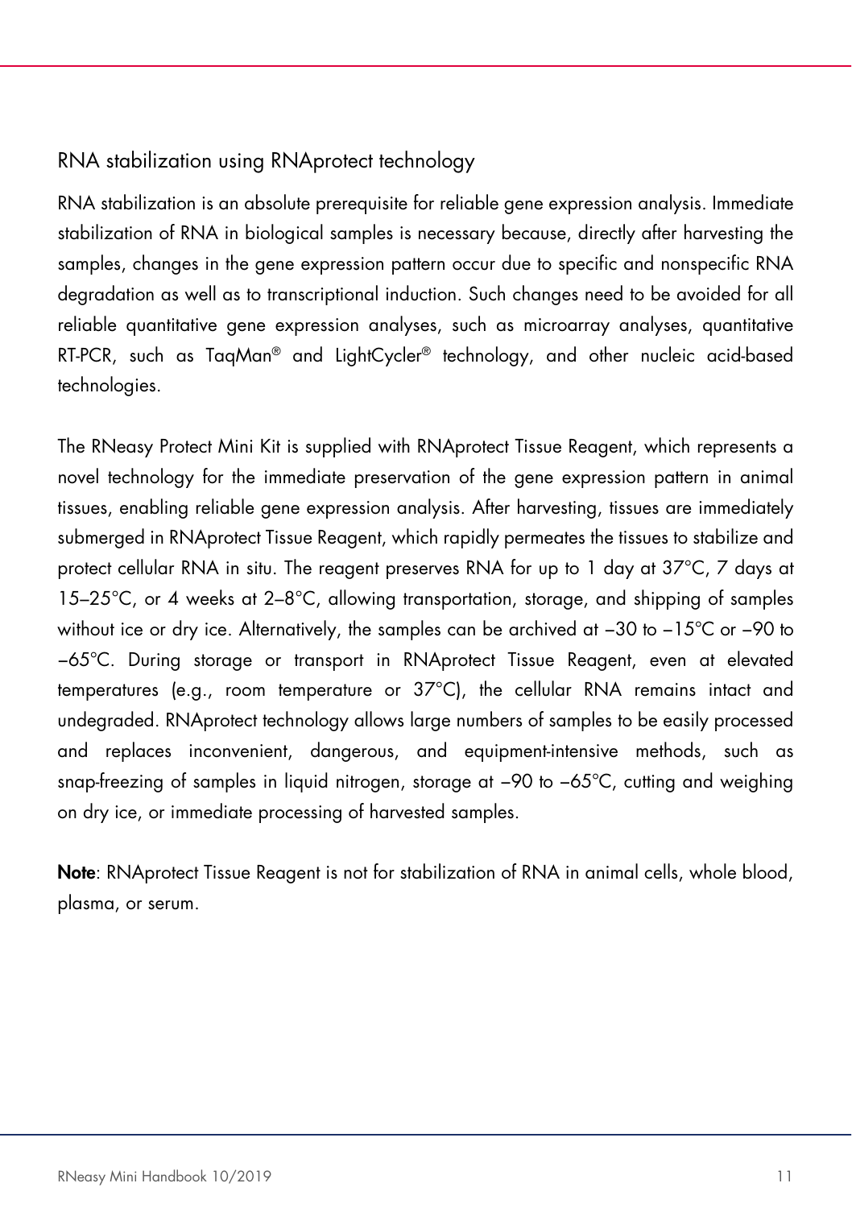## RNA stabilization using RNAprotect technology

RNA stabilization is an absolute prerequisite for reliable gene expression analysis. Immediate stabilization of RNA in biological samples is necessary because, directly after harvesting the samples, changes in the gene expression pattern occur due to specific and nonspecific RNA degradation as well as to transcriptional induction. Such changes need to be avoided for all reliable quantitative gene expression analyses, such as microarray analyses, quantitative RT-PCR, such as TaqMan® and LightCycler® technology, and other nucleic acid-based technologies.

The RNeasy Protect Mini Kit is supplied with RNAprotect Tissue Reagent, which represents a novel technology for the immediate preservation of the gene expression pattern in animal tissues, enabling reliable gene expression analysis. After harvesting, tissues are immediately submerged in RNAprotect Tissue Reagent, which rapidly permeates the tissues to stabilize and protect cellular RNA in situ. The reagent preserves RNA for up to 1 day at 37°C, 7 days at 15–25°C, or 4 weeks at 2–8°C, allowing transportation, storage, and shipping of samples without ice or dry ice. Alternatively, the samples can be archived at –30 to –15°C or –90 to –65°C. During storage or transport in RNAprotect Tissue Reagent, even at elevated temperatures (e.g., room temperature or 37°C), the cellular RNA remains intact and undegraded. RNAprotect technology allows large numbers of samples to be easily processed and replaces inconvenient, dangerous, and equipment-intensive methods, such as snap-freezing of samples in liquid nitrogen, storage at –90 to –65°C, cutting and weighing on dry ice, or immediate processing of harvested samples.

**Note**: RNAprotect Tissue Reagent is not for stabilization of RNA in animal cells, whole blood, plasma, or serum.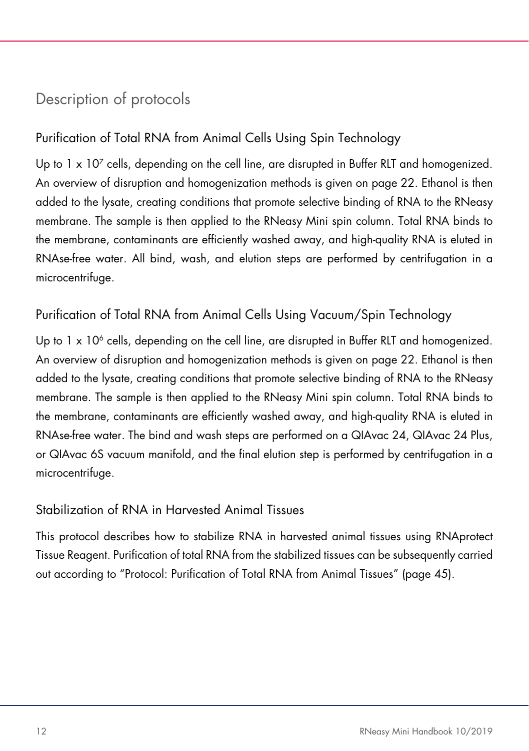# Description of protocols

## Purification of Total RNA from Animal Cells Using Spin Technology

Up to 1 x $10^7$ cells, depending on the cell line, are disrupted in Buffer RLT and homogenized. An overview of disruption and homogenization methods is given on page 22. Ethanol is then added to the lysate, creating conditions that promote selective binding of RNA to the RNeasy membrane. The sample is then applied to the RNeasy Mini spin column. Total RNA binds to the membrane, contaminants are efficiently washed away, and high-quality RNA is eluted in RNAse-free water. All bind, wash, and elution steps are performed by centrifugation in a microcentrifuge.

## Purification of Total RNA from Animal Cells Using Vacuum/Spin Technology

Up to 1 x $10^6$ cells, depending on the cell line, are disrupted in Buffer RLT and homogenized. An overview of disruption and homogenization methods is given on page 22. Ethanol is then added to the lysate, creating conditions that promote selective binding of RNA to the RNeasy membrane. The sample is then applied to the RNeasy Mini spin column. Total RNA binds to the membrane, contaminants are efficiently washed away, and high-quality RNA is eluted in RNAse-free water. The bind and wash steps are performed on a QIAvac 24, QIAvac 24 Plus, or QIAvac 6S vacuum manifold, and the final elution step is performed by centrifugation in a microcentrifuge.

## Stabilization of RNA in Harvested Animal Tissues

This protocol describes how to stabilize RNA in harvested animal tissues using RNAprotect Tissue Reagent. Purification of total RNA from the stabilized tissues can be subsequently carried out according to "Protocol: Purification of Total RNA from Animal Tissues" (page 45).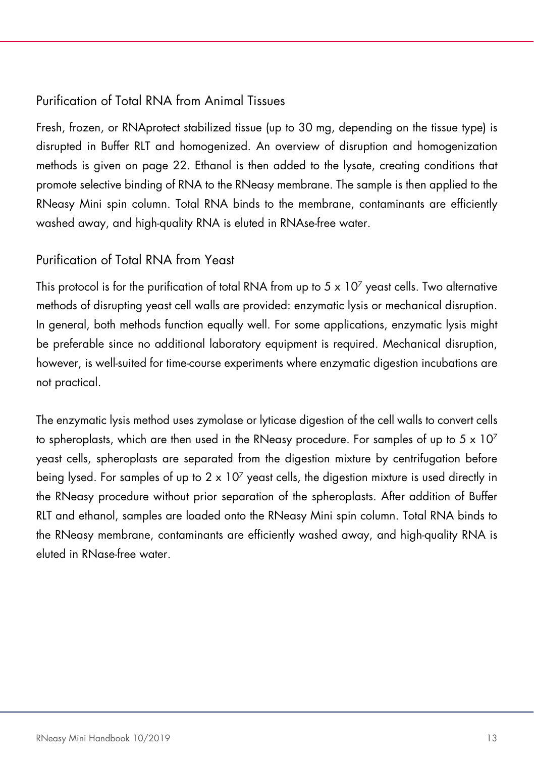## Purification of Total RNA from Animal Tissues

Fresh, frozen, or RNAprotect stabilized tissue (up to 30 mg, depending on the tissue type) is disrupted in Buffer RLT and homogenized. An overview of disruption and homogenization methods is given on page 22. Ethanol is then added to the lysate, creating conditions that promote selective binding of RNA to the RNeasy membrane. The sample is then applied to the RNeasy Mini spin column. Total RNA binds to the membrane, contaminants are efficiently washed away, and high-quality RNA is eluted in RNAse-free water.

## Purification of Total RNA from Yeast

This protocol is for the purification of total RNA from up to $5 \times 10^7$ yeast cells. Two alternative methods of disrupting yeast cell walls are provided: enzymatic lysis or mechanical disruption. In general, both methods function equally well. For some applications, enzymatic lysis might be preferable since no additional laboratory equipment is required. Mechanical disruption, however, is well-suited for time-course experiments where enzymatic digestion incubations are not practical.

The enzymatic lysis method uses zymolase or lyticase digestion of the cell walls to convert cells to spheroplasts, which are then used in the RNeasy procedure. For samples of up to $5 \times 10^7$ yeast cells, spheroplasts are separated from the digestion mixture by centrifugation before being lysed. For samples of up to $2 \times 10^7$ yeast cells, the digestion mixture is used directly in the RNeasy procedure without prior separation of the spheroplasts. After addition of Buffer RLT and ethanol, samples are loaded onto the RNeasy Mini spin column. Total RNA binds to the RNeasy membrane, contaminants are efficiently washed away, and high-quality RNA is eluted in RNase-free water.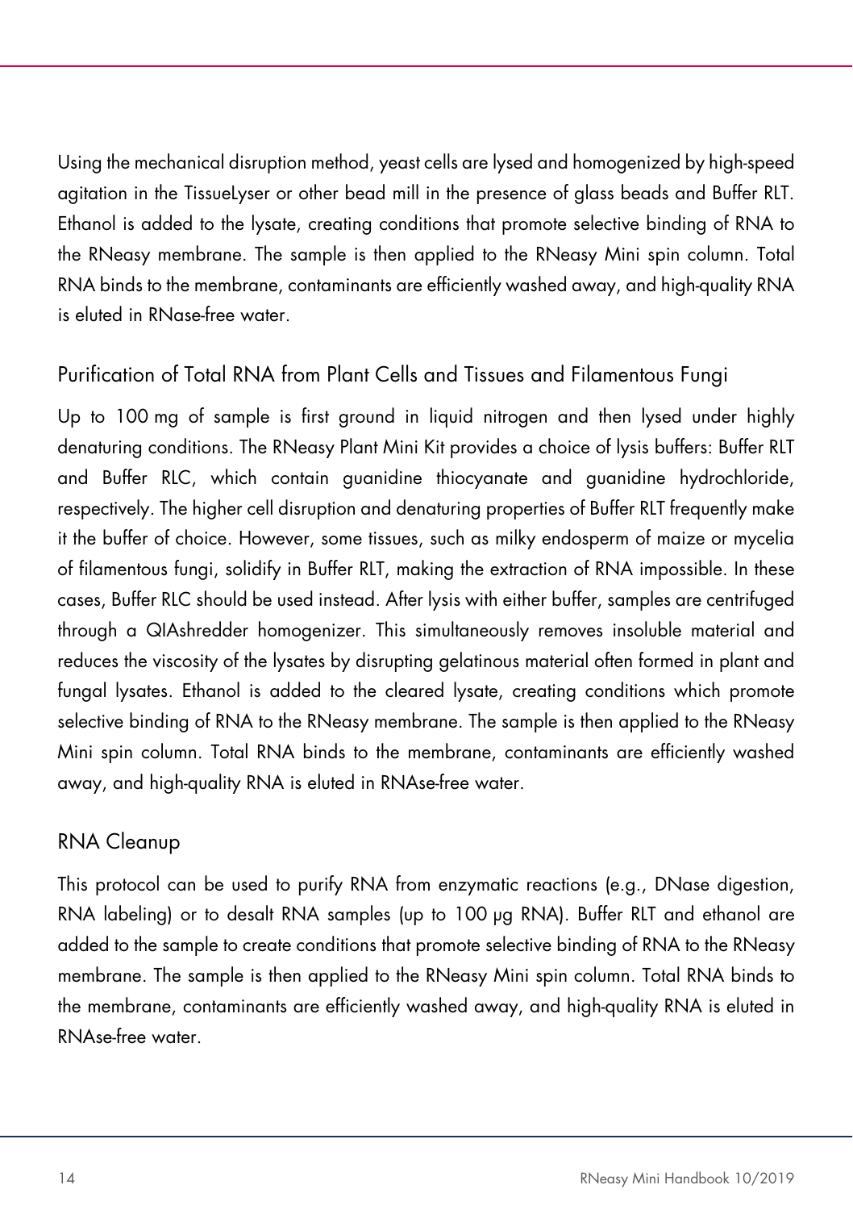Using the mechanical disruption method, yeast cells are lysed and homogenized by high-speed agitation in the TissueLyser or other bead mill in the presence of glass beads and Buffer RLT. Ethanol is added to the lysate, creating conditions that promote selective binding of RNA to the RNeasy membrane. The sample is then applied to the RNeasy Mini spin column. Total RNA binds to the membrane, contaminants are efficiently washed away, and high-quality RNA is eluted in RNase-free water.

## Purification of Total RNA from Plant Cells and Tissues and Filamentous Fungi

Up to 100 mg of sample is first ground in liquid nitrogen and then lysed under highly denaturing conditions. The RNeasy Plant Mini Kit provides a choice of lysis buffers: Buffer RLT and Buffer RLC, which contain guanidine thiocyanate and guanidine hydrochloride, respectively. The higher cell disruption and denaturing properties of Buffer RLT frequently make it the buffer of choice. However, some tissues, such as milky endosperm of maize or mycelia of filamentous fungi, solidify in Buffer RLT, making the extraction of RNA impossible. In these cases, Buffer RLC should be used instead. After lysis with either buffer, samples are centrifuged through a QIAshredder homogenizer. This simultaneously removes insoluble material and reduces the viscosity of the lysates by disrupting gelatinous material often formed in plant and fungal lysates. Ethanol is added to the cleared lysate, creating conditions which promote selective binding of RNA to the RNeasy membrane. The sample is then applied to the RNeasy Mini spin column. Total RNA binds to the membrane, contaminants are efficiently washed away, and high-quality RNA is eluted in RNAse-free water.

## RNA Cleanup

This protocol can be used to purify RNA from enzymatic reactions (e.g., DNase digestion, RNA labeling) or to desalt RNA samples (up to 100 µg RNA). Buffer RLT and ethanol are added to the sample to create conditions that promote selective binding of RNA to the RNeasy membrane. The sample is then applied to the RNeasy Mini spin column. Total RNA binds to the membrane, contaminants are efficiently washed away, and high-quality RNA is eluted in RNAse-free water.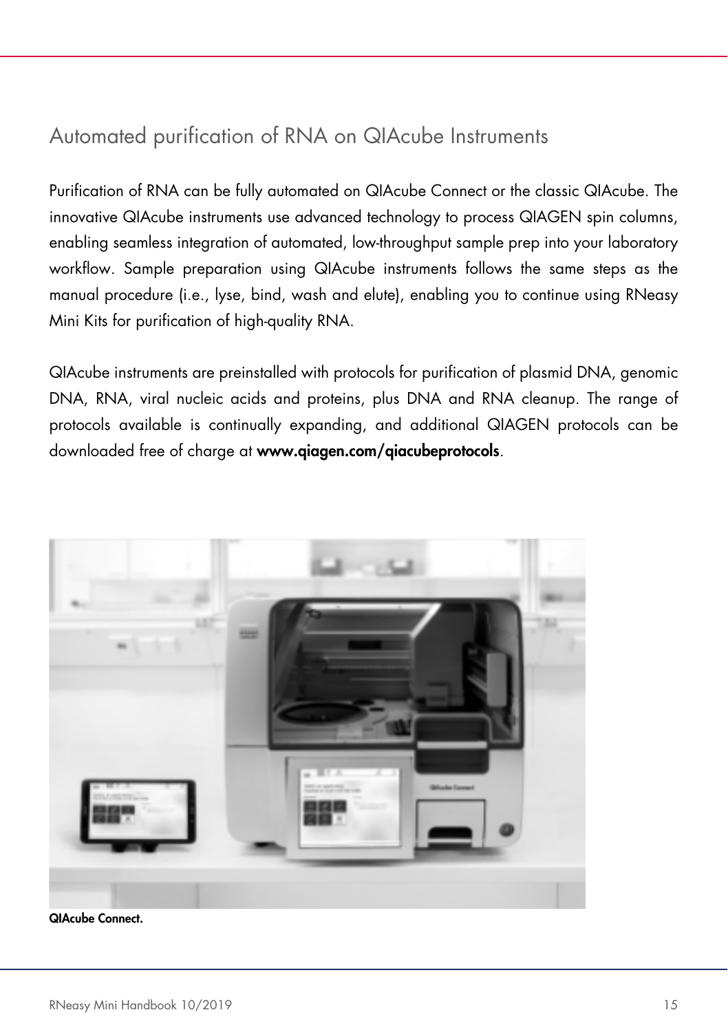## Automated purification of RNA on QIAcube Instruments

Purification of RNA can be fully automated on QIAcube Connect or the classic QIAcube. The innovative QIAcube instruments use advanced technology to process QIAGEN spin columns, enabling seamless integration of automated, low-throughput sample prep into your laboratory workflow. Sample preparation using QIAcube instruments follows the same steps as the manual procedure (i.e., lyse, bind, wash and elute), enabling you to continue using RNeasy Mini Kits for purification of high-quality RNA.

QIAcube instruments are preinstalled with protocols for purification of plasmid DNA, genomic DNA, RNA, viral nucleic acids and proteins, plus DNA and RNA cleanup. The range of protocols available is continually expanding, and additional QIAGEN protocols can be downloaded free of charge at **www.qiagen.com/qiacubeprotocols**.

**QIAcube Connect.**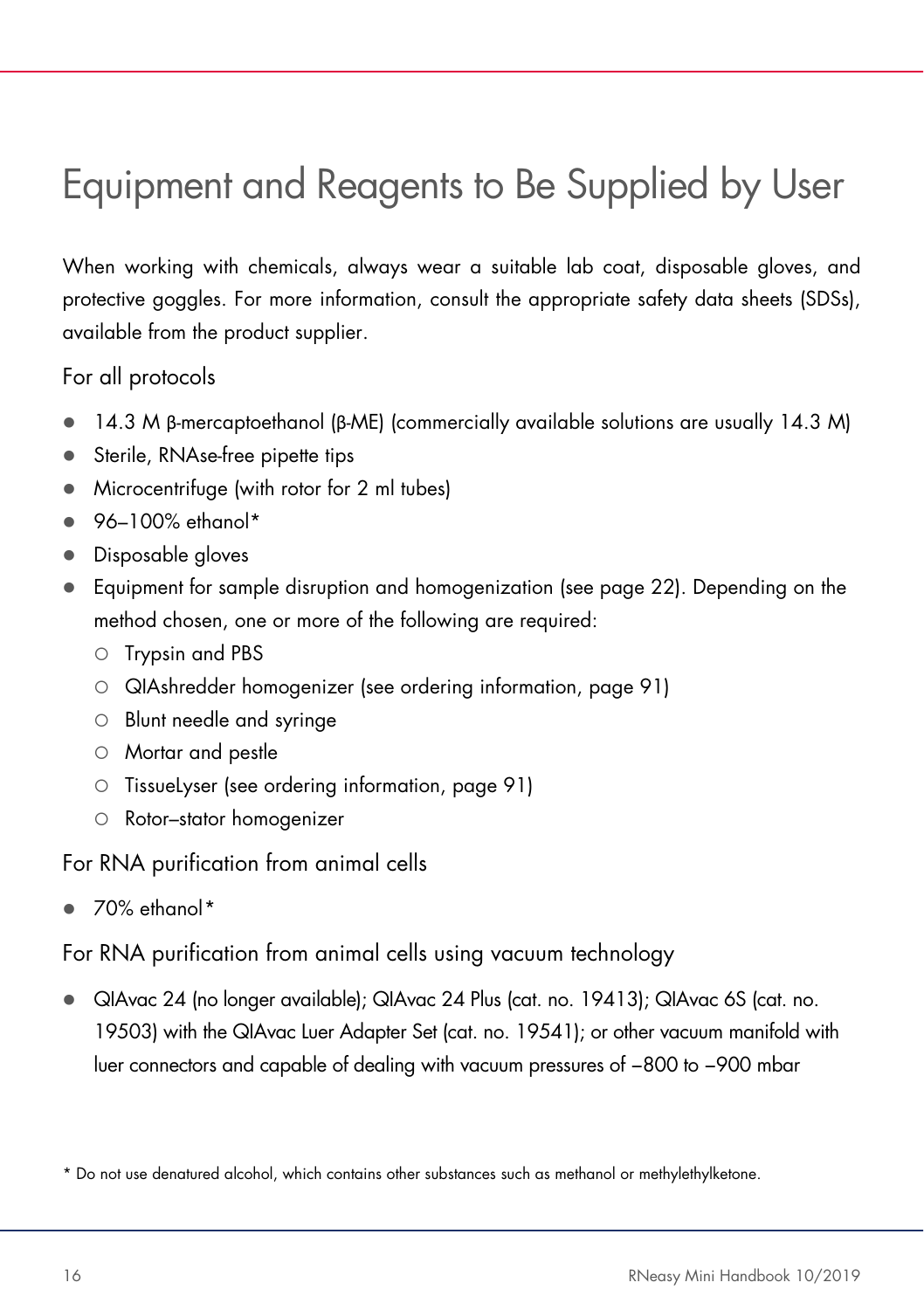# Equipment and Reagents to Be Supplied by User

When working with chemicals, always wear a suitable lab coat, disposable gloves, and protective goggles. For more information, consult the appropriate safety data sheets (SDSs), available from the product supplier.

## For all protocols

- 14.3 M β-mercaptoethanol (β-ME) (commercially available solutions are usually 14.3 M)
- Sterile, RNAse-free pipette tips
- Microcentrifuge (with rotor for 2 ml tubes)
- 96–100% ethanol*
- Disposable gloves
- Equipment for sample disruption and homogenization (see page 22). Depending on the method chosen, one or more of the following are required:
  - Trypsin and PBS
  - QIAshredder homogenizer (see ordering information, page 91)
  - Blunt needle and syringe
  - Mortar and pestle
  - TissueLyser (see ordering information, page 91)
  - Rotor–stator homogenizer

## For RNA purification from animal cells

- 70% ethanol*

## For RNA purification from animal cells using vacuum technology

- QIAvac 24 (no longer available); QIAvac 24 Plus (cat. no. 19413); QIAvac 6S (cat. no. 19503) with the QIAvac Luer Adapter Set (cat. no. 19541); or other vacuum manifold with luer connectors and capable of dealing with vacuum pressures of –800 to –900 mbar

\* Do not use denatured alcohol, which contains other substances such as methanol or methylethylketone.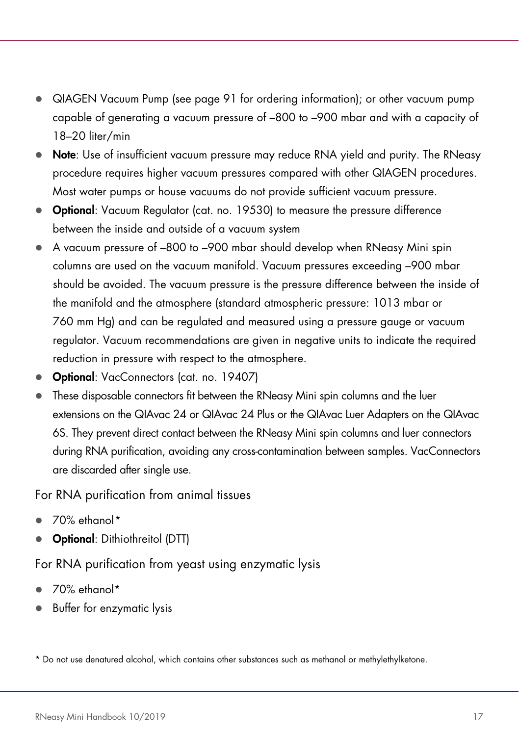- QIAGEN Vacuum Pump (see page 91 for ordering information); or other vacuum pump capable of generating a vacuum pressure of –800 to –900 mbar and with a capacity of 18–20 liter/min
- **Note**: Use of insufficient vacuum pressure may reduce RNA yield and purity. The RNeasy procedure requires higher vacuum pressures compared with other QIAGEN procedures. Most water pumps or house vacuums do not provide sufficient vacuum pressure.
- **Optional**: Vacuum Regulator (cat. no. 19530) to measure the pressure difference between the inside and outside of a vacuum system
- A vacuum pressure of –800 to –900 mbar should develop when RNeasy Mini spin columns are used on the vacuum manifold. Vacuum pressures exceeding –900 mbar should be avoided. The vacuum pressure is the pressure difference between the inside of the manifold and the atmosphere (standard atmospheric pressure: 1013 mbar or 760 mm Hg) and can be regulated and measured using a pressure gauge or vacuum regulator. Vacuum recommendations are given in negative units to indicate the required reduction in pressure with respect to the atmosphere.
- **Optional**: VacConnectors (cat. no. 19407)
- These disposable connectors fit between the RNeasy Mini spin columns and the luer extensions on the QIAvac 24 or QIAvac 24 Plus or the QIAvac Luer Adapters on the QIAvac 6S. They prevent direct contact between the RNeasy Mini spin columns and luer connectors during RNA purification, avoiding any cross-contamination between samples. VacConnectors are discarded after single use.

## For RNA purification from animal tissues

- 70% ethanol*
- **Optional**: Dithiothreitol (DTT)

## For RNA purification from yeast using enzymatic lysis

- 70% ethanol*
- Buffer for enzymatic lysis

\* Do not use denatured alcohol, which contains other substances such as methanol or methylethylketone.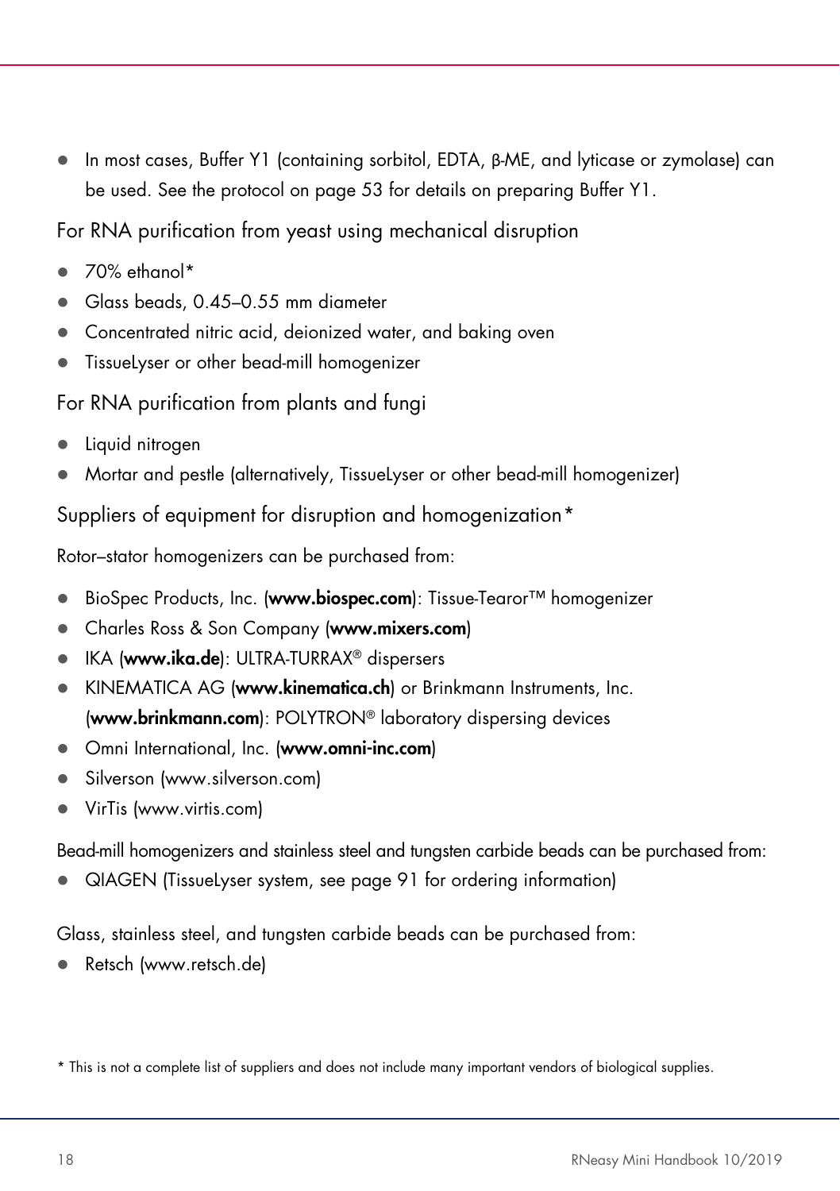- In most cases, Buffer Y1 (containing sorbitol, EDTA, β-ME, and lyticase or zymolase) can be used. See the protocol on page 53 for details on preparing Buffer Y1.

### For RNA purification from yeast using mechanical disruption

- 70% ethanol*
- Glass beads, 0.45–0.55 mm diameter
- Concentrated nitric acid, deionized water, and baking oven
- TissueLyser or other bead-mill homogenizer

### For RNA purification from plants and fungi

- Liquid nitrogen
- Mortar and pestle (alternatively, TissueLyser or other bead-mill homogenizer)

### Suppliers of equipment for disruption and homogenization*

Rotor–stator homogenizers can be purchased from:

- BioSpec Products, Inc. (**www.biospec.com**): Tissue-Tearor™ homogenizer
- Charles Ross & Son Company (**www.mixers.com**)
- IKA (**www.ika.de**): ULTRA-TURRAX® dispersers
- KINEMATICA AG (**www.kinematica.ch**) or Brinkmann Instruments, Inc. (**www.brinkmann.com**): POLYTRON® laboratory dispersing devices
- Omni International, Inc. (**www.omni-inc.com**)
- Silverson (www.silverson.com)
- VirTis (www.virtis.com)

Bead-mill homogenizers and stainless steel and tungsten carbide beads can be purchased from:

- QIAGEN (TissueLyser system, see page 91 for ordering information)

Glass, stainless steel, and tungsten carbide beads can be purchased from:

- Retsch (www.retsch.de)

* This is not a complete list of suppliers and does not include many important vendors of biological supplies.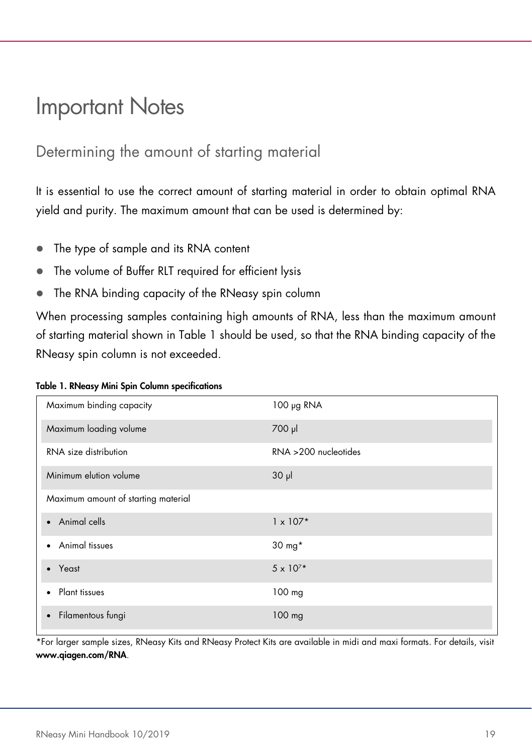# Important Notes

## Determining the amount of starting material

It is essential to use the correct amount of starting material in order to obtain optimal RNA yield and purity. The maximum amount that can be used is determined by:

- The type of sample and its RNA content
- The volume of Buffer RLT required for efficient lysis
- The RNA binding capacity of the RNeasy spin column

When processing samples containing high amounts of RNA, less than the maximum amount of starting material shown in Table 1 should be used, so that the RNA binding capacity of the RNeasy spin column is not exceeded.

**Table 1. RNeasy Mini Spin Column specifications**

| | |
|---|---|
| Maximum binding capacity | 100 µg RNA |
| Maximum loading volume | 700 µl |
| RNA size distribution | RNA >200 nucleotides |
| Minimum elution volume | 30 µl |
| Maximum amount of starting material | |
| • Animal cells | 1 x 107* |
| • Animal tissues | 30 mg* |
| • Yeast | $5 \times 10^7$* |
| • Plant tissues | 100 mg |
| • Filamentous fungi | 100 mg |

*For larger sample sizes, RNeasy Kits and RNeasy Protect Kits are available in midi and maxi formats. For details, visit **www.qiagen.com/RNA**.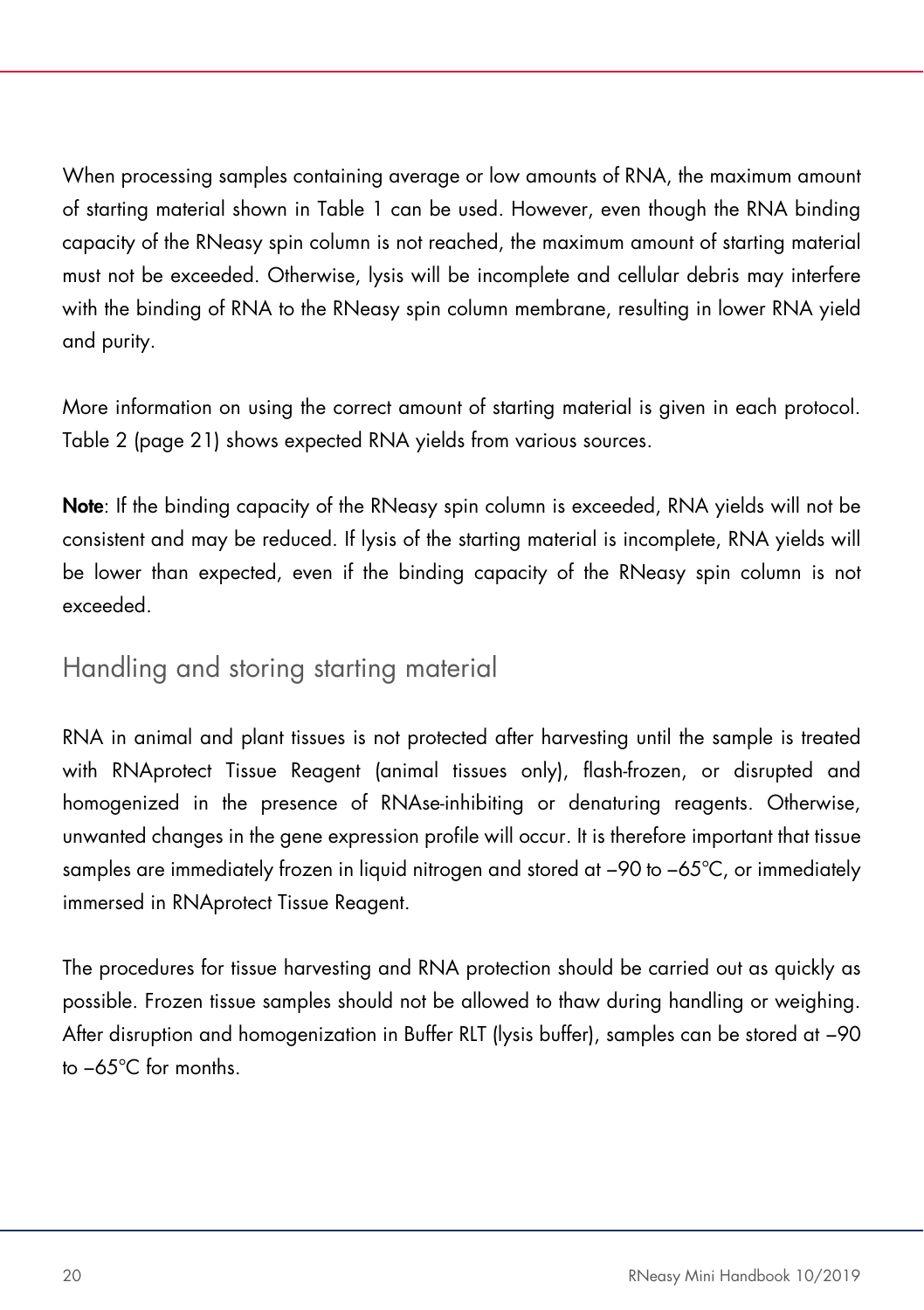When processing samples containing average or low amounts of RNA, the maximum amount of starting material shown in Table 1 can be used. However, even though the RNA binding capacity of the RNeasy spin column is not reached, the maximum amount of starting material must not be exceeded. Otherwise, lysis will be incomplete and cellular debris may interfere with the binding of RNA to the RNeasy spin column membrane, resulting in lower RNA yield and purity.

More information on using the correct amount of starting material is given in each protocol. Table 2 (page 21) shows expected RNA yields from various sources.

**Note**: If the binding capacity of the RNeasy spin column is exceeded, RNA yields will not be consistent and may be reduced. If lysis of the starting material is incomplete, RNA yields will be lower than expected, even if the binding capacity of the RNeasy spin column is not exceeded.

## Handling and storing starting material

RNA in animal and plant tissues is not protected after harvesting until the sample is treated with RNAprotect Tissue Reagent (animal tissues only), flash-frozen, or disrupted and homogenized in the presence of RNAse-inhibiting or denaturing reagents. Otherwise, unwanted changes in the gene expression profile will occur. It is therefore important that tissue samples are immediately frozen in liquid nitrogen and stored at –90 to –65°C, or immediately immersed in RNAprotect Tissue Reagent.

The procedures for tissue harvesting and RNA protection should be carried out as quickly as possible. Frozen tissue samples should not be allowed to thaw during handling or weighing. After disruption and homogenization in Buffer RLT (lysis buffer), samples can be stored at –90 to –65°C for months.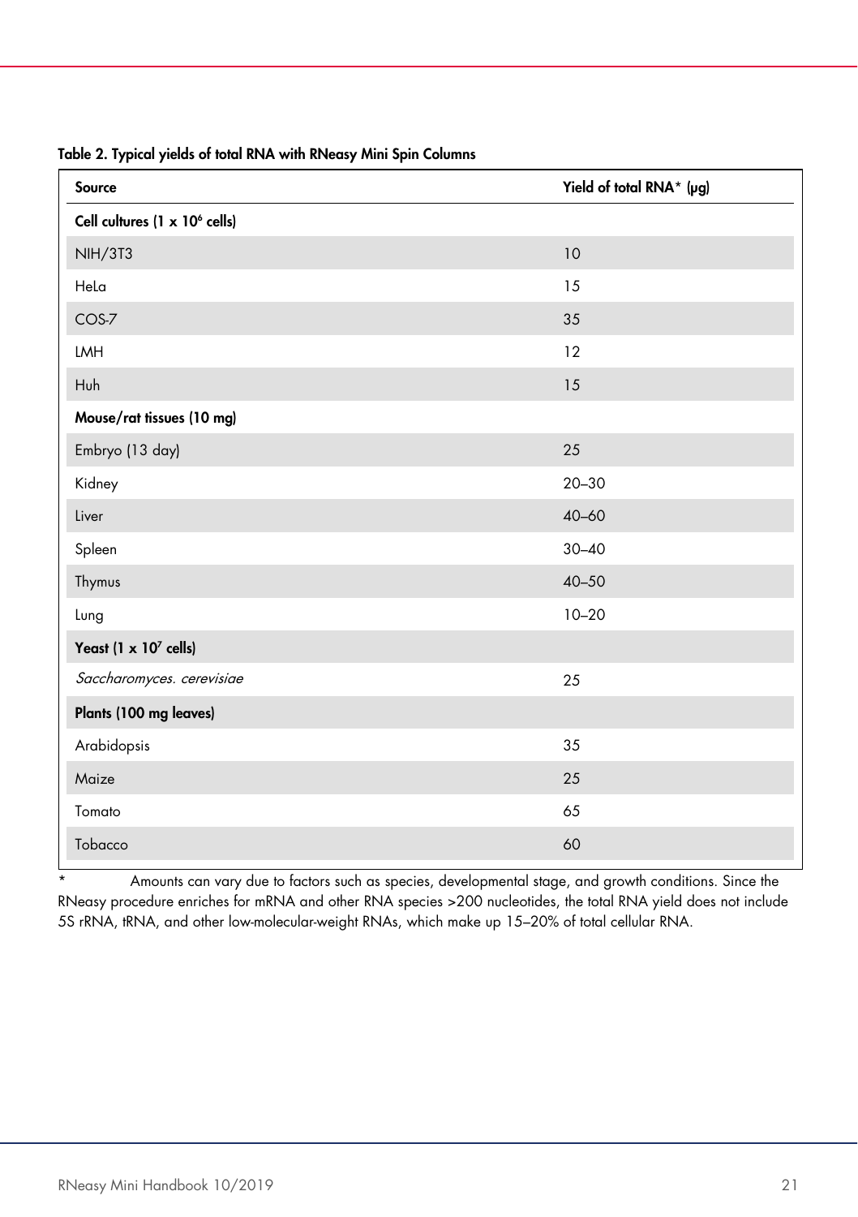**Table 2. Typical yields of total RNA with RNeasy Mini Spin Columns**

| Source | Yield of total RNA* (µg) |
|---|---|
| **Cell cultures (1 x $10^6$ cells)** | |
| NIH/3T3 | 10 |
| HeLa | 15 |
| COS-7 | 35 |
| LMH | 12 |
| Huh | 15 |
| **Mouse/rat tissues (10 mg)** | |
| Embryo (13 day) | 25 |
| Kidney | 20–30 |
| Liver | 40–60 |
| Spleen | 30–40 |
| Thymus | 40–50 |
| Lung | 10–20 |
| **Yeast (1 x $10^7$ cells)** | |
| *Saccharomyces. cerevisiae* | 25 |
| **Plants (100 mg leaves)** | |
| Arabidopsis | 35 |
| Maize | 25 |
| Tomato | 65 |
| Tobacco | 60 |

\* Amounts can vary due to factors such as species, developmental stage, and growth conditions. Since the RNeasy procedure enriches for mRNA and other RNA species >200 nucleotides, the total RNA yield does not include 5S rRNA, tRNA, and other low-molecular-weight RNAs, which make up 15–20% of total cellular RNA.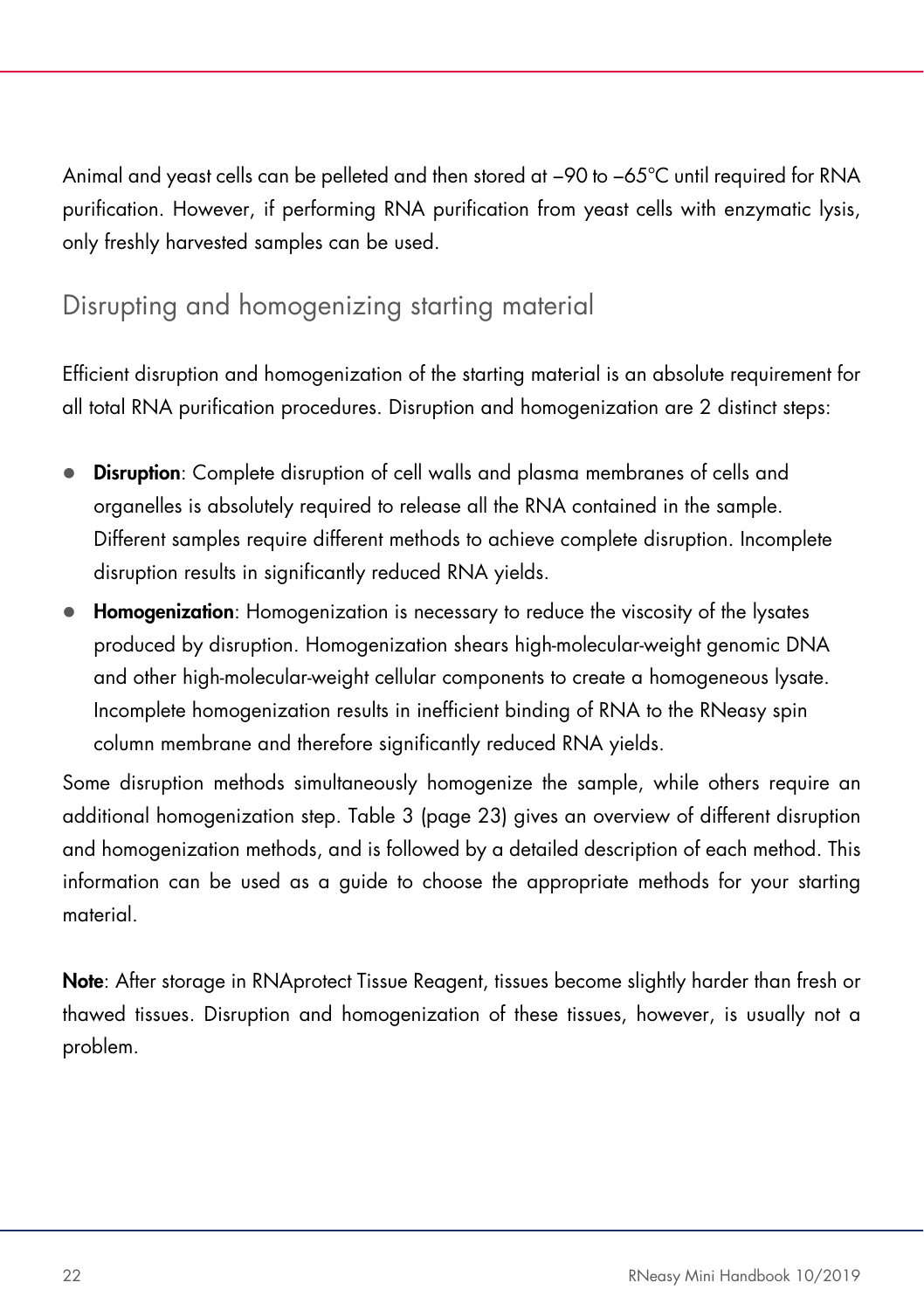Animal and yeast cells can be pelleted and then stored at –90 to –65°C until required for RNA purification. However, if performing RNA purification from yeast cells with enzymatic lysis, only freshly harvested samples can be used.

## Disrupting and homogenizing starting material

Efficient disruption and homogenization of the starting material is an absolute requirement for all total RNA purification procedures. Disruption and homogenization are 2 distinct steps:

- **Disruption**: Complete disruption of cell walls and plasma membranes of cells and organelles is absolutely required to release all the RNA contained in the sample. Different samples require different methods to achieve complete disruption. Incomplete disruption results in significantly reduced RNA yields.
- **Homogenization**: Homogenization is necessary to reduce the viscosity of the lysates produced by disruption. Homogenization shears high-molecular-weight genomic DNA and other high-molecular-weight cellular components to create a homogeneous lysate. Incomplete homogenization results in inefficient binding of RNA to the RNeasy spin column membrane and therefore significantly reduced RNA yields.

Some disruption methods simultaneously homogenize the sample, while others require an additional homogenization step. Table 3 (page 23) gives an overview of different disruption and homogenization methods, and is followed by a detailed description of each method. This information can be used as a guide to choose the appropriate methods for your starting material.

**Note**: After storage in RNAprotect Tissue Reagent, tissues become slightly harder than fresh or thawed tissues. Disruption and homogenization of these tissues, however, is usually not a problem.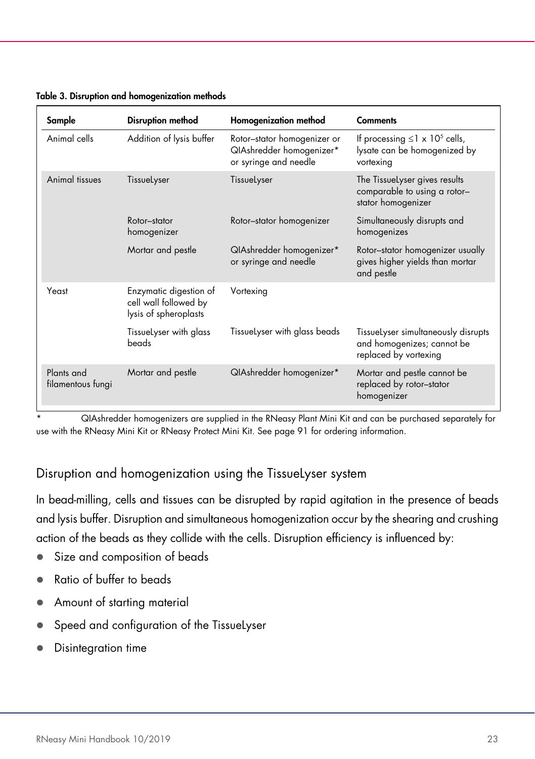**Table 3. Disruption and homogenization methods**

| Sample | Disruption method | Homogenization method | Comments |
|---|---|---|---|
| Animal cells | Addition of lysis buffer | Rotor–stator homogenizer or QIAshredder homogenizer* or syringe and needle | If processing $\leq 1 \times 10^5$ cells, lysate can be homogenized by vortexing |
| Animal tissues | TissueLyser | TissueLyser | The TissueLyser gives results comparable to using a rotor–stator homogenizer |
| | Rotor–stator homogenizer | Rotor–stator homogenizer | Simultaneously disrupts and homogenizes |
| | Mortar and pestle | QIAshredder homogenizer* or syringe and needle | Rotor–stator homogenizer usually gives higher yields than mortar and pestle |
| Yeast | Enzymatic digestion of cell wall followed by lysis of spheroplasts | Vortexing | |
| | TissueLyser with glass beads | TissueLyser with glass beads | TissueLyser simultaneously disrupts and homogenizes; cannot be replaced by vortexing |
| Plants and filamentous fungi | Mortar and pestle | QIAshredder homogenizer* | Mortar and pestle cannot be replaced by rotor–stator homogenizer |

\* QIAshredder homogenizers are supplied in the RNeasy Plant Mini Kit and can be purchased separately for use with the RNeasy Mini Kit or RNeasy Protect Mini Kit. See page 91 for ordering information.

## Disruption and homogenization using the TissueLyser system

In bead-milling, cells and tissues can be disrupted by rapid agitation in the presence of beads and lysis buffer. Disruption and simultaneous homogenization occur by the shearing and crushing action of the beads as they collide with the cells. Disruption efficiency is influenced by:

- Size and composition of beads
- Ratio of buffer to beads
- Amount of starting material
- Speed and configuration of the TissueLyser
- Disintegration time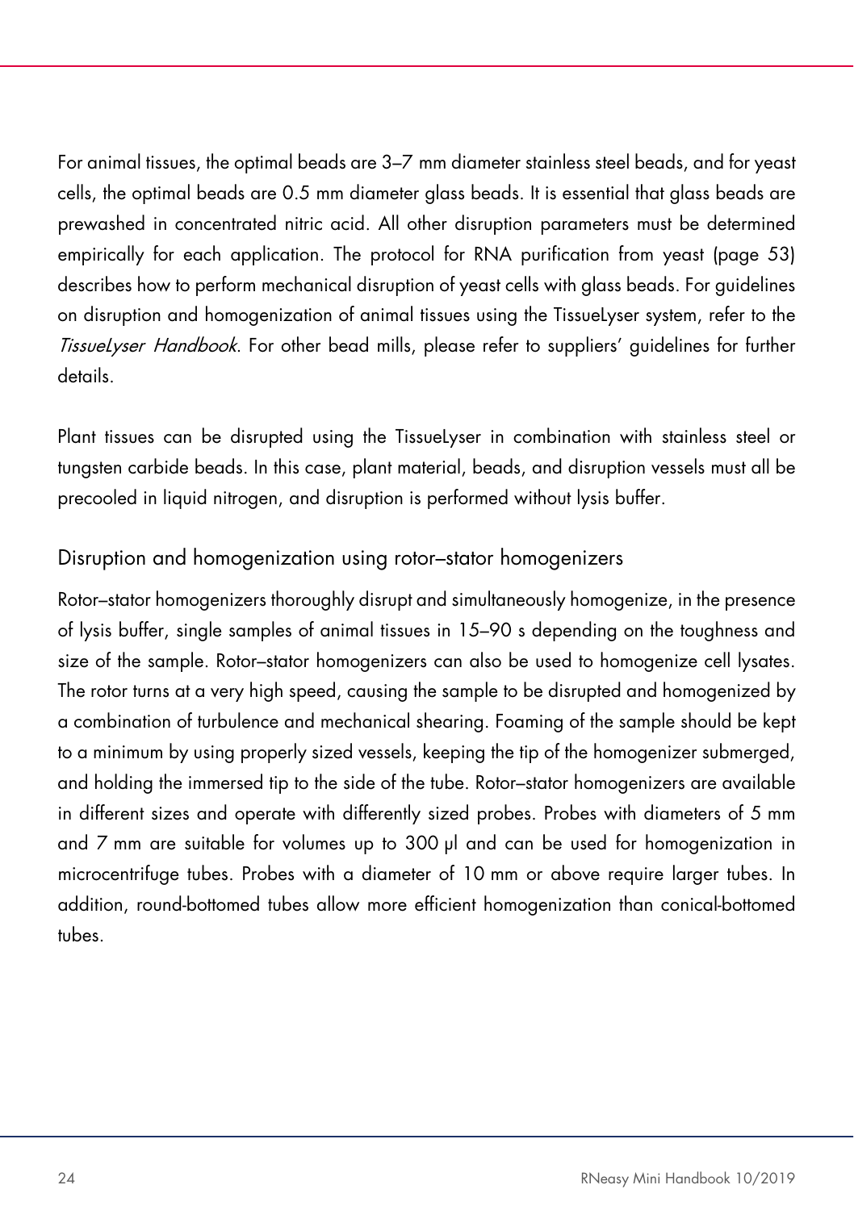For animal tissues, the optimal beads are 3–7 mm diameter stainless steel beads, and for yeast cells, the optimal beads are 0.5 mm diameter glass beads. It is essential that glass beads are prewashed in concentrated nitric acid. All other disruption parameters must be determined empirically for each application. The protocol for RNA purification from yeast (page 53) describes how to perform mechanical disruption of yeast cells with glass beads. For guidelines on disruption and homogenization of animal tissues using the TissueLyser system, refer to the *TissueLyser Handbook*. For other bead mills, please refer to suppliers' guidelines for further details.

Plant tissues can be disrupted using the TissueLyser in combination with stainless steel or tungsten carbide beads. In this case, plant material, beads, and disruption vessels must all be precooled in liquid nitrogen, and disruption is performed without lysis buffer.

## Disruption and homogenization using rotor–stator homogenizers

Rotor–stator homogenizers thoroughly disrupt and simultaneously homogenize, in the presence of lysis buffer, single samples of animal tissues in 15–90 s depending on the toughness and size of the sample. Rotor–stator homogenizers can also be used to homogenize cell lysates. The rotor turns at a very high speed, causing the sample to be disrupted and homogenized by a combination of turbulence and mechanical shearing. Foaming of the sample should be kept to a minimum by using properly sized vessels, keeping the tip of the homogenizer submerged, and holding the immersed tip to the side of the tube. Rotor–stator homogenizers are available in different sizes and operate with differently sized probes. Probes with diameters of 5 mm and 7 mm are suitable for volumes up to 300 µl and can be used for homogenization in microcentrifuge tubes. Probes with a diameter of 10 mm or above require larger tubes. In addition, round-bottomed tubes allow more efficient homogenization than conical-bottomed tubes.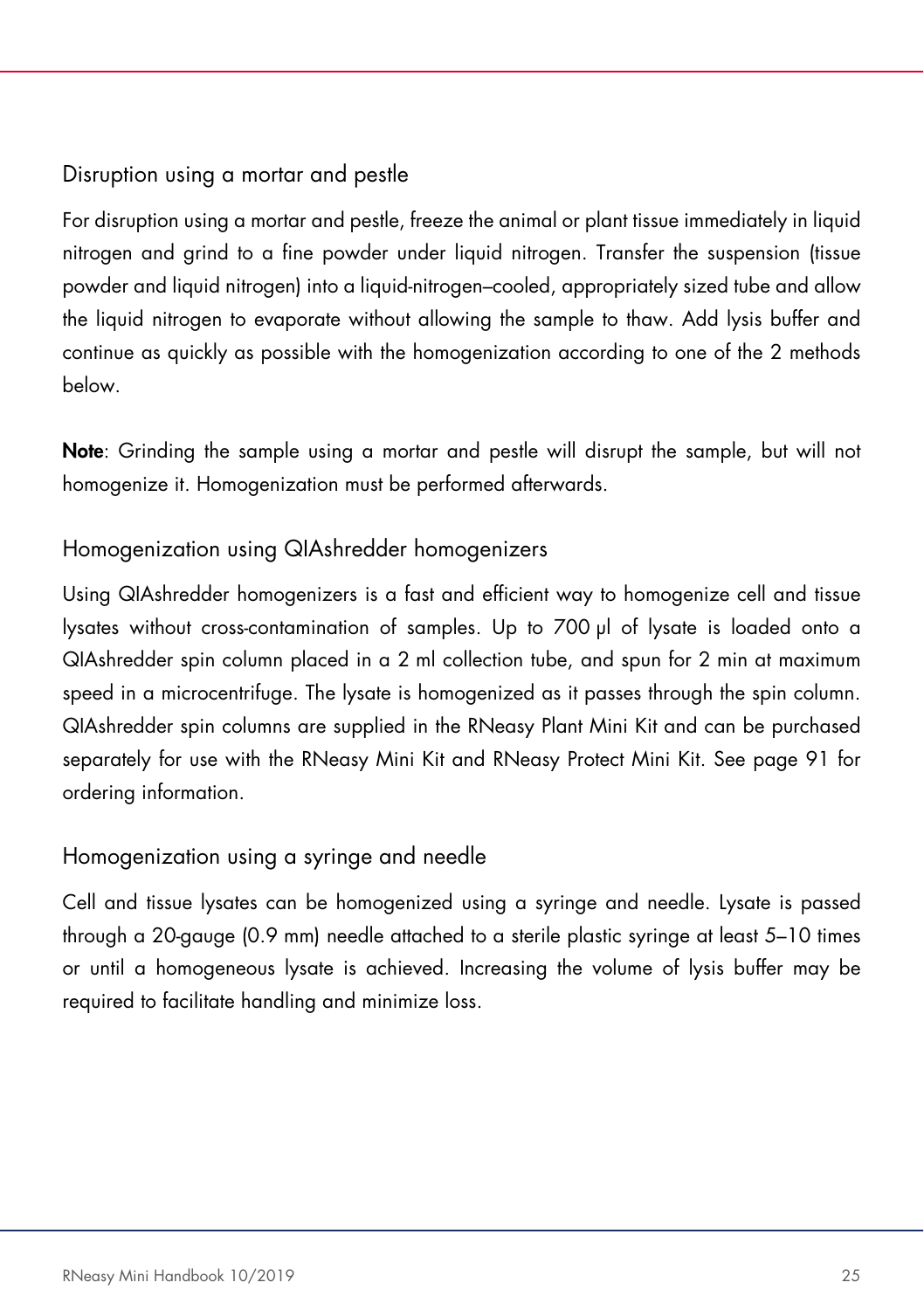### Disruption using a mortar and pestle

For disruption using a mortar and pestle, freeze the animal or plant tissue immediately in liquid nitrogen and grind to a fine powder under liquid nitrogen. Transfer the suspension (tissue powder and liquid nitrogen) into a liquid-nitrogen–cooled, appropriately sized tube and allow the liquid nitrogen to evaporate without allowing the sample to thaw. Add lysis buffer and continue as quickly as possible with the homogenization according to one of the 2 methods below.

**Note**: Grinding the sample using a mortar and pestle will disrupt the sample, but will not homogenize it. Homogenization must be performed afterwards.

### Homogenization using QIAshredder homogenizers

Using QIAshredder homogenizers is a fast and efficient way to homogenize cell and tissue lysates without cross-contamination of samples. Up to 700 µl of lysate is loaded onto a QIAshredder spin column placed in a 2 ml collection tube, and spun for 2 min at maximum speed in a microcentrifuge. The lysate is homogenized as it passes through the spin column. QIAshredder spin columns are supplied in the RNeasy Plant Mini Kit and can be purchased separately for use with the RNeasy Mini Kit and RNeasy Protect Mini Kit. See page 91 for ordering information.

### Homogenization using a syringe and needle

Cell and tissue lysates can be homogenized using a syringe and needle. Lysate is passed through a 20-gauge (0.9 mm) needle attached to a sterile plastic syringe at least 5–10 times or until a homogeneous lysate is achieved. Increasing the volume of lysis buffer may be required to facilitate handling and minimize loss.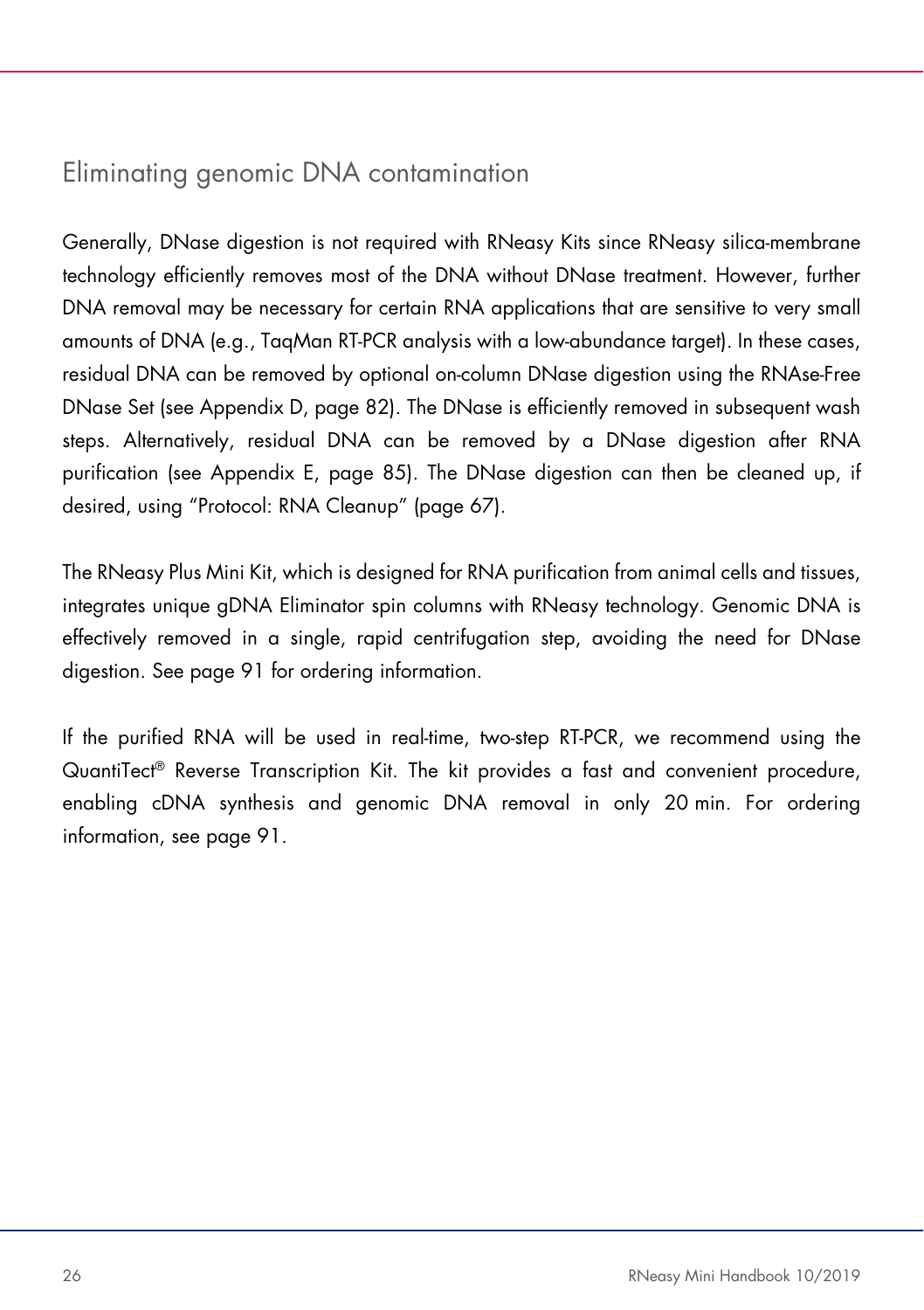## Eliminating genomic DNA contamination

Generally, DNase digestion is not required with RNeasy Kits since RNeasy silica-membrane technology efficiently removes most of the DNA without DNase treatment. However, further DNA removal may be necessary for certain RNA applications that are sensitive to very small amounts of DNA (e.g., TaqMan RT-PCR analysis with a low-abundance target). In these cases, residual DNA can be removed by optional on-column DNase digestion using the RNAse-Free DNase Set (see Appendix D, page 82). The DNase is efficiently removed in subsequent wash steps. Alternatively, residual DNA can be removed by a DNase digestion after RNA purification (see Appendix E, page 85). The DNase digestion can then be cleaned up, if desired, using "Protocol: RNA Cleanup" (page 67).

The RNeasy Plus Mini Kit, which is designed for RNA purification from animal cells and tissues, integrates unique gDNA Eliminator spin columns with RNeasy technology. Genomic DNA is effectively removed in a single, rapid centrifugation step, avoiding the need for DNase digestion. See page 91 for ordering information.

If the purified RNA will be used in real-time, two-step RT-PCR, we recommend using the QuantiTect® Reverse Transcription Kit. The kit provides a fast and convenient procedure, enabling cDNA synthesis and genomic DNA removal in only 20 min. For ordering information, see page 91.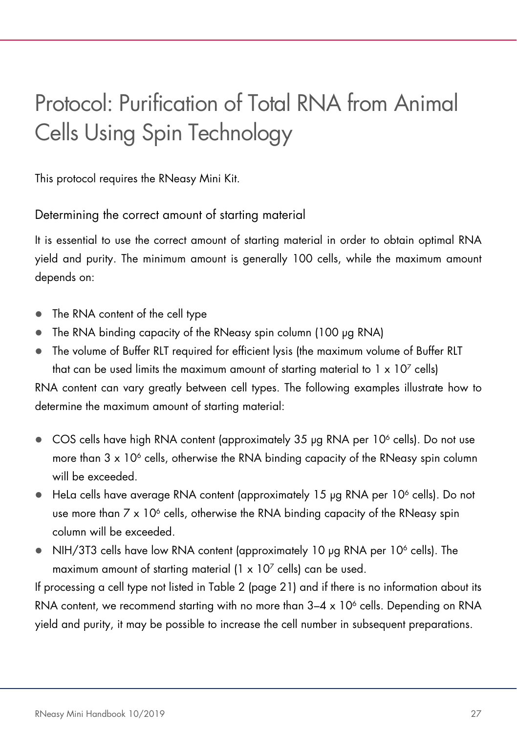# Protocol: Purification of Total RNA from Animal Cells Using Spin Technology

This protocol requires the RNeasy Mini Kit.

## Determining the correct amount of starting material

It is essential to use the correct amount of starting material in order to obtain optimal RNA yield and purity. The minimum amount is generally 100 cells, while the maximum amount depends on:

- The RNA content of the cell type
- The RNA binding capacity of the RNeasy spin column (100 µg RNA)
- The volume of Buffer RLT required for efficient lysis (the maximum volume of Buffer RLT that can be used limits the maximum amount of starting material to $1 \times 10^7$ cells)

RNA content can vary greatly between cell types. The following examples illustrate how to determine the maximum amount of starting material:

- COS cells have high RNA content (approximately 35 µg RNA per $10^6$ cells). Do not use more than $3 \times 10^6$ cells, otherwise the RNA binding capacity of the RNeasy spin column will be exceeded.
- HeLa cells have average RNA content (approximately 15 µg RNA per $10^6$ cells). Do not use more than $7 \times 10^6$ cells, otherwise the RNA binding capacity of the RNeasy spin column will be exceeded.
- NIH/3T3 cells have low RNA content (approximately 10 µg RNA per $10^6$ cells). The maximum amount of starting material ($1 \times 10^7$ cells) can be used.

If processing a cell type not listed in Table 2 (page 21) and if there is no information about its RNA content, we recommend starting with no more than $3–4 \times 10^6$ cells. Depending on RNA yield and purity, it may be possible to increase the cell number in subsequent preparations.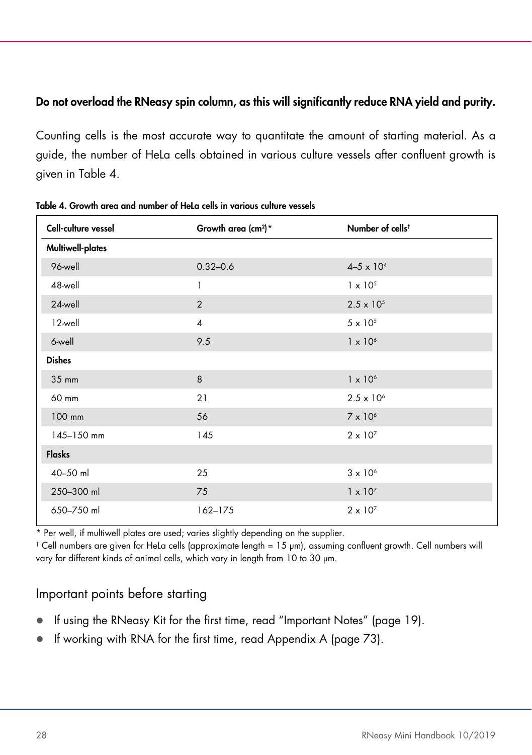**Do not overload the RNeasy spin column, as this will significantly reduce RNA yield and purity.**

Counting cells is the most accurate way to quantitate the amount of starting material. As a guide, the number of HeLa cells obtained in various culture vessels after confluent growth is given in Table 4.

**Table 4. Growth area and number of HeLa cells in various culture vessels**

| Cell-culture vessel | Growth area ($cm^2$)* | Number of cells† |
|---|---|---|
| **Multiwell-plates** | | |
| 96-well | 0.32–0.6 | $4–5 \times 10^4$ |
| 48-well | 1 | $1 \times 10^5$ |
| 24-well | 2 | $2.5 \times 10^5$ |
| 12-well | 4 | $5 \times 10^5$ |
| 6-well | 9.5 | $1 \times 10^6$ |
| **Dishes** | | |
| 35 mm | 8 | $1 \times 10^6$ |
| 60 mm | 21 | $2.5 \times 10^6$ |
| 100 mm | 56 | $7 \times 10^6$ |
| 145–150 mm | 145 | $2 \times 10^7$ |
| **Flasks** | | |
| 40–50 ml | 25 | $3 \times 10^6$ |
| 250–300 ml | 75 | $1 \times 10^7$ |
| 650–750 ml | 162–175 | $2 \times 10^7$ |

\* Per well, if multiwell plates are used; varies slightly depending on the supplier.

† Cell numbers are given for HeLa cells (approximate length = 15 μm), assuming confluent growth. Cell numbers will vary for different kinds of animal cells, which vary in length from 10 to 30 μm.

## Important points before starting

- If using the RNeasy Kit for the first time, read "Important Notes" (page 19).
- If working with RNA for the first time, read Appendix A (page 73).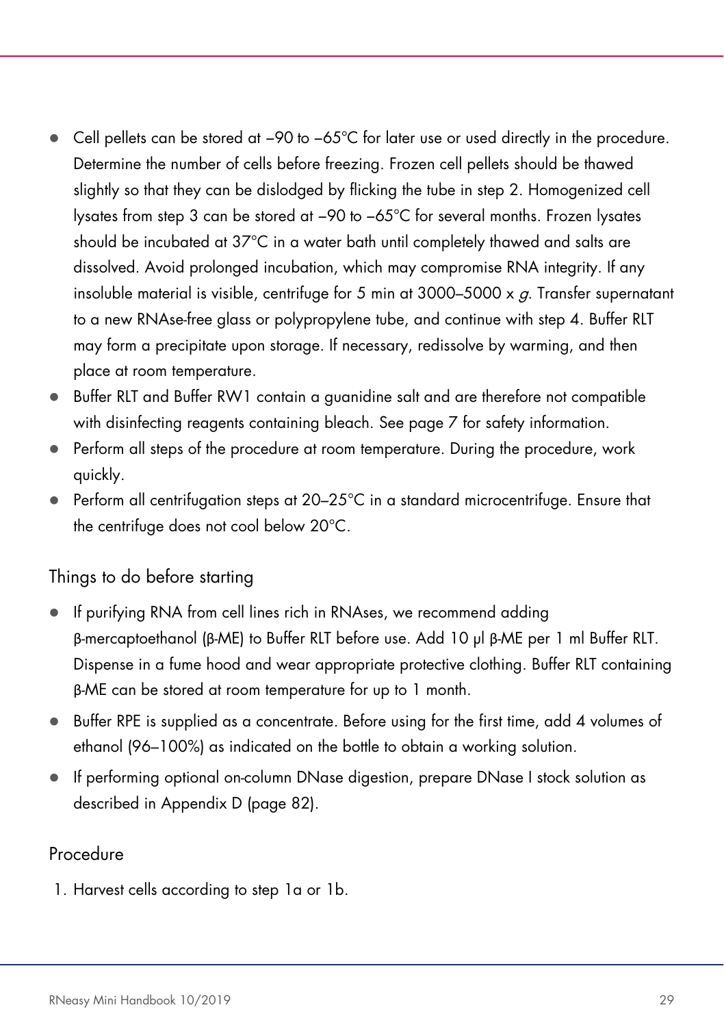- Cell pellets can be stored at –90 to –65°C for later use or used directly in the procedure. Determine the number of cells before freezing. Frozen cell pellets should be thawed slightly so that they can be dislodged by flicking the tube in step 2. Homogenized cell lysates from step 3 can be stored at –90 to –65°C for several months. Frozen lysates should be incubated at 37°C in a water bath until completely thawed and salts are dissolved. Avoid prolonged incubation, which may compromise RNA integrity. If any insoluble material is visible, centrifuge for 5 min at 3000–5000 x *g*. Transfer supernatant to a new RNAse-free glass or polypropylene tube, and continue with step 4. Buffer RLT may form a precipitate upon storage. If necessary, redissolve by warming, and then place at room temperature.
- Buffer RLT and Buffer RW1 contain a guanidine salt and are therefore not compatible with disinfecting reagents containing bleach. See page 7 for safety information.
- Perform all steps of the procedure at room temperature. During the procedure, work quickly.
- Perform all centrifugation steps at 20–25°C in a standard microcentrifuge. Ensure that the centrifuge does not cool below 20°C.

## Things to do before starting

- If purifying RNA from cell lines rich in RNAses, we recommend adding β-mercaptoethanol (β-ME) to Buffer RLT before use. Add 10 µl β-ME per 1 ml Buffer RLT. Dispense in a fume hood and wear appropriate protective clothing. Buffer RLT containing β-ME can be stored at room temperature for up to 1 month.
- Buffer RPE is supplied as a concentrate. Before using for the first time, add 4 volumes of ethanol (96–100%) as indicated on the bottle to obtain a working solution.
- If performing optional on-column DNase digestion, prepare DNase I stock solution as described in Appendix D (page 82).

## Procedure

1. Harvest cells according to step 1a or 1b.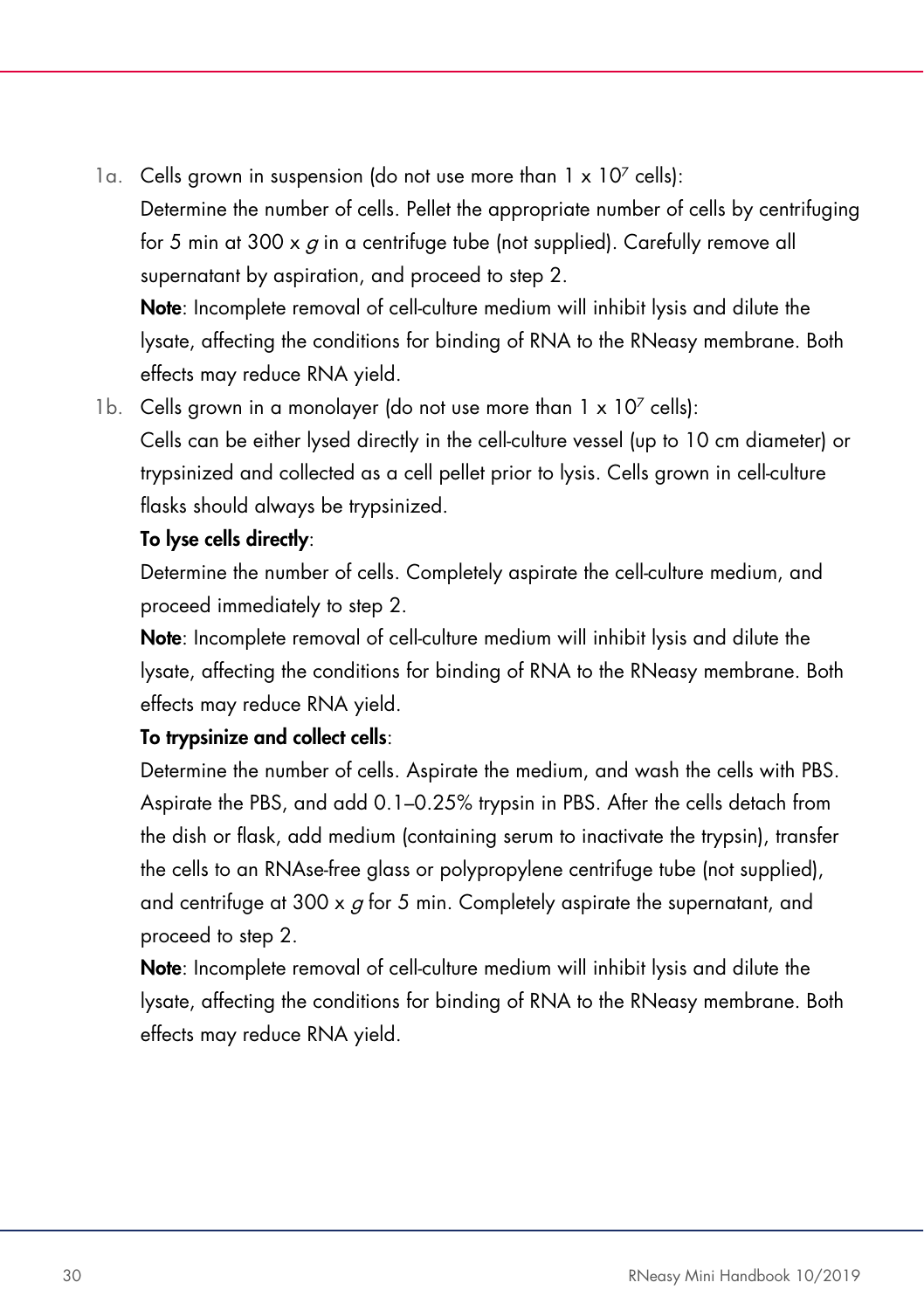1a. Cells grown in suspension (do not use more than $1 \times 10^7$ cells):

Determine the number of cells. Pellet the appropriate number of cells by centrifuging for 5 min at $300 \times g$ in a centrifuge tube (not supplied). Carefully remove all supernatant by aspiration, and proceed to step 2.

**Note**: Incomplete removal of cell-culture medium will inhibit lysis and dilute the lysate, affecting the conditions for binding of RNA to the RNeasy membrane. Both effects may reduce RNA yield.

1b. Cells grown in a monolayer (do not use more than $1 \times 10^7$ cells):

Cells can be either lysed directly in the cell-culture vessel (up to 10 cm diameter) or trypsinized and collected as a cell pellet prior to lysis. Cells grown in cell-culture flasks should always be trypsinized.

**To lyse cells directly**:

Determine the number of cells. Completely aspirate the cell-culture medium, and proceed immediately to step 2.

**Note**: Incomplete removal of cell-culture medium will inhibit lysis and dilute the lysate, affecting the conditions for binding of RNA to the RNeasy membrane. Both effects may reduce RNA yield.

**To trypsinize and collect cells**:

Determine the number of cells. Aspirate the medium, and wash the cells with PBS. Aspirate the PBS, and add 0.1–0.25% trypsin in PBS. After the cells detach from the dish or flask, add medium (containing serum to inactivate the trypsin), transfer the cells to an RNAse-free glass or polypropylene centrifuge tube (not supplied), and centrifuge at $300 \times g$ for 5 min. Completely aspirate the supernatant, and proceed to step 2.

**Note**: Incomplete removal of cell-culture medium will inhibit lysis and dilute the lysate, affecting the conditions for binding of RNA to the RNeasy membrane. Both effects may reduce RNA yield.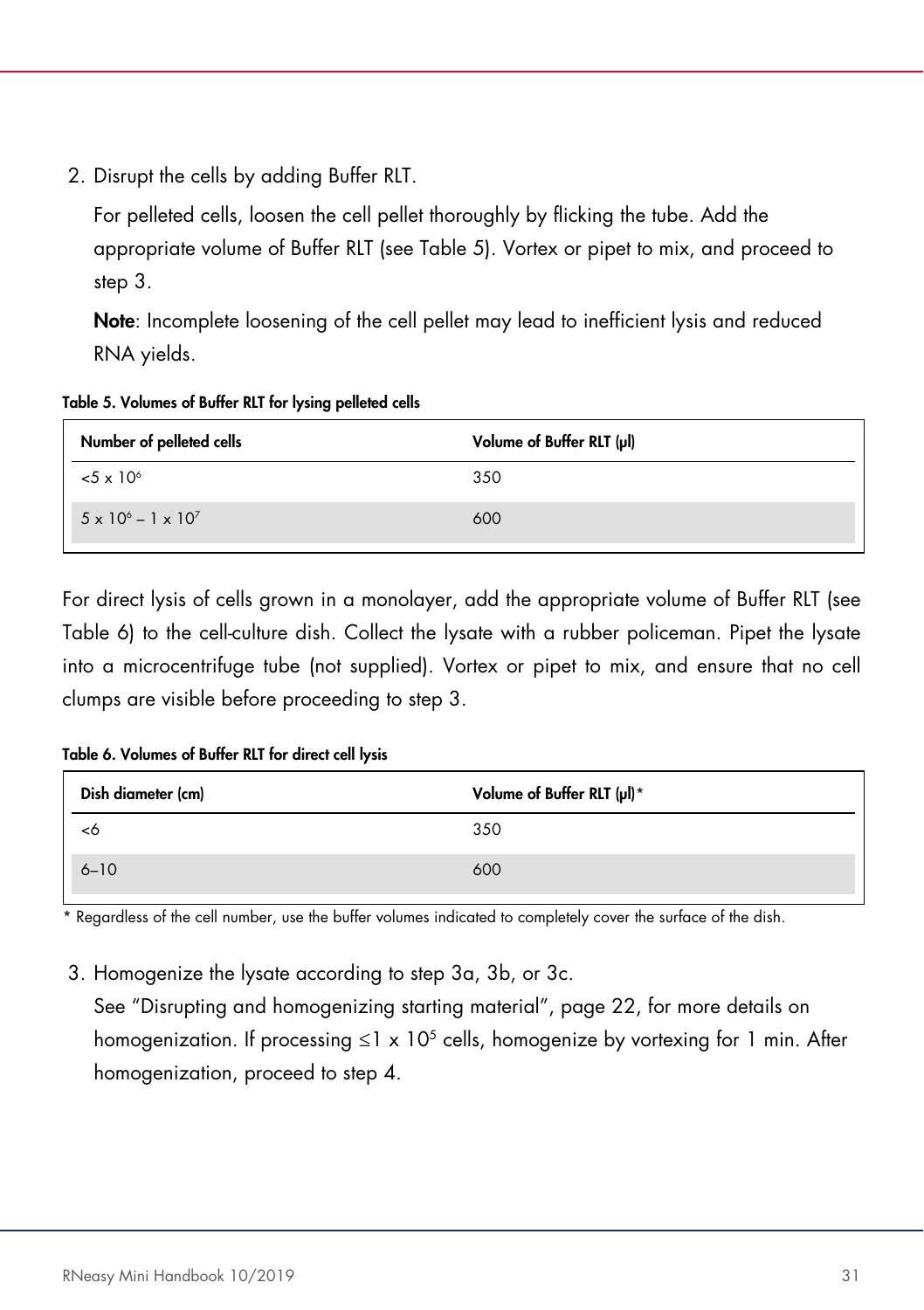2. Disrupt the cells by adding Buffer RLT.

   For pelleted cells, loosen the cell pellet thoroughly by flicking the tube. Add the appropriate volume of Buffer RLT (see Table 5). Vortex or pipet to mix, and proceed to step 3.

   **Note**: Incomplete loosening of the cell pellet may lead to inefficient lysis and reduced RNA yields.

**Table 5. Volumes of Buffer RLT for lysing pelleted cells**

| Number of pelleted cells | Volume of Buffer RLT (µl) |
|---|---|
| $<5 \times 10^6$ | 350 |
| $5 \times 10^6 - 1 \times 10^7$ | 600 |

For direct lysis of cells grown in a monolayer, add the appropriate volume of Buffer RLT (see Table 6) to the cell-culture dish. Collect the lysate with a rubber policeman. Pipet the lysate into a microcentrifuge tube (not supplied). Vortex or pipet to mix, and ensure that no cell clumps are visible before proceeding to step 3.

**Table 6. Volumes of Buffer RLT for direct cell lysis**

| Dish diameter (cm) | Volume of Buffer RLT (µl)* |
|---|---|
| <6 | 350 |
| 6–10 | 600 |

\* Regardless of the cell number, use the buffer volumes indicated to completely cover the surface of the dish.

3. Homogenize the lysate according to step 3a, 3b, or 3c.
   See "Disrupting and homogenizing starting material", page 22, for more details on homogenization. If processing $\leq 1 \times 10^5$ cells, homogenize by vortexing for 1 min. After homogenization, proceed to step 4.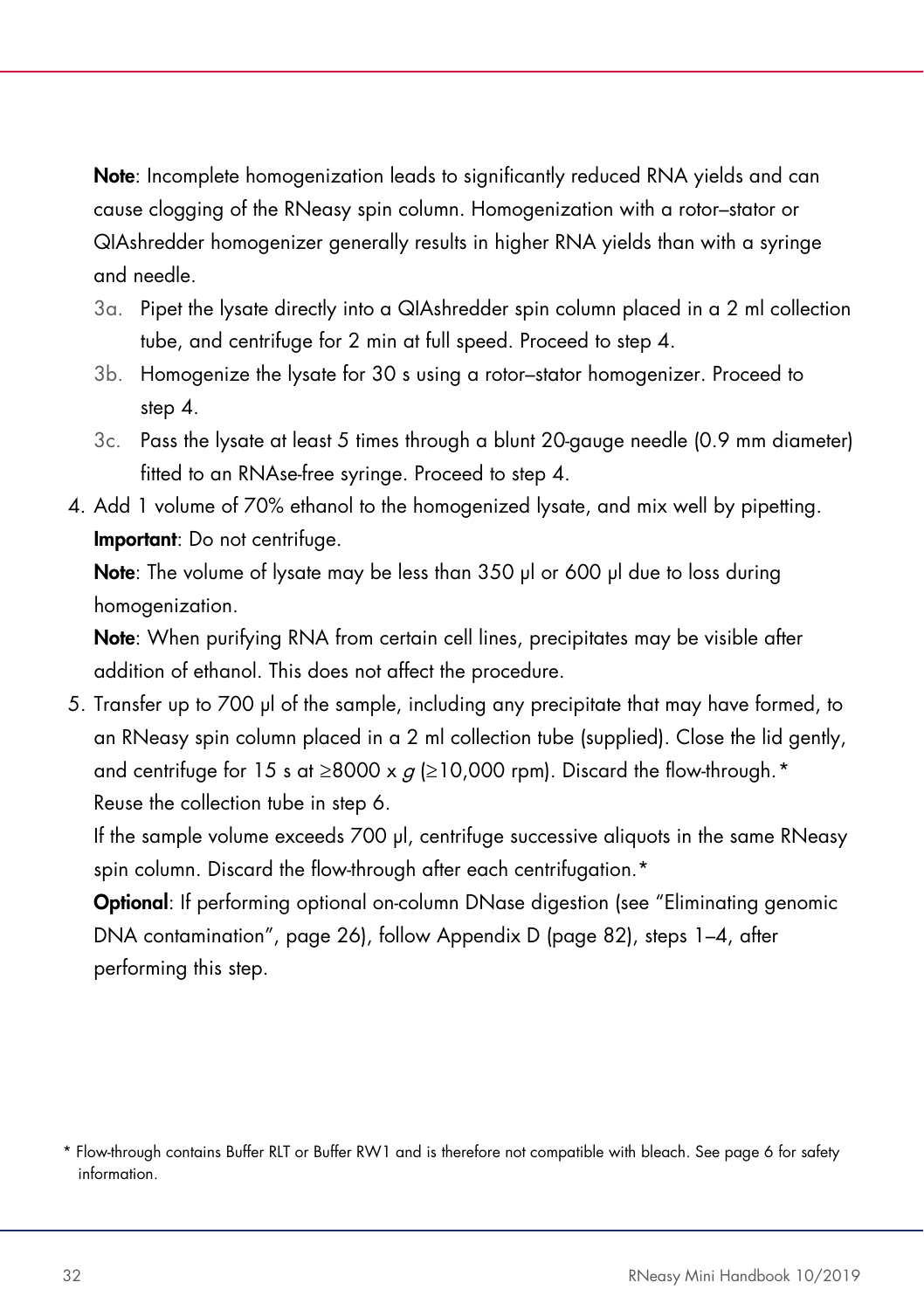**Note**: Incomplete homogenization leads to significantly reduced RNA yields and can cause clogging of the RNeasy spin column. Homogenization with a rotor–stator or QIAshredder homogenizer generally results in higher RNA yields than with a syringe and needle.

3a. Pipet the lysate directly into a QIAshredder spin column placed in a 2 ml collection tube, and centrifuge for 2 min at full speed. Proceed to step 4.

3b. Homogenize the lysate for 30 s using a rotor–stator homogenizer. Proceed to step 4.

3c. Pass the lysate at least 5 times through a blunt 20-gauge needle (0.9 mm diameter) fitted to an RNAse-free syringe. Proceed to step 4.

4. Add 1 volume of 70% ethanol to the homogenized lysate, and mix well by pipetting.

   **Important**: Do not centrifuge.

   **Note**: The volume of lysate may be less than 350 µl or 600 µl due to loss during homogenization.

   **Note**: When purifying RNA from certain cell lines, precipitates may be visible after addition of ethanol. This does not affect the procedure.

5. Transfer up to 700 µl of the sample, including any precipitate that may have formed, to an RNeasy spin column placed in a 2 ml collection tube (supplied). Close the lid gently, and centrifuge for 15 s at ≥8000 x *g* (≥10,000 rpm). Discard the flow-through.* Reuse the collection tube in step 6.

   If the sample volume exceeds 700 µl, centrifuge successive aliquots in the same RNeasy spin column. Discard the flow-through after each centrifugation.*

   **Optional**: If performing optional on-column DNase digestion (see "Eliminating genomic DNA contamination", page 26), follow Appendix D (page 82), steps 1–4, after performing this step.

\* Flow-through contains Buffer RLT or Buffer RW1 and is therefore not compatible with bleach. See page 6 for safety information.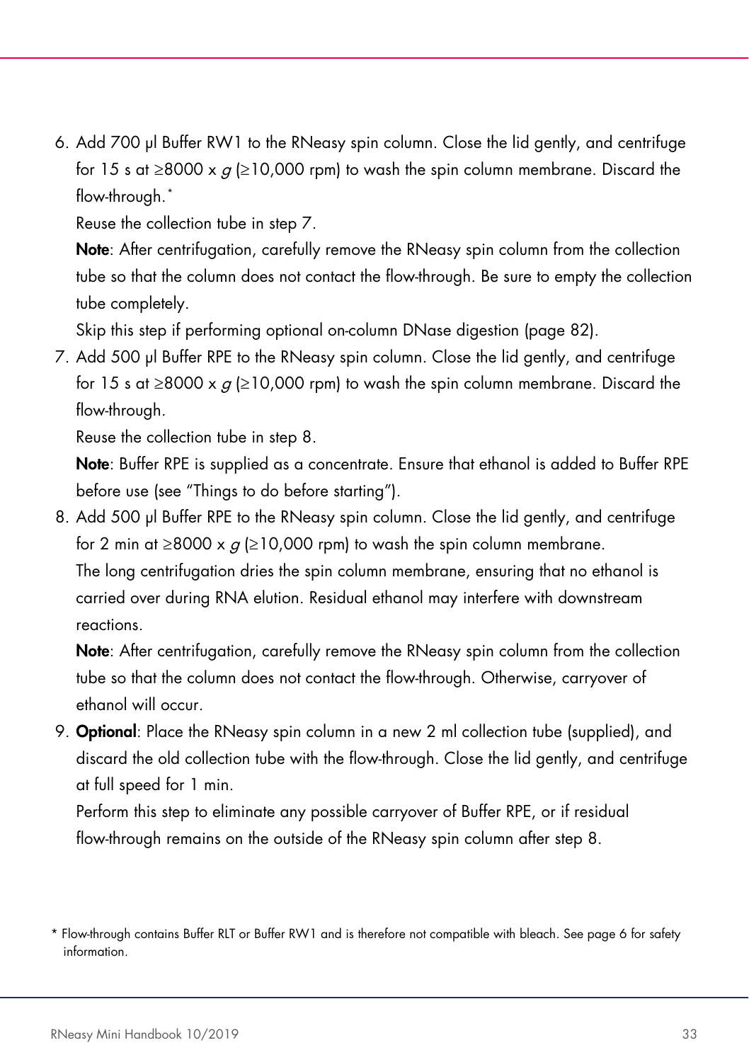6. Add 700 µl Buffer RW1 to the RNeasy spin column. Close the lid gently, and centrifuge for 15 s at ≥8000 x *g* (≥10,000 rpm) to wash the spin column membrane. Discard the flow-through.*

   Reuse the collection tube in step 7.

   **Note**: After centrifugation, carefully remove the RNeasy spin column from the collection tube so that the column does not contact the flow-through. Be sure to empty the collection tube completely.

   Skip this step if performing optional on-column DNase digestion (page 82).

7. Add 500 µl Buffer RPE to the RNeasy spin column. Close the lid gently, and centrifuge for 15 s at ≥8000 x *g* (≥10,000 rpm) to wash the spin column membrane. Discard the flow-through.

   Reuse the collection tube in step 8.

   **Note**: Buffer RPE is supplied as a concentrate. Ensure that ethanol is added to Buffer RPE before use (see "Things to do before starting").

8. Add 500 µl Buffer RPE to the RNeasy spin column. Close the lid gently, and centrifuge for 2 min at ≥8000 x *g* (≥10,000 rpm) to wash the spin column membrane.

   The long centrifugation dries the spin column membrane, ensuring that no ethanol is carried over during RNA elution. Residual ethanol may interfere with downstream reactions.

   **Note**: After centrifugation, carefully remove the RNeasy spin column from the collection tube so that the column does not contact the flow-through. Otherwise, carryover of ethanol will occur.

9. **Optional**: Place the RNeasy spin column in a new 2 ml collection tube (supplied), and discard the old collection tube with the flow-through. Close the lid gently, and centrifuge at full speed for 1 min.

   Perform this step to eliminate any possible carryover of Buffer RPE, or if residual flow-through remains on the outside of the RNeasy spin column after step 8.

* Flow-through contains Buffer RLT or Buffer RW1 and is therefore not compatible with bleach. See page 6 for safety information.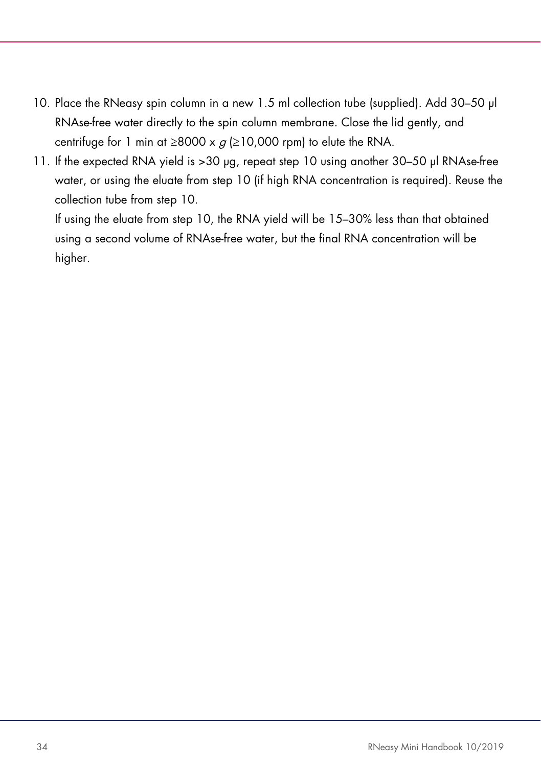10. Place the RNeasy spin column in a new 1.5 ml collection tube (supplied). Add 30–50 µl RNAse-free water directly to the spin column membrane. Close the lid gently, and centrifuge for 1 min at ≥8000 x *g* (≥10,000 rpm) to elute the RNA.
11. If the expected RNA yield is >30 µg, repeat step 10 using another 30–50 µl RNAse-free water, or using the eluate from step 10 (if high RNA concentration is required). Reuse the collection tube from step 10.
    If using the eluate from step 10, the RNA yield will be 15–30% less than that obtained using a second volume of RNAse-free water, but the final RNA concentration will be higher.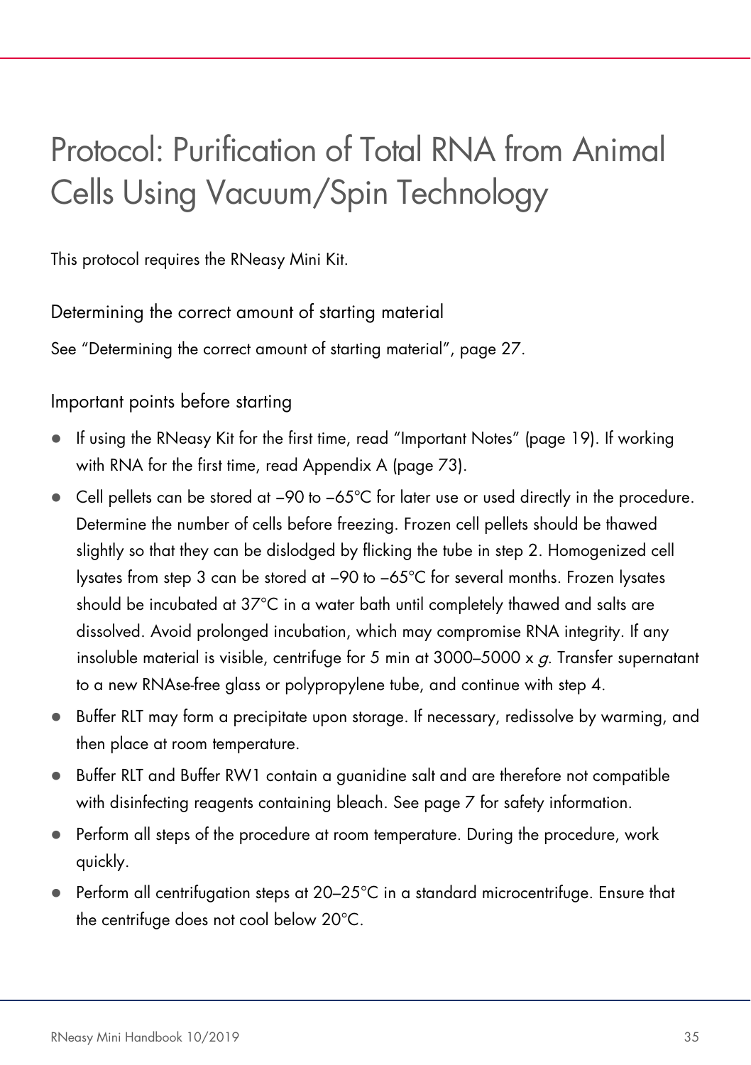# Protocol: Purification of Total RNA from Animal Cells Using Vacuum/Spin Technology

This protocol requires the RNeasy Mini Kit.

## Determining the correct amount of starting material

See "Determining the correct amount of starting material", page 27.

## Important points before starting

- If using the RNeasy Kit for the first time, read "Important Notes" (page 19). If working with RNA for the first time, read Appendix A (page 73).
- Cell pellets can be stored at –90 to –65°C for later use or used directly in the procedure. Determine the number of cells before freezing. Frozen cell pellets should be thawed slightly so that they can be dislodged by flicking the tube in step 2. Homogenized cell lysates from step 3 can be stored at –90 to –65°C for several months. Frozen lysates should be incubated at 37°C in a water bath until completely thawed and salts are dissolved. Avoid prolonged incubation, which may compromise RNA integrity. If any insoluble material is visible, centrifuge for 5 min at 3000–5000 x *g*. Transfer supernatant to a new RNAse-free glass or polypropylene tube, and continue with step 4.
- Buffer RLT may form a precipitate upon storage. If necessary, redissolve by warming, and then place at room temperature.
- Buffer RLT and Buffer RW1 contain a guanidine salt and are therefore not compatible with disinfecting reagents containing bleach. See page 7 for safety information.
- Perform all steps of the procedure at room temperature. During the procedure, work quickly.
- Perform all centrifugation steps at 20–25°C in a standard microcentrifuge. Ensure that the centrifuge does not cool below 20°C.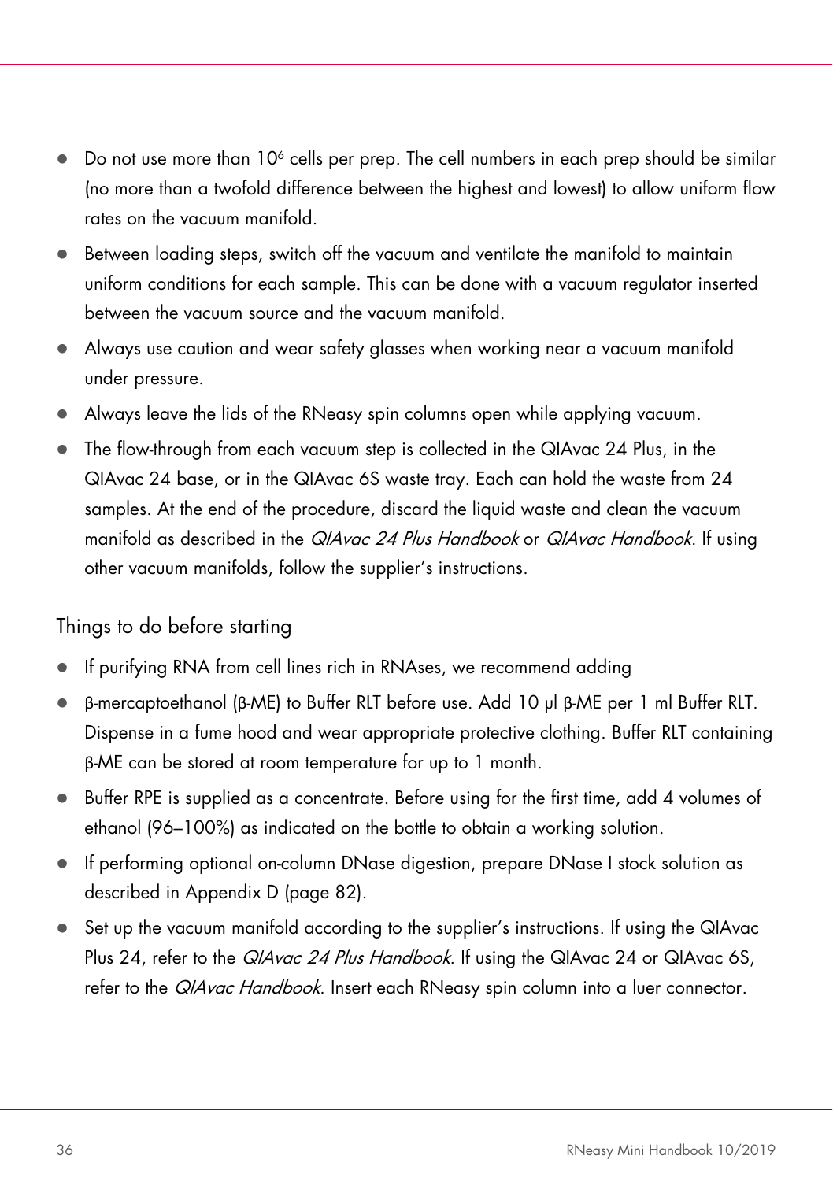- Do not use more than $10^6$ cells per prep. The cell numbers in each prep should be similar (no more than a twofold difference between the highest and lowest) to allow uniform flow rates on the vacuum manifold.
- Between loading steps, switch off the vacuum and ventilate the manifold to maintain uniform conditions for each sample. This can be done with a vacuum regulator inserted between the vacuum source and the vacuum manifold.
- Always use caution and wear safety glasses when working near a vacuum manifold under pressure.
- Always leave the lids of the RNeasy spin columns open while applying vacuum.
- The flow-through from each vacuum step is collected in the QIAvac 24 Plus, in the QIAvac 24 base, or in the QIAvac 6S waste tray. Each can hold the waste from 24 samples. At the end of the procedure, discard the liquid waste and clean the vacuum manifold as described in the *QIAvac 24 Plus Handbook* or *QIAvac Handbook*. If using other vacuum manifolds, follow the supplier's instructions.

## Things to do before starting

- If purifying RNA from cell lines rich in RNAses, we recommend adding
- β-mercaptoethanol (β-ME) to Buffer RLT before use. Add 10 µl β-ME per 1 ml Buffer RLT. Dispense in a fume hood and wear appropriate protective clothing. Buffer RLT containing β-ME can be stored at room temperature for up to 1 month.
- Buffer RPE is supplied as a concentrate. Before using for the first time, add 4 volumes of ethanol (96–100%) as indicated on the bottle to obtain a working solution.
- If performing optional on-column DNase digestion, prepare DNase I stock solution as described in Appendix D (page 82).
- Set up the vacuum manifold according to the supplier's instructions. If using the QIAvac Plus 24, refer to the *QIAvac 24 Plus Handbook*. If using the QIAvac 24 or QIAvac 6S, refer to the *QIAvac Handbook*. Insert each RNeasy spin column into a luer connector.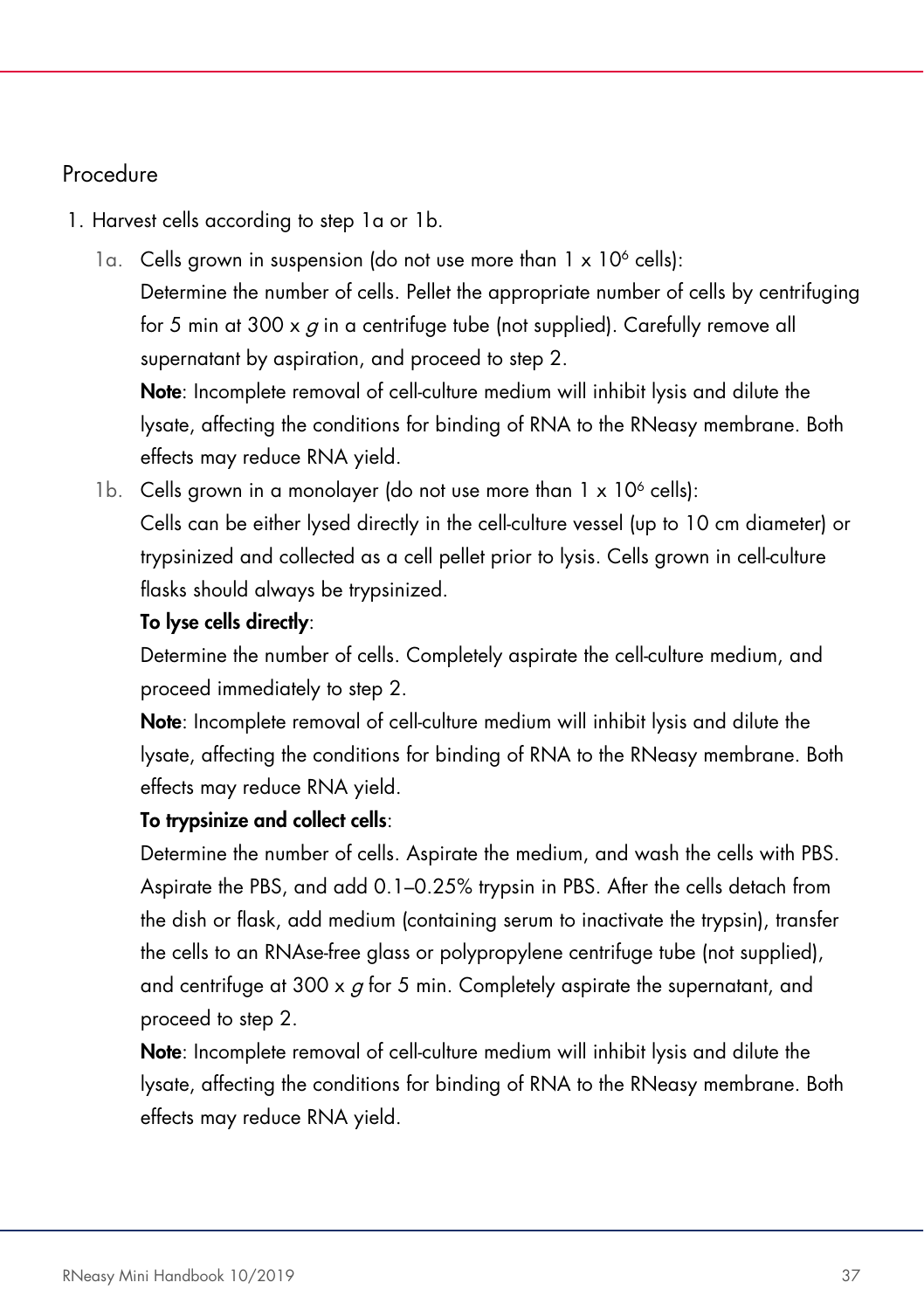## Procedure

1. Harvest cells according to step 1a or 1b.

   1a. Cells grown in suspension (do not use more than 1 x $10^6$ cells):
   Determine the number of cells. Pellet the appropriate number of cells by centrifuging for 5 min at 300 x *g* in a centrifuge tube (not supplied). Carefully remove all supernatant by aspiration, and proceed to step 2.
   **Note**: Incomplete removal of cell-culture medium will inhibit lysis and dilute the lysate, affecting the conditions for binding of RNA to the RNeasy membrane. Both effects may reduce RNA yield.

   1b. Cells grown in a monolayer (do not use more than 1 x $10^6$ cells):
   Cells can be either lysed directly in the cell-culture vessel (up to 10 cm diameter) or trypsinized and collected as a cell pellet prior to lysis. Cells grown in cell-culture flasks should always be trypsinized.

   **To lyse cells directly**:
   Determine the number of cells. Completely aspirate the cell-culture medium, and proceed immediately to step 2.
   **Note**: Incomplete removal of cell-culture medium will inhibit lysis and dilute the lysate, affecting the conditions for binding of RNA to the RNeasy membrane. Both effects may reduce RNA yield.

   **To trypsinize and collect cells**:
   Determine the number of cells. Aspirate the medium, and wash the cells with PBS. Aspirate the PBS, and add 0.1–0.25% trypsin in PBS. After the cells detach from the dish or flask, add medium (containing serum to inactivate the trypsin), transfer the cells to an RNAse-free glass or polypropylene centrifuge tube (not supplied), and centrifuge at 300 x *g* for 5 min. Completely aspirate the supernatant, and proceed to step 2.
   **Note**: Incomplete removal of cell-culture medium will inhibit lysis and dilute the lysate, affecting the conditions for binding of RNA to the RNeasy membrane. Both effects may reduce RNA yield.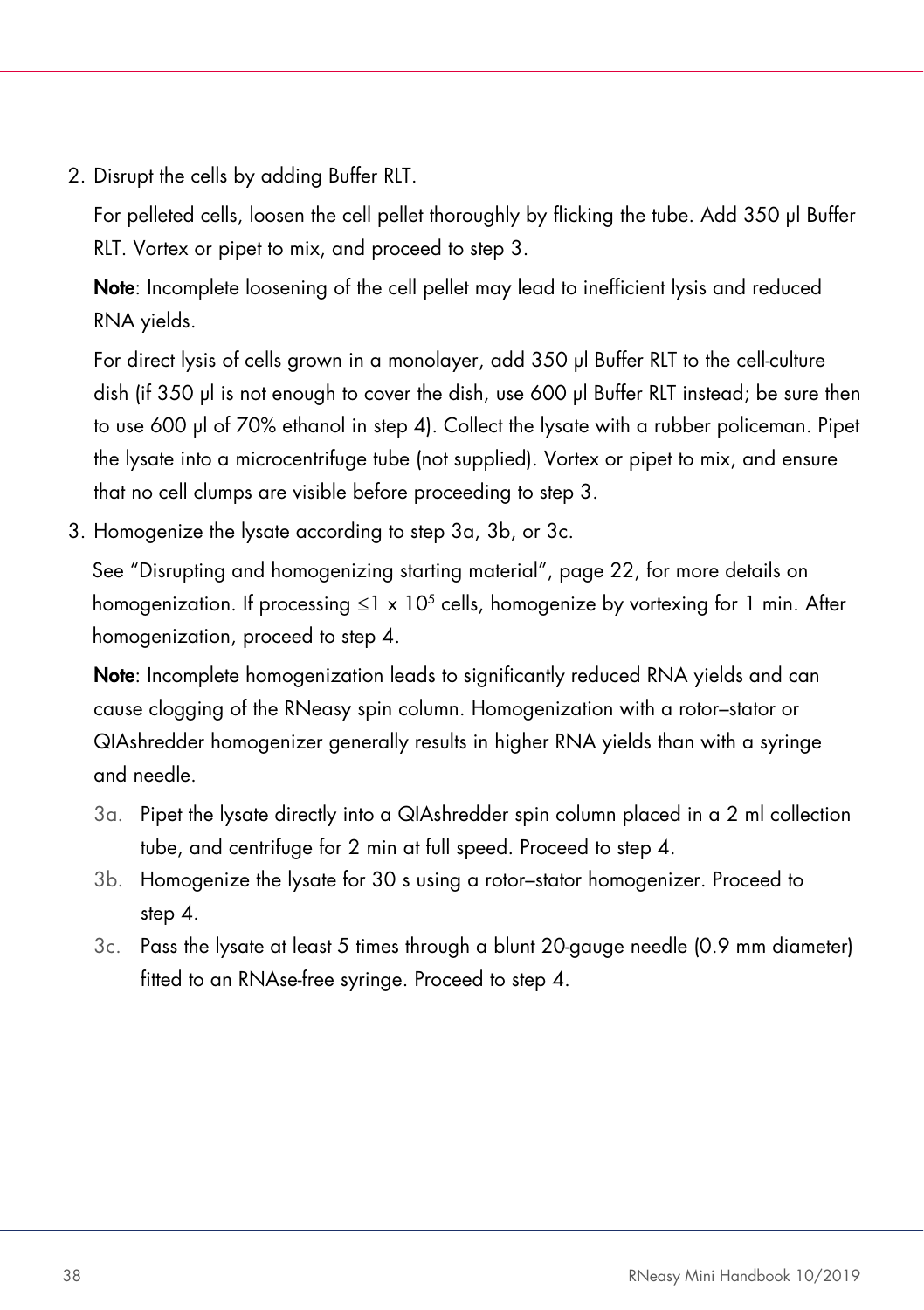2. Disrupt the cells by adding Buffer RLT.

   For pelleted cells, loosen the cell pellet thoroughly by flicking the tube. Add 350 µl Buffer RLT. Vortex or pipet to mix, and proceed to step 3.

   **Note**: Incomplete loosening of the cell pellet may lead to inefficient lysis and reduced RNA yields.

   For direct lysis of cells grown in a monolayer, add 350 µl Buffer RLT to the cell-culture dish (if 350 µl is not enough to cover the dish, use 600 µl Buffer RLT instead; be sure then to use 600 µl of 70% ethanol in step 4). Collect the lysate with a rubber policeman. Pipet the lysate into a microcentrifuge tube (not supplied). Vortex or pipet to mix, and ensure that no cell clumps are visible before proceeding to step 3.

3. Homogenize the lysate according to step 3a, 3b, or 3c.

   See "Disrupting and homogenizing starting material", page 22, for more details on homogenization. If processing ≤1 x $10^5$ cells, homogenize by vortexing for 1 min. After homogenization, proceed to step 4.

   **Note**: Incomplete homogenization leads to significantly reduced RNA yields and can cause clogging of the RNeasy spin column. Homogenization with a rotor–stator or QIAshredder homogenizer generally results in higher RNA yields than with a syringe and needle.

   3a. Pipet the lysate directly into a QIAshredder spin column placed in a 2 ml collection tube, and centrifuge for 2 min at full speed. Proceed to step 4.

   3b. Homogenize the lysate for 30 s using a rotor–stator homogenizer. Proceed to step 4.

   3c. Pass the lysate at least 5 times through a blunt 20-gauge needle (0.9 mm diameter) fitted to an RNAse-free syringe. Proceed to step 4.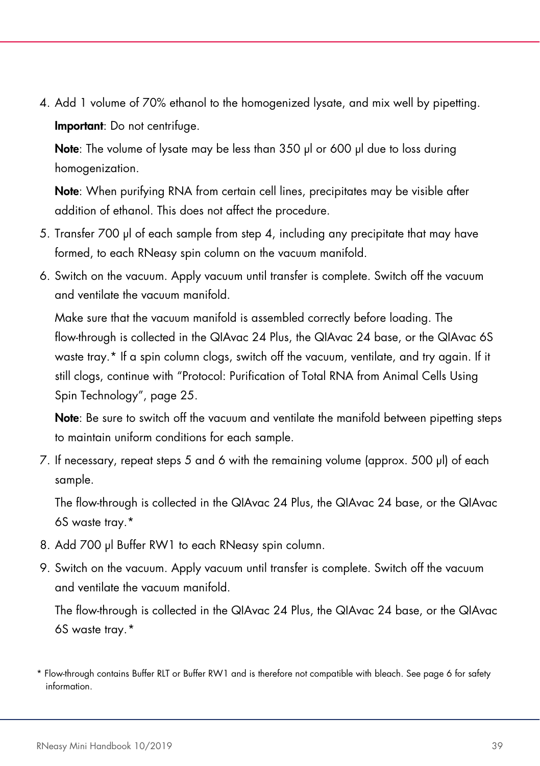4. Add 1 volume of 70% ethanol to the homogenized lysate, and mix well by pipetting.

   **Important**: Do not centrifuge.

   **Note**: The volume of lysate may be less than 350 µl or 600 µl due to loss during homogenization.

   **Note**: When purifying RNA from certain cell lines, precipitates may be visible after addition of ethanol. This does not affect the procedure.

5. Transfer 700 µl of each sample from step 4, including any precipitate that may have formed, to each RNeasy spin column on the vacuum manifold.

6. Switch on the vacuum. Apply vacuum until transfer is complete. Switch off the vacuum and ventilate the vacuum manifold.

   Make sure that the vacuum manifold is assembled correctly before loading. The flow-through is collected in the QIAvac 24 Plus, the QIAvac 24 base, or the QIAvac 6S waste tray.* If a spin column clogs, switch off the vacuum, ventilate, and try again. If it still clogs, continue with "Protocol: Purification of Total RNA from Animal Cells Using Spin Technology", page 25.

   **Note**: Be sure to switch off the vacuum and ventilate the manifold between pipetting steps to maintain uniform conditions for each sample.

7. If necessary, repeat steps 5 and 6 with the remaining volume (approx. 500 µl) of each sample.

   The flow-through is collected in the QIAvac 24 Plus, the QIAvac 24 base, or the QIAvac 6S waste tray.*

8. Add 700 µl Buffer RW1 to each RNeasy spin column.

9. Switch on the vacuum. Apply vacuum until transfer is complete. Switch off the vacuum and ventilate the vacuum manifold.

   The flow-through is collected in the QIAvac 24 Plus, the QIAvac 24 base, or the QIAvac 6S waste tray.*

\* Flow-through contains Buffer RLT or Buffer RW1 and is therefore not compatible with bleach. See page 6 for safety information.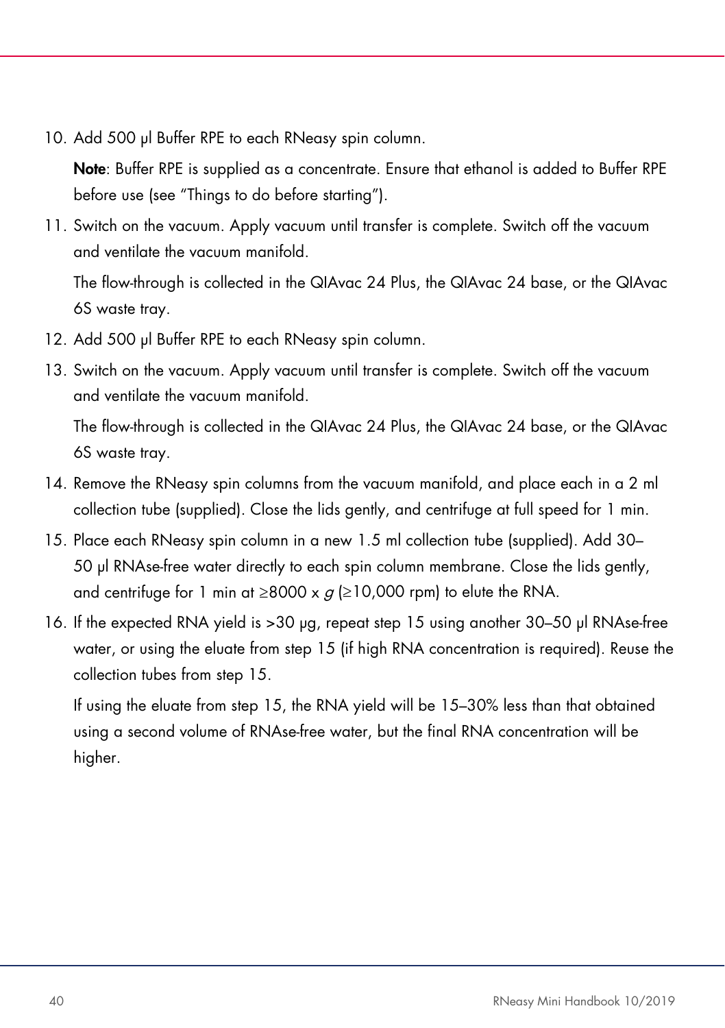10. Add 500 µl Buffer RPE to each RNeasy spin column.

    **Note**: Buffer RPE is supplied as a concentrate. Ensure that ethanol is added to Buffer RPE before use (see "Things to do before starting").

11. Switch on the vacuum. Apply vacuum until transfer is complete. Switch off the vacuum and ventilate the vacuum manifold.

    The flow-through is collected in the QIAvac 24 Plus, the QIAvac 24 base, or the QIAvac 6S waste tray.

12. Add 500 µl Buffer RPE to each RNeasy spin column.

13. Switch on the vacuum. Apply vacuum until transfer is complete. Switch off the vacuum and ventilate the vacuum manifold.

    The flow-through is collected in the QIAvac 24 Plus, the QIAvac 24 base, or the QIAvac 6S waste tray.

14. Remove the RNeasy spin columns from the vacuum manifold, and place each in a 2 ml collection tube (supplied). Close the lids gently, and centrifuge at full speed for 1 min.

15. Place each RNeasy spin column in a new 1.5 ml collection tube (supplied). Add 30–50 µl RNAse-free water directly to each spin column membrane. Close the lids gently, and centrifuge for 1 min at ≥8000 x *g* (≥10,000 rpm) to elute the RNA.

16. If the expected RNA yield is >30 µg, repeat step 15 using another 30–50 µl RNAse-free water, or using the eluate from step 15 (if high RNA concentration is required). Reuse the collection tubes from step 15.

    If using the eluate from step 15, the RNA yield will be 15–30% less than that obtained using a second volume of RNAse-free water, but the final RNA concentration will be higher.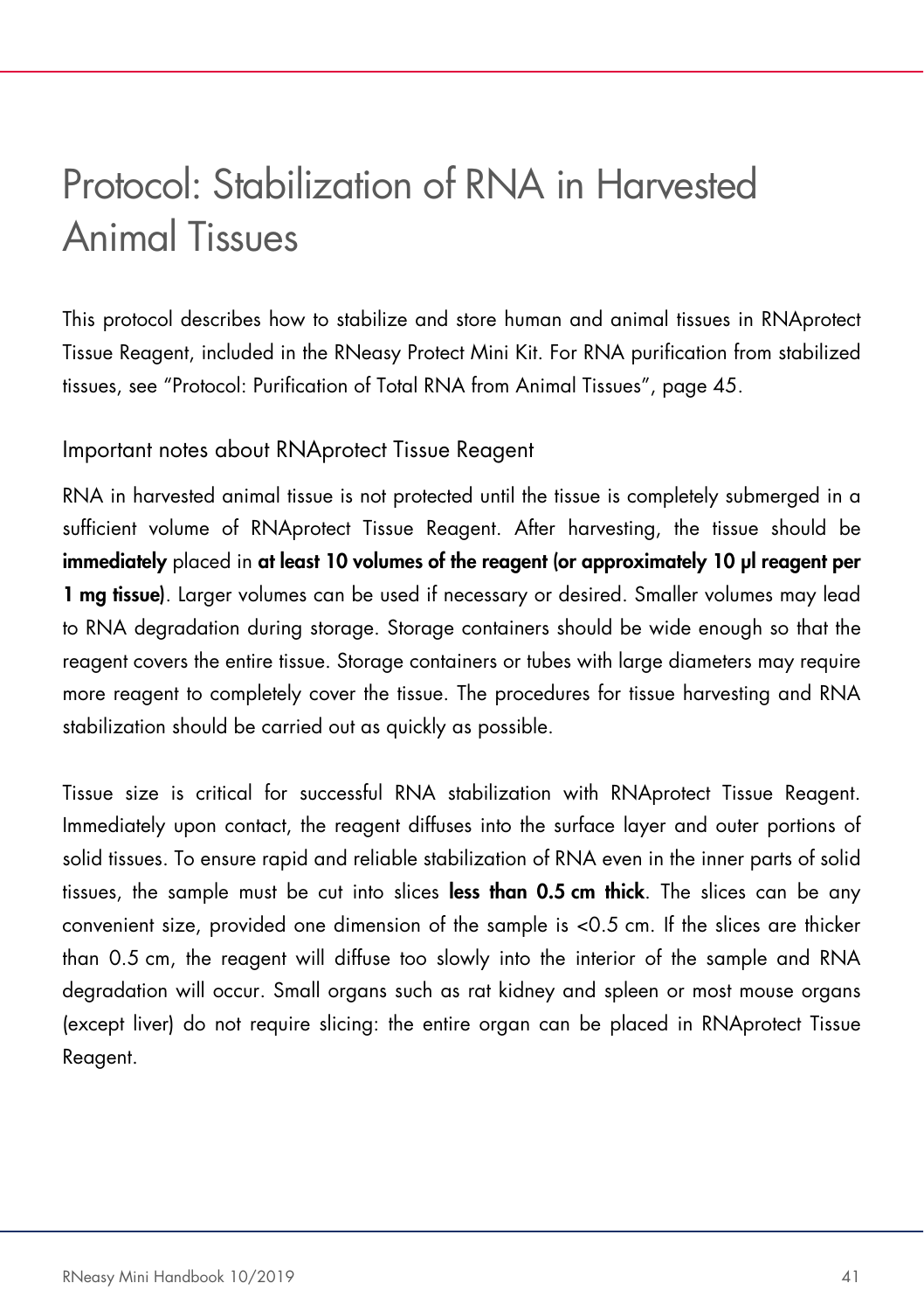# Protocol: Stabilization of RNA in Harvested Animal Tissues

This protocol describes how to stabilize and store human and animal tissues in RNAprotect Tissue Reagent, included in the RNeasy Protect Mini Kit. For RNA purification from stabilized tissues, see "Protocol: Purification of Total RNA from Animal Tissues", page 45.

## Important notes about RNAprotect Tissue Reagent

RNA in harvested animal tissue is not protected until the tissue is completely submerged in a sufficient volume of RNAprotect Tissue Reagent. After harvesting, the tissue should be **immediately** placed in **at least 10 volumes of the reagent (or approximately 10 µl reagent per 1 mg tissue)**. Larger volumes can be used if necessary or desired. Smaller volumes may lead to RNA degradation during storage. Storage containers should be wide enough so that the reagent covers the entire tissue. Storage containers or tubes with large diameters may require more reagent to completely cover the tissue. The procedures for tissue harvesting and RNA stabilization should be carried out as quickly as possible.

Tissue size is critical for successful RNA stabilization with RNAprotect Tissue Reagent. Immediately upon contact, the reagent diffuses into the surface layer and outer portions of solid tissues. To ensure rapid and reliable stabilization of RNA even in the inner parts of solid tissues, the sample must be cut into slices **less than 0.5 cm thick**. The slices can be any convenient size, provided one dimension of the sample is <0.5 cm. If the slices are thicker than 0.5 cm, the reagent will diffuse too slowly into the interior of the sample and RNA degradation will occur. Small organs such as rat kidney and spleen or most mouse organs (except liver) do not require slicing: the entire organ can be placed in RNAprotect Tissue Reagent.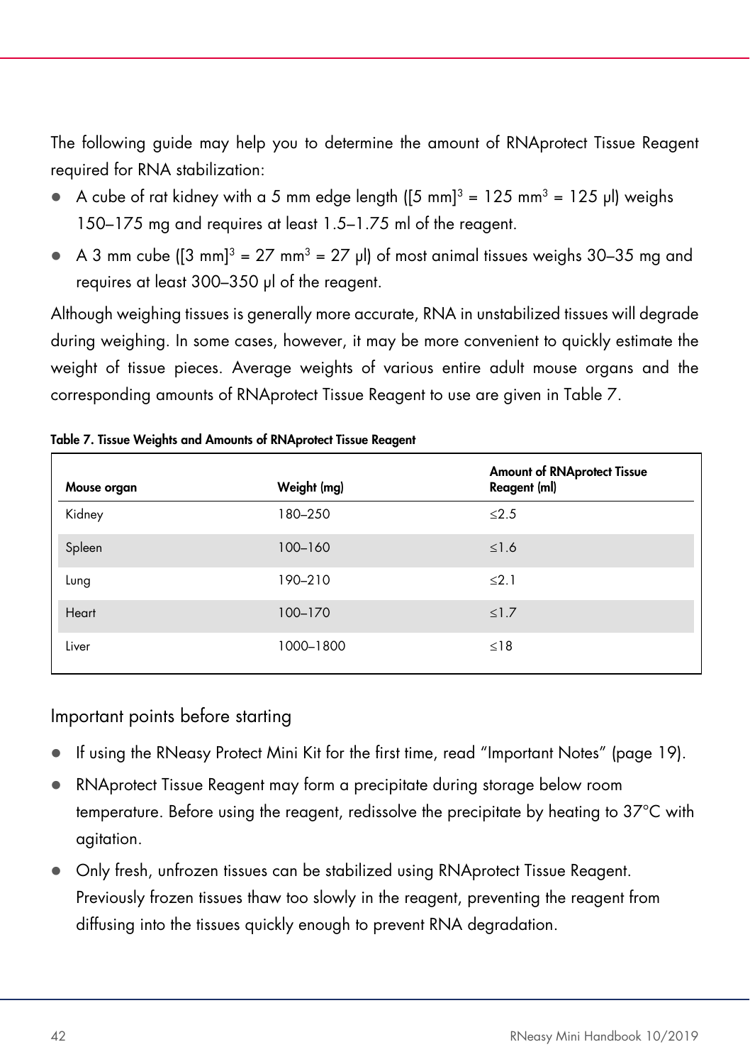The following guide may help you to determine the amount of RNAprotect Tissue Reagent required for RNA stabilization:

- A cube of rat kidney with a 5 mm edge length ($[5\ \text{mm}]^3 = 125\ \text{mm}^3 = 125\ \mu\text{l}$) weighs 150–175 mg and requires at least 1.5–1.75 ml of the reagent.
- A 3 mm cube ($[3\ \text{mm}]^3 = 27\ \text{mm}^3 = 27\ \mu\text{l}$) of most animal tissues weighs 30–35 mg and requires at least 300–350 µl of the reagent.

Although weighing tissues is generally more accurate, RNA in unstabilized tissues will degrade during weighing. In some cases, however, it may be more convenient to quickly estimate the weight of tissue pieces. Average weights of various entire adult mouse organs and the corresponding amounts of RNAprotect Tissue Reagent to use are given in Table 7.

**Table 7. Tissue Weights and Amounts of RNAprotect Tissue Reagent**

| Mouse organ | Weight (mg) | Amount of RNAprotect Tissue Reagent (ml) |
|---|---|---|
| Kidney | 180–250 | ≤2.5 |
| Spleen | 100–160 | ≤1.6 |
| Lung | 190–210 | ≤2.1 |
| Heart | 100–170 | ≤1.7 |
| Liver | 1000–1800 | ≤18 |

## Important points before starting

- If using the RNeasy Protect Mini Kit for the first time, read "Important Notes" (page 19).
- RNAprotect Tissue Reagent may form a precipitate during storage below room temperature. Before using the reagent, redissolve the precipitate by heating to 37°C with agitation.
- Only fresh, unfrozen tissues can be stabilized using RNAprotect Tissue Reagent. Previously frozen tissues thaw too slowly in the reagent, preventing the reagent from diffusing into the tissues quickly enough to prevent RNA degradation.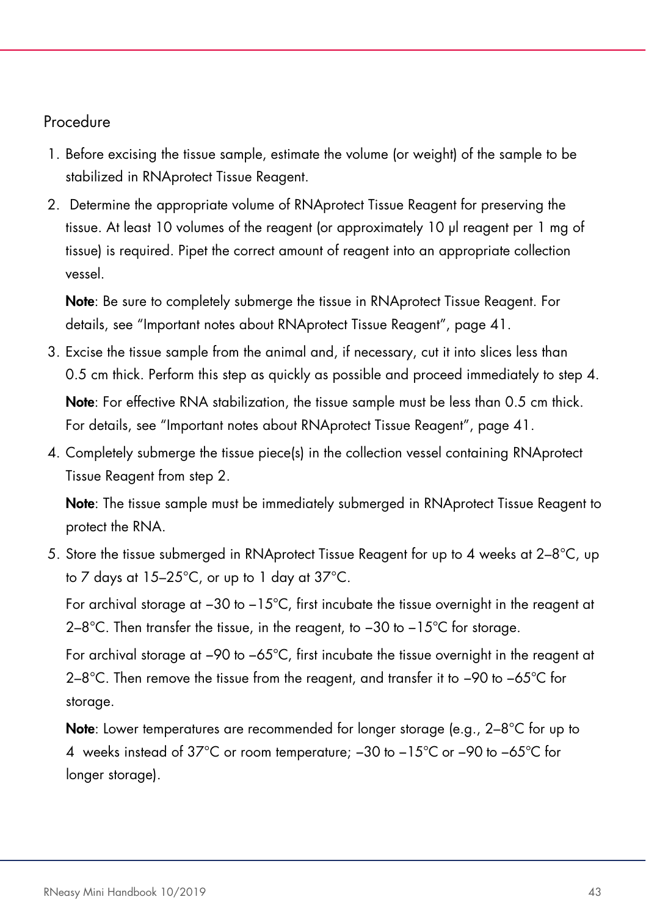## Procedure

1. Before excising the tissue sample, estimate the volume (or weight) of the sample to be stabilized in RNAprotect Tissue Reagent.
2. Determine the appropriate volume of RNAprotect Tissue Reagent for preserving the tissue. At least 10 volumes of the reagent (or approximately 10 µl reagent per 1 mg of tissue) is required. Pipet the correct amount of reagent into an appropriate collection vessel.

   **Note**: Be sure to completely submerge the tissue in RNAprotect Tissue Reagent. For details, see "Important notes about RNAprotect Tissue Reagent", page 41.
3. Excise the tissue sample from the animal and, if necessary, cut it into slices less than 0.5 cm thick. Perform this step as quickly as possible and proceed immediately to step 4.

   **Note**: For effective RNA stabilization, the tissue sample must be less than 0.5 cm thick. For details, see "Important notes about RNAprotect Tissue Reagent", page 41.
4. Completely submerge the tissue piece(s) in the collection vessel containing RNAprotect Tissue Reagent from step 2.

   **Note**: The tissue sample must be immediately submerged in RNAprotect Tissue Reagent to protect the RNA.
5. Store the tissue submerged in RNAprotect Tissue Reagent for up to 4 weeks at 2–8°C, up to 7 days at 15–25°C, or up to 1 day at 37°C.

   For archival storage at –30 to –15°C, first incubate the tissue overnight in the reagent at 2–8°C. Then transfer the tissue, in the reagent, to –30 to –15°C for storage.

   For archival storage at –90 to –65°C, first incubate the tissue overnight in the reagent at 2–8°C. Then remove the tissue from the reagent, and transfer it to –90 to –65°C for storage.

   **Note**: Lower temperatures are recommended for longer storage (e.g., 2–8°C for up to 4 weeks instead of 37°C or room temperature; –30 to –15°C or –90 to –65°C for longer storage).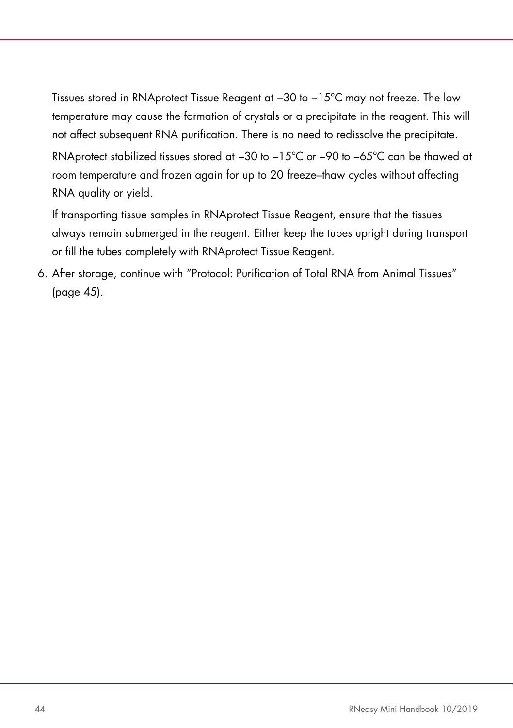Tissues stored in RNAprotect Tissue Reagent at –30 to –15°C may not freeze. The low temperature may cause the formation of crystals or a precipitate in the reagent. This will not affect subsequent RNA purification. There is no need to redissolve the precipitate.

RNAprotect stabilized tissues stored at –30 to –15°C or –90 to –65°C can be thawed at room temperature and frozen again for up to 20 freeze–thaw cycles without affecting RNA quality or yield.

If transporting tissue samples in RNAprotect Tissue Reagent, ensure that the tissues always remain submerged in the reagent. Either keep the tubes upright during transport or fill the tubes completely with RNAprotect Tissue Reagent.

6. After storage, continue with "Protocol: Purification of Total RNA from Animal Tissues" (page 45).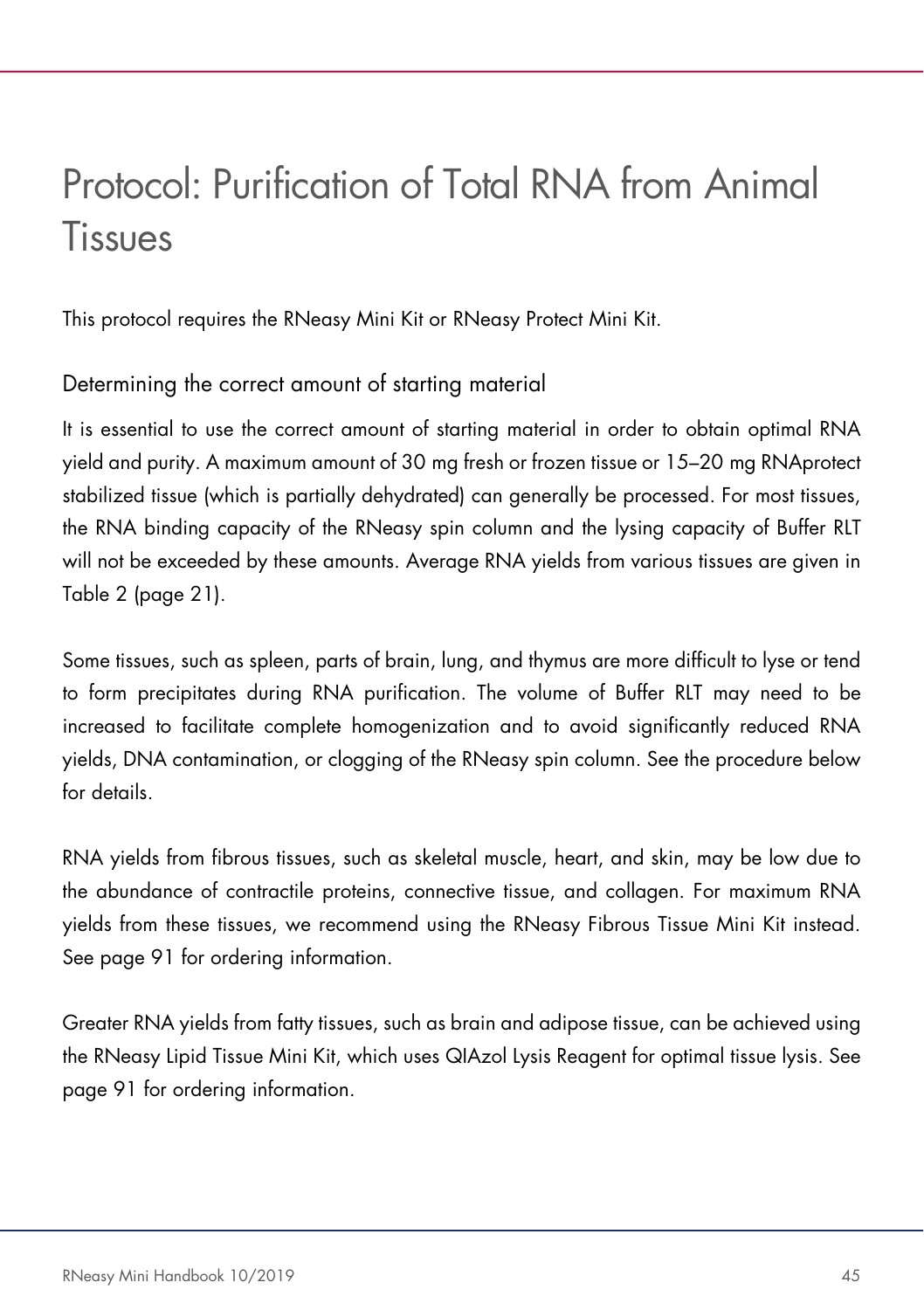# Protocol: Purification of Total RNA from Animal Tissues

This protocol requires the RNeasy Mini Kit or RNeasy Protect Mini Kit.

## Determining the correct amount of starting material

It is essential to use the correct amount of starting material in order to obtain optimal RNA yield and purity. A maximum amount of 30 mg fresh or frozen tissue or 15–20 mg RNAprotect stabilized tissue (which is partially dehydrated) can generally be processed. For most tissues, the RNA binding capacity of the RNeasy spin column and the lysing capacity of Buffer RLT will not be exceeded by these amounts. Average RNA yields from various tissues are given in Table 2 (page 21).

Some tissues, such as spleen, parts of brain, lung, and thymus are more difficult to lyse or tend to form precipitates during RNA purification. The volume of Buffer RLT may need to be increased to facilitate complete homogenization and to avoid significantly reduced RNA yields, DNA contamination, or clogging of the RNeasy spin column. See the procedure below for details.

RNA yields from fibrous tissues, such as skeletal muscle, heart, and skin, may be low due to the abundance of contractile proteins, connective tissue, and collagen. For maximum RNA yields from these tissues, we recommend using the RNeasy Fibrous Tissue Mini Kit instead. See page 91 for ordering information.

Greater RNA yields from fatty tissues, such as brain and adipose tissue, can be achieved using the RNeasy Lipid Tissue Mini Kit, which uses QIAzol Lysis Reagent for optimal tissue lysis. See page 91 for ordering information.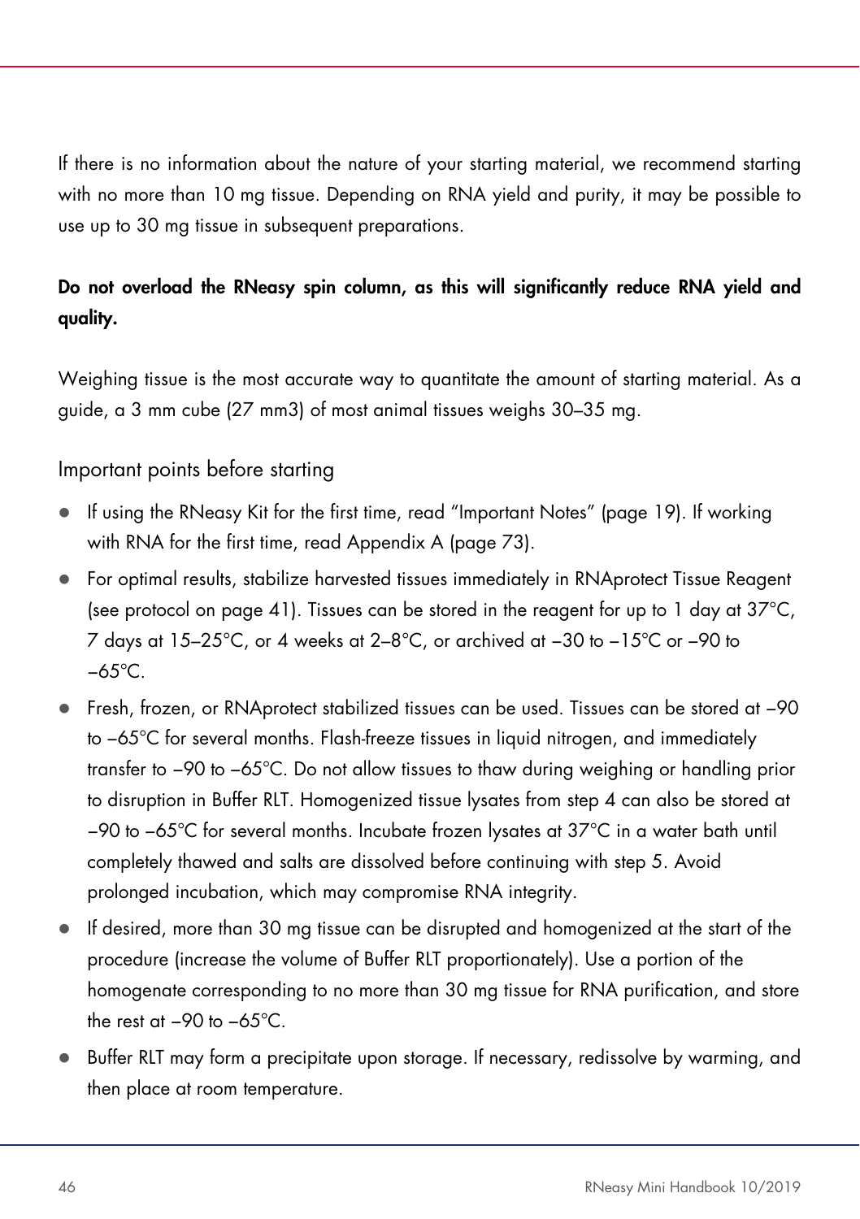If there is no information about the nature of your starting material, we recommend starting with no more than 10 mg tissue. Depending on RNA yield and purity, it may be possible to use up to 30 mg tissue in subsequent preparations.

**Do not overload the RNeasy spin column, as this will significantly reduce RNA yield and quality.**

Weighing tissue is the most accurate way to quantitate the amount of starting material. As a guide, a 3 mm cube (27 mm3) of most animal tissues weighs 30–35 mg.

## Important points before starting

- If using the RNeasy Kit for the first time, read "Important Notes" (page 19). If working with RNA for the first time, read Appendix A (page 73).
- For optimal results, stabilize harvested tissues immediately in RNAprotect Tissue Reagent (see protocol on page 41). Tissues can be stored in the reagent for up to 1 day at 37°C, 7 days at 15–25°C, or 4 weeks at 2–8°C, or archived at –30 to –15°C or –90 to –65°C.
- Fresh, frozen, or RNAprotect stabilized tissues can be used. Tissues can be stored at –90 to –65°C for several months. Flash-freeze tissues in liquid nitrogen, and immediately transfer to –90 to –65°C. Do not allow tissues to thaw during weighing or handling prior to disruption in Buffer RLT. Homogenized tissue lysates from step 4 can also be stored at –90 to –65°C for several months. Incubate frozen lysates at 37°C in a water bath until completely thawed and salts are dissolved before continuing with step 5. Avoid prolonged incubation, which may compromise RNA integrity.
- If desired, more than 30 mg tissue can be disrupted and homogenized at the start of the procedure (increase the volume of Buffer RLT proportionately). Use a portion of the homogenate corresponding to no more than 30 mg tissue for RNA purification, and store the rest at –90 to –65°C.
- Buffer RLT may form a precipitate upon storage. If necessary, redissolve by warming, and then place at room temperature.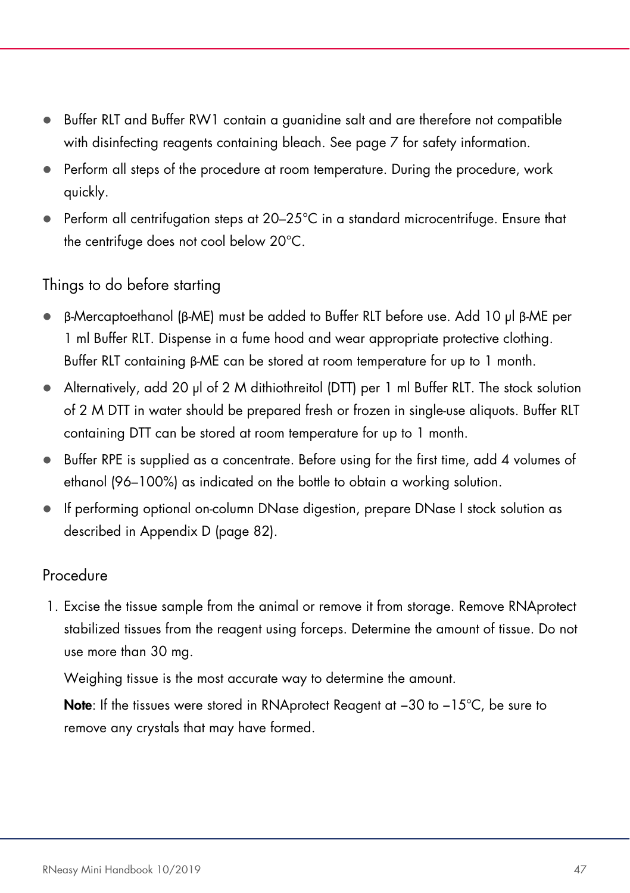- Buffer RLT and Buffer RW1 contain a guanidine salt and are therefore not compatible with disinfecting reagents containing bleach. See page 7 for safety information.
- Perform all steps of the procedure at room temperature. During the procedure, work quickly.
- Perform all centrifugation steps at 20–25°C in a standard microcentrifuge. Ensure that the centrifuge does not cool below 20°C.

## Things to do before starting

- β-Mercaptoethanol (β-ME) must be added to Buffer RLT before use. Add 10 µl β-ME per 1 ml Buffer RLT. Dispense in a fume hood and wear appropriate protective clothing. Buffer RLT containing β-ME can be stored at room temperature for up to 1 month.
- Alternatively, add 20 µl of 2 M dithiothreitol (DTT) per 1 ml Buffer RLT. The stock solution of 2 M DTT in water should be prepared fresh or frozen in single-use aliquots. Buffer RLT containing DTT can be stored at room temperature for up to 1 month.
- Buffer RPE is supplied as a concentrate. Before using for the first time, add 4 volumes of ethanol (96–100%) as indicated on the bottle to obtain a working solution.
- If performing optional on-column DNase digestion, prepare DNase I stock solution as described in Appendix D (page 82).

## Procedure

1. Excise the tissue sample from the animal or remove it from storage. Remove RNAprotect stabilized tissues from the reagent using forceps. Determine the amount of tissue. Do not use more than 30 mg.

   Weighing tissue is the most accurate way to determine the amount.

   **Note**: If the tissues were stored in RNAprotect Reagent at −30 to −15°C, be sure to remove any crystals that may have formed.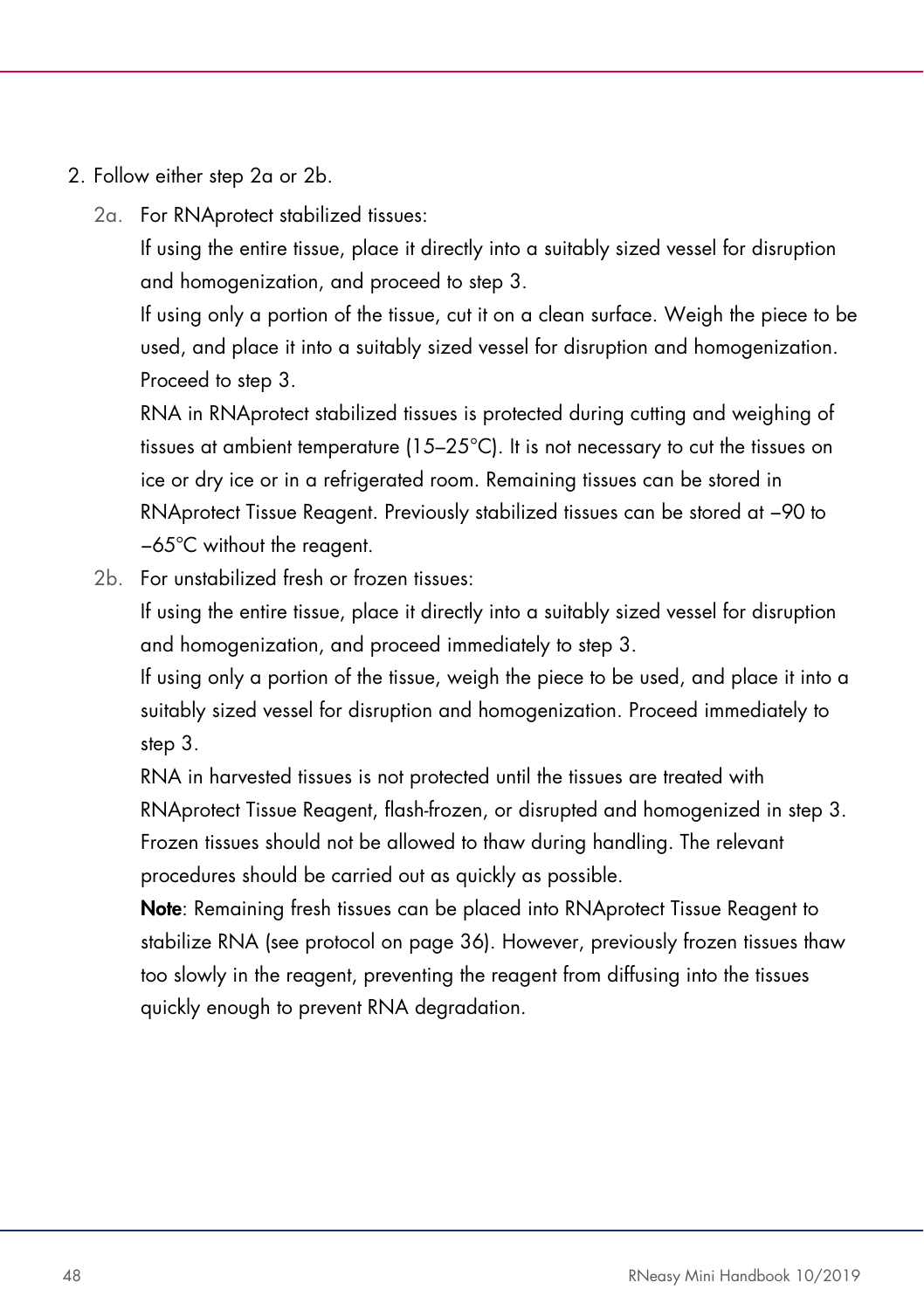2. Follow either step 2a or 2b.

   2a. For RNAprotect stabilized tissues:

   If using the entire tissue, place it directly into a suitably sized vessel for disruption and homogenization, and proceed to step 3.

   If using only a portion of the tissue, cut it on a clean surface. Weigh the piece to be used, and place it into a suitably sized vessel for disruption and homogenization. Proceed to step 3.

   RNA in RNAprotect stabilized tissues is protected during cutting and weighing of tissues at ambient temperature (15–25°C). It is not necessary to cut the tissues on ice or dry ice or in a refrigerated room. Remaining tissues can be stored in RNAprotect Tissue Reagent. Previously stabilized tissues can be stored at –90 to –65°C without the reagent.

   2b. For unstabilized fresh or frozen tissues:

   If using the entire tissue, place it directly into a suitably sized vessel for disruption and homogenization, and proceed immediately to step 3.

   If using only a portion of the tissue, weigh the piece to be used, and place it into a suitably sized vessel for disruption and homogenization. Proceed immediately to step 3.

   RNA in harvested tissues is not protected until the tissues are treated with RNAprotect Tissue Reagent, flash-frozen, or disrupted and homogenized in step 3. Frozen tissues should not be allowed to thaw during handling. The relevant procedures should be carried out as quickly as possible.

   **Note**: Remaining fresh tissues can be placed into RNAprotect Tissue Reagent to stabilize RNA (see protocol on page 36). However, previously frozen tissues thaw too slowly in the reagent, preventing the reagent from diffusing into the tissues quickly enough to prevent RNA degradation.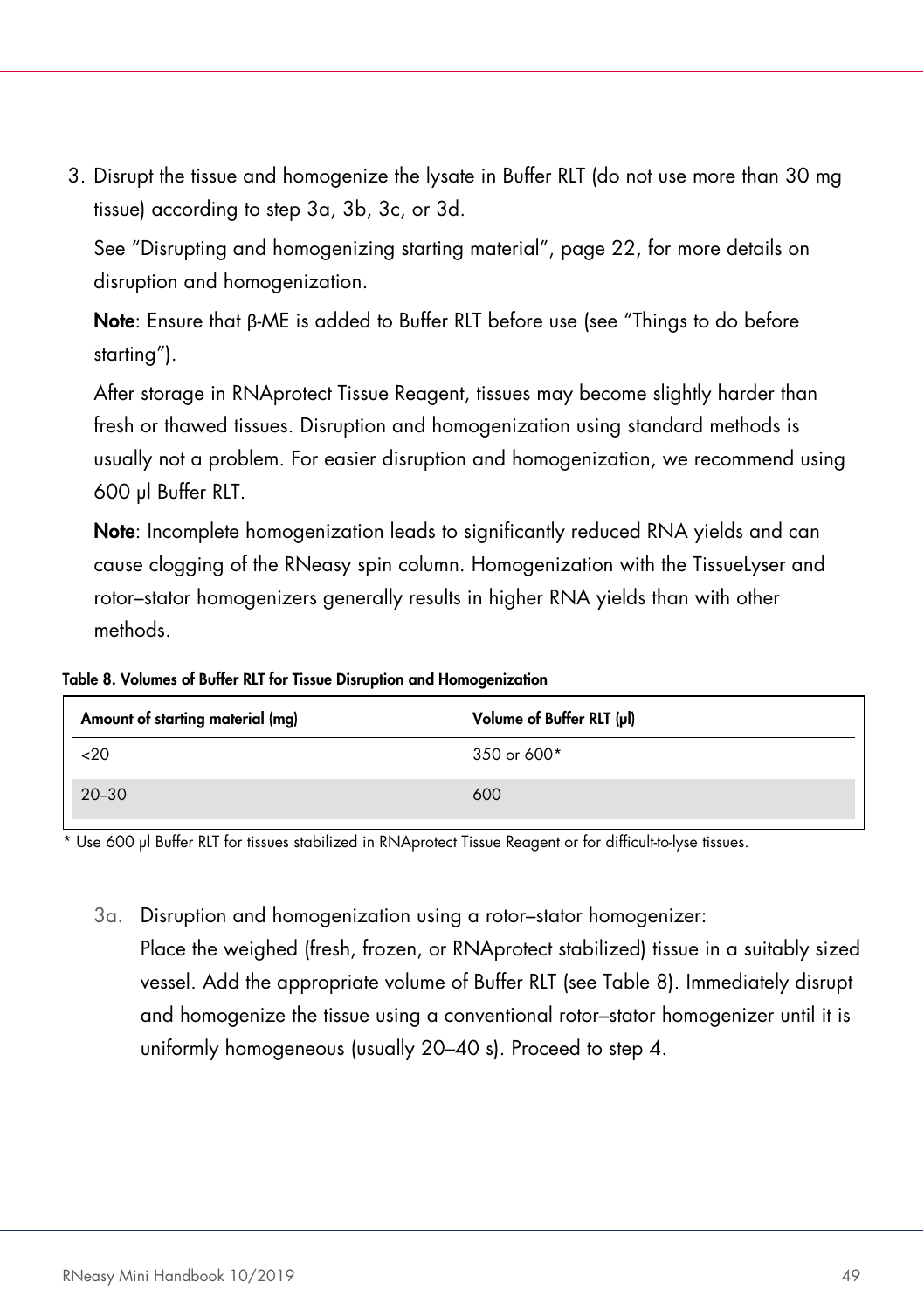3. Disrupt the tissue and homogenize the lysate in Buffer RLT (do not use more than 30 mg tissue) according to step 3a, 3b, 3c, or 3d.

   See “Disrupting and homogenizing starting material”, page 22, for more details on disruption and homogenization.

   **Note**: Ensure that β-ME is added to Buffer RLT before use (see “Things to do before starting”).

   After storage in RNAprotect Tissue Reagent, tissues may become slightly harder than fresh or thawed tissues. Disruption and homogenization using standard methods is usually not a problem. For easier disruption and homogenization, we recommend using 600 µl Buffer RLT.

   **Note**: Incomplete homogenization leads to significantly reduced RNA yields and can cause clogging of the RNeasy spin column. Homogenization with the TissueLyser and rotor–stator homogenizers generally results in higher RNA yields than with other methods.

**Table 8. Volumes of Buffer RLT for Tissue Disruption and Homogenization**

| Amount of starting material (mg) | Volume of Buffer RLT (µl) |
|---|---|
| <20 | 350 or 600* |
| 20–30 | 600 |

\* Use 600 µl Buffer RLT for tissues stabilized in RNAprotect Tissue Reagent or for difficult-to-lyse tissues.

3a. Disruption and homogenization using a rotor–stator homogenizer:
   Place the weighed (fresh, frozen, or RNAprotect stabilized) tissue in a suitably sized vessel. Add the appropriate volume of Buffer RLT (see Table 8). Immediately disrupt and homogenize the tissue using a conventional rotor–stator homogenizer until it is uniformly homogeneous (usually 20–40 s). Proceed to step 4.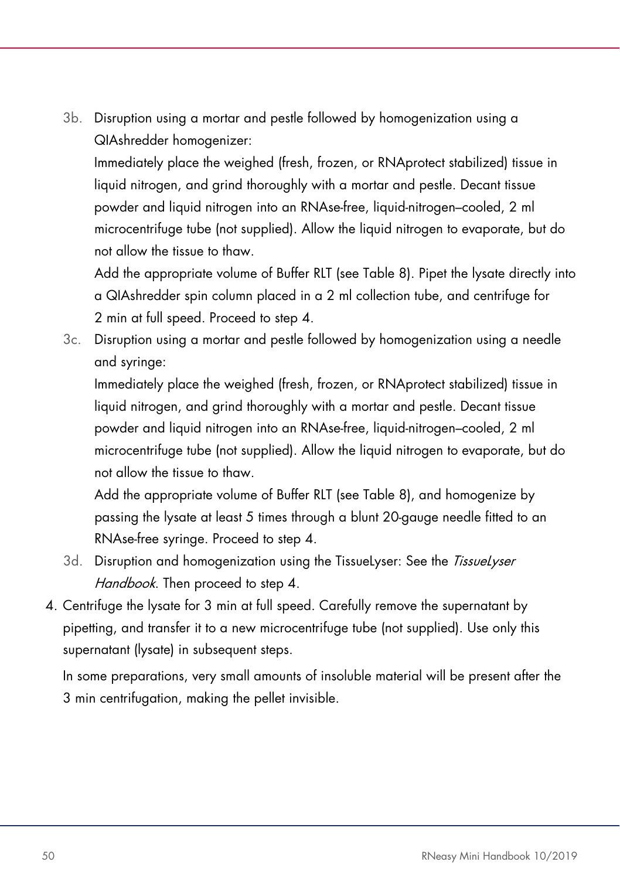3b. Disruption using a mortar and pestle followed by homogenization using a QIAshredder homogenizer:

    Immediately place the weighed (fresh, frozen, or RNAprotect stabilized) tissue in liquid nitrogen, and grind thoroughly with a mortar and pestle. Decant tissue powder and liquid nitrogen into an RNAse-free, liquid-nitrogen–cooled, 2 ml microcentrifuge tube (not supplied). Allow the liquid nitrogen to evaporate, but do not allow the tissue to thaw.

    Add the appropriate volume of Buffer RLT (see Table 8). Pipet the lysate directly into a QIAshredder spin column placed in a 2 ml collection tube, and centrifuge for 2 min at full speed. Proceed to step 4.

3c. Disruption using a mortar and pestle followed by homogenization using a needle and syringe:

    Immediately place the weighed (fresh, frozen, or RNAprotect stabilized) tissue in liquid nitrogen, and grind thoroughly with a mortar and pestle. Decant tissue powder and liquid nitrogen into an RNAse-free, liquid-nitrogen–cooled, 2 ml microcentrifuge tube (not supplied). Allow the liquid nitrogen to evaporate, but do not allow the tissue to thaw.

    Add the appropriate volume of Buffer RLT (see Table 8), and homogenize by passing the lysate at least 5 times through a blunt 20-gauge needle fitted to an RNAse-free syringe. Proceed to step 4.

3d. Disruption and homogenization using the TissueLyser: See the *TissueLyser Handbook*. Then proceed to step 4.

4. Centrifuge the lysate for 3 min at full speed. Carefully remove the supernatant by pipetting, and transfer it to a new microcentrifuge tube (not supplied). Use only this supernatant (lysate) in subsequent steps.

   In some preparations, very small amounts of insoluble material will be present after the 3 min centrifugation, making the pellet invisible.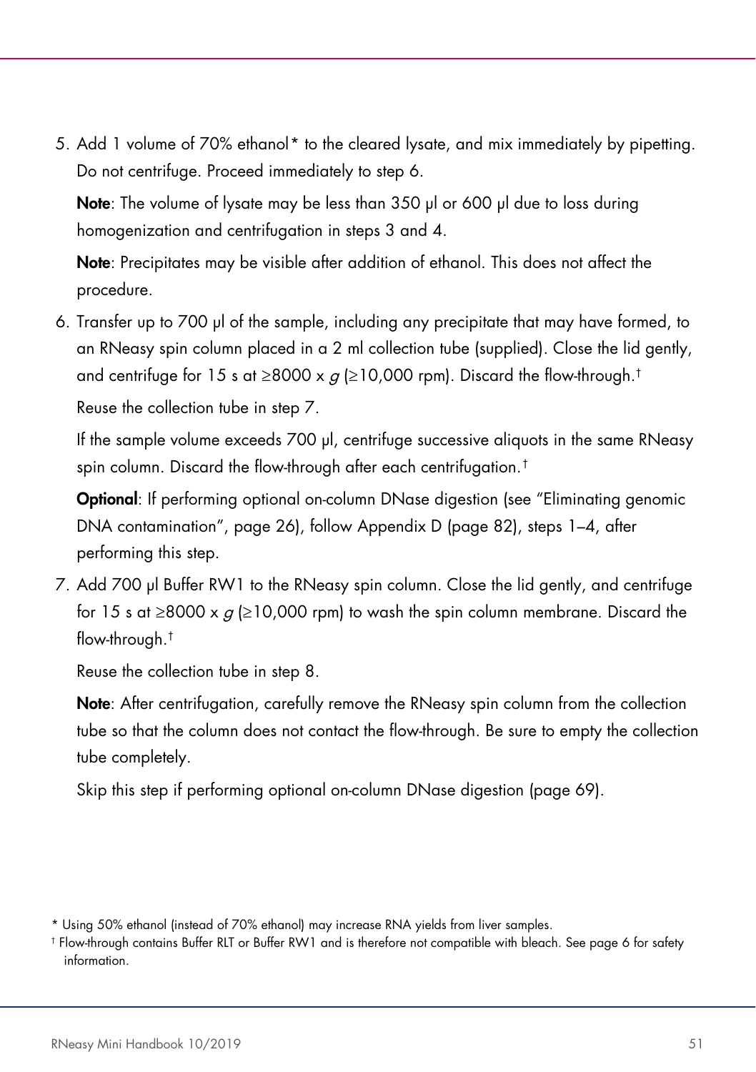5. Add 1 volume of 70% ethanol* to the cleared lysate, and mix immediately by pipetting. Do not centrifuge. Proceed immediately to step 6.

   **Note**: The volume of lysate may be less than 350 µl or 600 µl due to loss during homogenization and centrifugation in steps 3 and 4.

   **Note**: Precipitates may be visible after addition of ethanol. This does not affect the procedure.

6. Transfer up to 700 µl of the sample, including any precipitate that may have formed, to an RNeasy spin column placed in a 2 ml collection tube (supplied). Close the lid gently, and centrifuge for 15 s at ≥8000 x *g* (≥10,000 rpm). Discard the flow-through.†

   Reuse the collection tube in step 7.

   If the sample volume exceeds 700 µl, centrifuge successive aliquots in the same RNeasy spin column. Discard the flow-through after each centrifugation.†

   **Optional**: If performing optional on-column DNase digestion (see "Eliminating genomic DNA contamination", page 26), follow Appendix D (page 82), steps 1–4, after performing this step.

7. Add 700 µl Buffer RW1 to the RNeasy spin column. Close the lid gently, and centrifuge for 15 s at ≥8000 x *g* (≥10,000 rpm) to wash the spin column membrane. Discard the flow-through.†

   Reuse the collection tube in step 8.

   **Note**: After centrifugation, carefully remove the RNeasy spin column from the collection tube so that the column does not contact the flow-through. Be sure to empty the collection tube completely.

   Skip this step if performing optional on-column DNase digestion (page 69).

---

* Using 50% ethanol (instead of 70% ethanol) may increase RNA yields from liver samples.

† Flow-through contains Buffer RLT or Buffer RW1 and is therefore not compatible with bleach. See page 6 for safety information.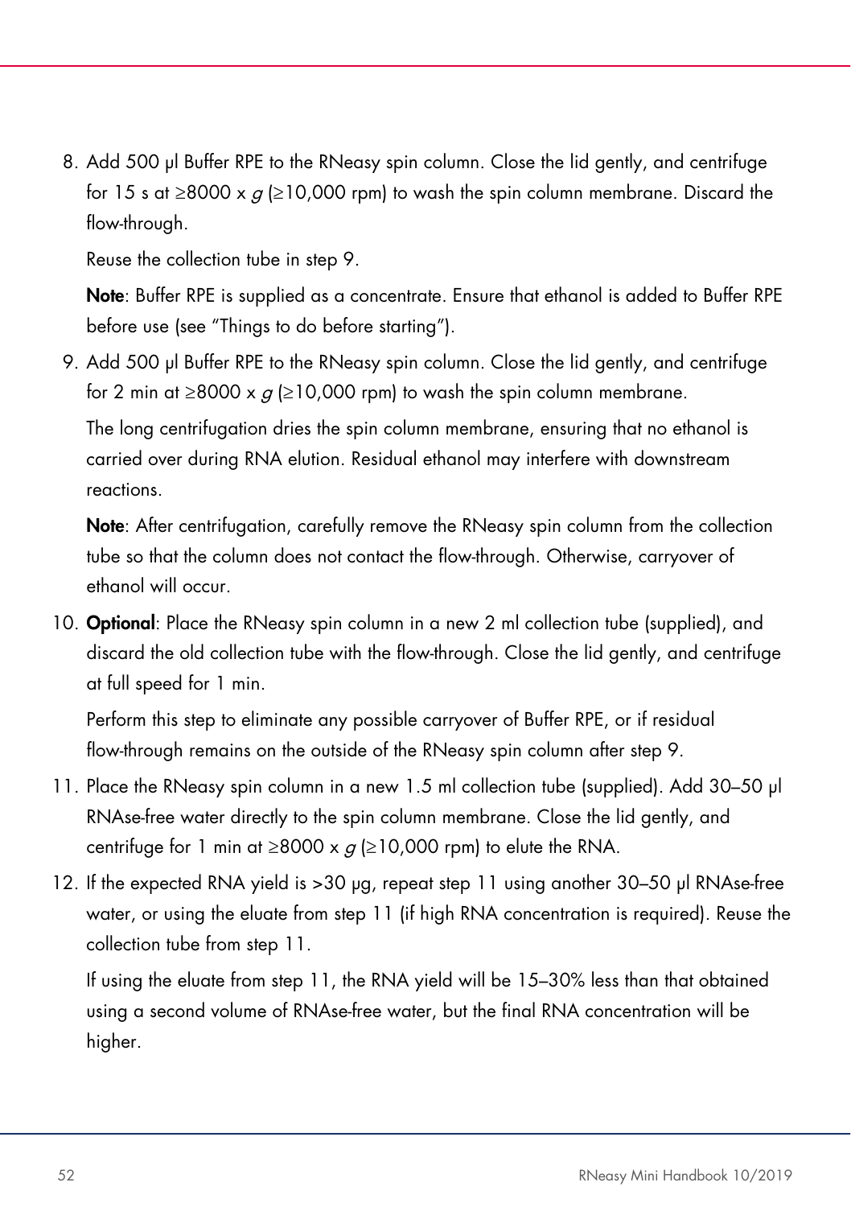8. Add 500 µl Buffer RPE to the RNeasy spin column. Close the lid gently, and centrifuge for 15 s at ≥8000 x *g* (≥10,000 rpm) to wash the spin column membrane. Discard the flow-through.

   Reuse the collection tube in step 9.

   **Note**: Buffer RPE is supplied as a concentrate. Ensure that ethanol is added to Buffer RPE before use (see "Things to do before starting").

9. Add 500 µl Buffer RPE to the RNeasy spin column. Close the lid gently, and centrifuge for 2 min at ≥8000 x *g* (≥10,000 rpm) to wash the spin column membrane.

   The long centrifugation dries the spin column membrane, ensuring that no ethanol is carried over during RNA elution. Residual ethanol may interfere with downstream reactions.

   **Note**: After centrifugation, carefully remove the RNeasy spin column from the collection tube so that the column does not contact the flow-through. Otherwise, carryover of ethanol will occur.

10. **Optional**: Place the RNeasy spin column in a new 2 ml collection tube (supplied), and discard the old collection tube with the flow-through. Close the lid gently, and centrifuge at full speed for 1 min.

    Perform this step to eliminate any possible carryover of Buffer RPE, or if residual flow-through remains on the outside of the RNeasy spin column after step 9.

11. Place the RNeasy spin column in a new 1.5 ml collection tube (supplied). Add 30–50 µl RNAse-free water directly to the spin column membrane. Close the lid gently, and centrifuge for 1 min at ≥8000 x *g* (≥10,000 rpm) to elute the RNA.

12. If the expected RNA yield is >30 µg, repeat step 11 using another 30–50 µl RNAse-free water, or using the eluate from step 11 (if high RNA concentration is required). Reuse the collection tube from step 11.

    If using the eluate from step 11, the RNA yield will be 15–30% less than that obtained using a second volume of RNAse-free water, but the final RNA concentration will be higher.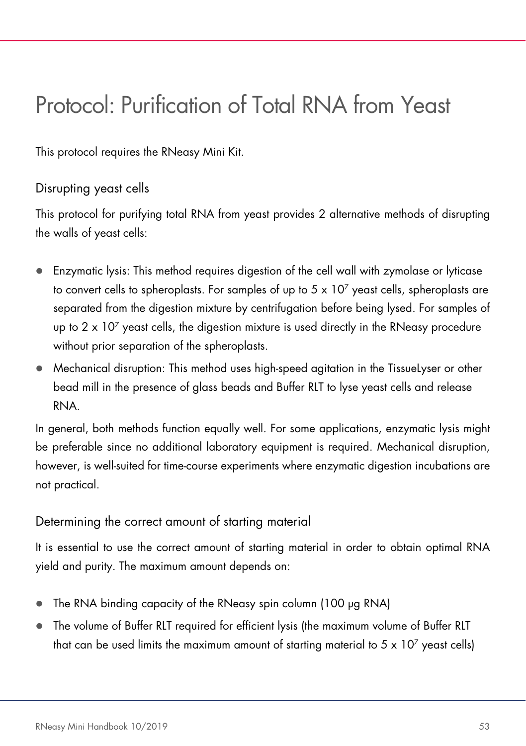# Protocol: Purification of Total RNA from Yeast

This protocol requires the RNeasy Mini Kit.

## Disrupting yeast cells

This protocol for purifying total RNA from yeast provides 2 alternative methods of disrupting the walls of yeast cells:

- Enzymatic lysis: This method requires digestion of the cell wall with zymolase or lyticase to convert cells to spheroplasts. For samples of up to $5 \times 10^7$ yeast cells, spheroplasts are separated from the digestion mixture by centrifugation before being lysed. For samples of up to $2 \times 10^7$ yeast cells, the digestion mixture is used directly in the RNeasy procedure without prior separation of the spheroplasts.
- Mechanical disruption: This method uses high-speed agitation in the TissueLyser or other bead mill in the presence of glass beads and Buffer RLT to lyse yeast cells and release RNA.

In general, both methods function equally well. For some applications, enzymatic lysis might be preferable since no additional laboratory equipment is required. Mechanical disruption, however, is well-suited for time-course experiments where enzymatic digestion incubations are not practical.

## Determining the correct amount of starting material

It is essential to use the correct amount of starting material in order to obtain optimal RNA yield and purity. The maximum amount depends on:

- The RNA binding capacity of the RNeasy spin column (100 µg RNA)
- The volume of Buffer RLT required for efficient lysis (the maximum volume of Buffer RLT that can be used limits the maximum amount of starting material to $5 \times 10^7$ yeast cells)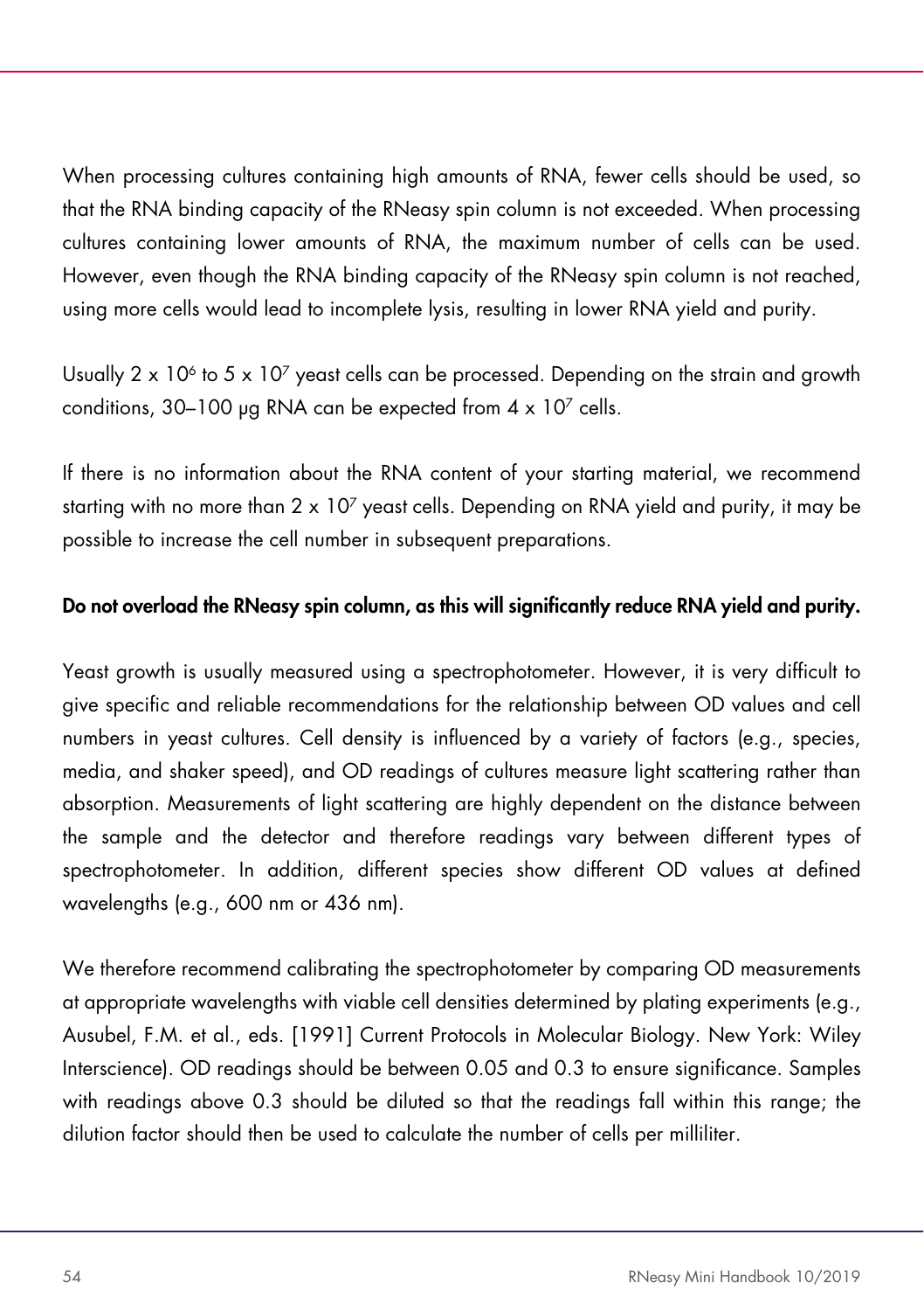When processing cultures containing high amounts of RNA, fewer cells should be used, so that the RNA binding capacity of the RNeasy spin column is not exceeded. When processing cultures containing lower amounts of RNA, the maximum number of cells can be used. However, even though the RNA binding capacity of the RNeasy spin column is not reached, using more cells would lead to incomplete lysis, resulting in lower RNA yield and purity.

Usually $2 \times 10^6$ to $5 \times 10^7$ yeast cells can be processed. Depending on the strain and growth conditions, 30–100 µg RNA can be expected from $4 \times 10^7$ cells.

If there is no information about the RNA content of your starting material, we recommend starting with no more than $2 \times 10^7$ yeast cells. Depending on RNA yield and purity, it may be possible to increase the cell number in subsequent preparations.

**Do not overload the RNeasy spin column, as this will significantly reduce RNA yield and purity.**

Yeast growth is usually measured using a spectrophotometer. However, it is very difficult to give specific and reliable recommendations for the relationship between OD values and cell numbers in yeast cultures. Cell density is influenced by a variety of factors (e.g., species, media, and shaker speed), and OD readings of cultures measure light scattering rather than absorption. Measurements of light scattering are highly dependent on the distance between the sample and the detector and therefore readings vary between different types of spectrophotometer. In addition, different species show different OD values at defined wavelengths (e.g., 600 nm or 436 nm).

We therefore recommend calibrating the spectrophotometer by comparing OD measurements at appropriate wavelengths with viable cell densities determined by plating experiments (e.g., Ausubel, F.M. et al., eds. [1991] Current Protocols in Molecular Biology. New York: Wiley Interscience). OD readings should be between 0.05 and 0.3 to ensure significance. Samples with readings above 0.3 should be diluted so that the readings fall within this range; the dilution factor should then be used to calculate the number of cells per milliliter.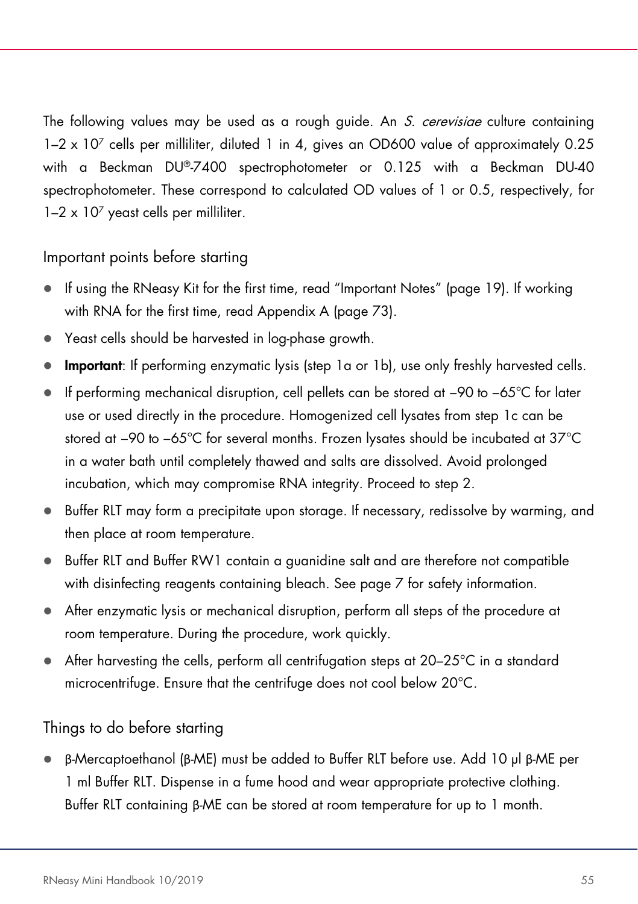The following values may be used as a rough guide. An *S. cerevisiae* culture containing 1–2 x $10^7$ cells per milliliter, diluted 1 in 4, gives an OD600 value of approximately 0.25 with a Beckman DU®-7400 spectrophotometer or 0.125 with a Beckman DU-40 spectrophotometer. These correspond to calculated OD values of 1 or 0.5, respectively, for 1–2 x $10^7$ yeast cells per milliliter.

## Important points before starting

- If using the RNeasy Kit for the first time, read "Important Notes" (page 19). If working with RNA for the first time, read Appendix A (page 73).
- Yeast cells should be harvested in log-phase growth.
- **Important**: If performing enzymatic lysis (step 1a or 1b), use only freshly harvested cells.
- If performing mechanical disruption, cell pellets can be stored at –90 to –65°C for later use or used directly in the procedure. Homogenized cell lysates from step 1c can be stored at –90 to –65°C for several months. Frozen lysates should be incubated at 37°C in a water bath until completely thawed and salts are dissolved. Avoid prolonged incubation, which may compromise RNA integrity. Proceed to step 2.
- Buffer RLT may form a precipitate upon storage. If necessary, redissolve by warming, and then place at room temperature.
- Buffer RLT and Buffer RW1 contain a guanidine salt and are therefore not compatible with disinfecting reagents containing bleach. See page 7 for safety information.
- After enzymatic lysis or mechanical disruption, perform all steps of the procedure at room temperature. During the procedure, work quickly.
- After harvesting the cells, perform all centrifugation steps at 20–25°C in a standard microcentrifuge. Ensure that the centrifuge does not cool below 20°C.

## Things to do before starting

- β-Mercaptoethanol (β-ME) must be added to Buffer RLT before use. Add 10 µl β-ME per 1 ml Buffer RLT. Dispense in a fume hood and wear appropriate protective clothing. Buffer RLT containing β-ME can be stored at room temperature for up to 1 month.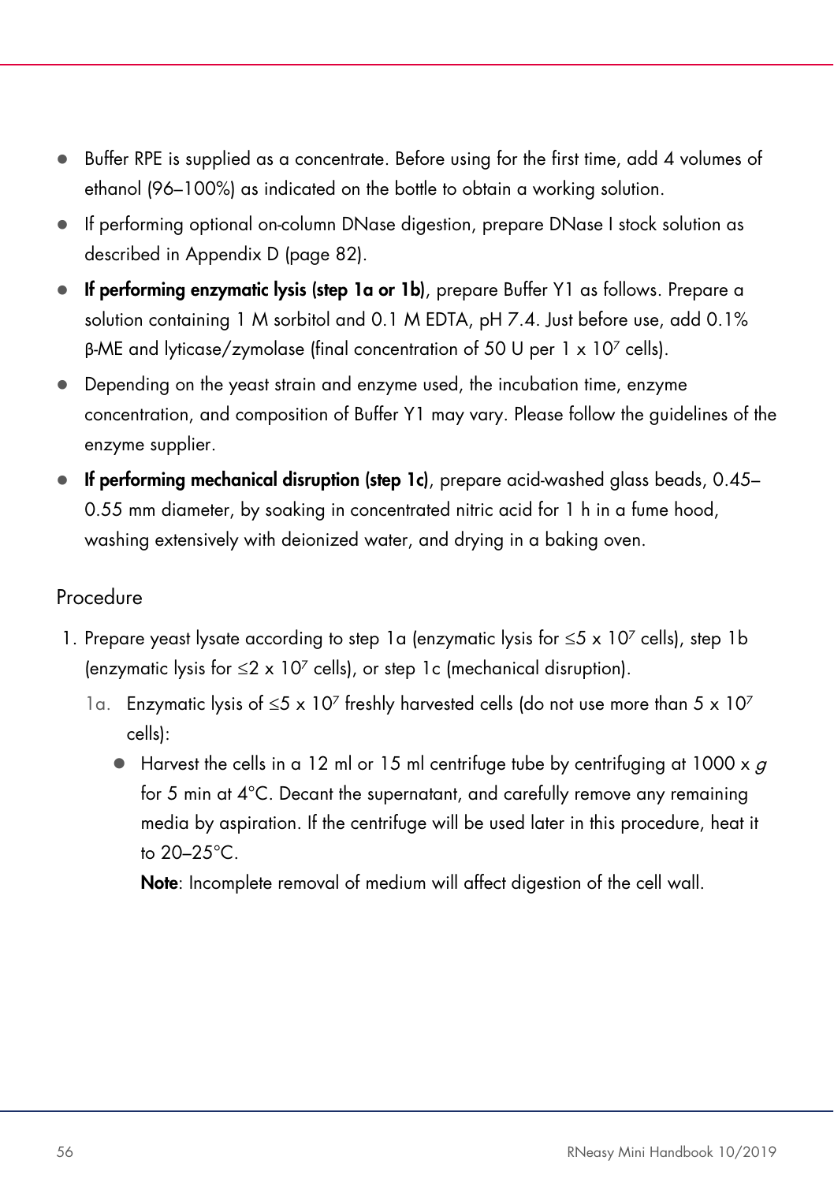- Buffer RPE is supplied as a concentrate. Before using for the first time, add 4 volumes of ethanol (96–100%) as indicated on the bottle to obtain a working solution.
- If performing optional on-column DNase digestion, prepare DNase I stock solution as described in Appendix D (page 82).
- **If performing enzymatic lysis (step 1a or 1b)**, prepare Buffer Y1 as follows. Prepare a solution containing 1 M sorbitol and 0.1 M EDTA, pH 7.4. Just before use, add 0.1% β-ME and lyticase/zymolase (final concentration of 50 U per 1 x $10^7$ cells).
- Depending on the yeast strain and enzyme used, the incubation time, enzyme concentration, and composition of Buffer Y1 may vary. Please follow the guidelines of the enzyme supplier.
- **If performing mechanical disruption (step 1c)**, prepare acid-washed glass beads, 0.45–0.55 mm diameter, by soaking in concentrated nitric acid for 1 h in a fume hood, washing extensively with deionized water, and drying in a baking oven.

## Procedure

1. Prepare yeast lysate according to step 1a (enzymatic lysis for ≤5 x $10^7$ cells), step 1b (enzymatic lysis for ≤2 x $10^7$ cells), or step 1c (mechanical disruption).

   1a. Enzymatic lysis of ≤5 x $10^7$ freshly harvested cells (do not use more than 5 x $10^7$ cells):

   - Harvest the cells in a 12 ml or 15 ml centrifuge tube by centrifuging at 1000 x *g* for 5 min at 4°C. Decant the supernatant, and carefully remove any remaining media by aspiration. If the centrifuge will be used later in this procedure, heat it to 20–25°C.

     **Note**: Incomplete removal of medium will affect digestion of the cell wall.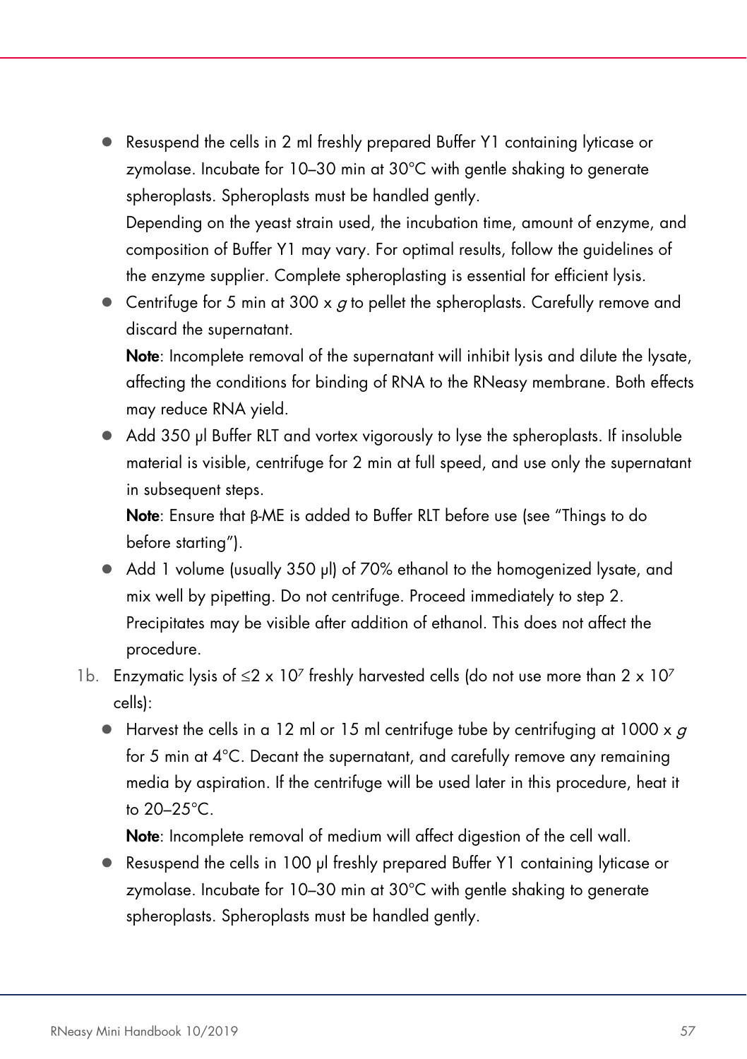- Resuspend the cells in 2 ml freshly prepared Buffer Y1 containing lyticase or zymolase. Incubate for 10–30 min at 30°C with gentle shaking to generate spheroplasts. Spheroplasts must be handled gently.
  Depending on the yeast strain used, the incubation time, amount of enzyme, and composition of Buffer Y1 may vary. For optimal results, follow the guidelines of the enzyme supplier. Complete spheroplasting is essential for efficient lysis.
- Centrifuge for 5 min at 300 x *g* to pellet the spheroplasts. Carefully remove and discard the supernatant.
  **Note**: Incomplete removal of the supernatant will inhibit lysis and dilute the lysate, affecting the conditions for binding of RNA to the RNeasy membrane. Both effects may reduce RNA yield.
- Add 350 µl Buffer RLT and vortex vigorously to lyse the spheroplasts. If insoluble material is visible, centrifuge for 2 min at full speed, and use only the supernatant in subsequent steps.
  **Note**: Ensure that β-ME is added to Buffer RLT before use (see "Things to do before starting").
- Add 1 volume (usually 350 µl) of 70% ethanol to the homogenized lysate, and mix well by pipetting. Do not centrifuge. Proceed immediately to step 2.
  Precipitates may be visible after addition of ethanol. This does not affect the procedure.

1b. Enzymatic lysis of ≤2 x $10^7$ freshly harvested cells (do not use more than 2 x $10^7$ cells):

- Harvest the cells in a 12 ml or 15 ml centrifuge tube by centrifuging at 1000 x *g* for 5 min at 4°C. Decant the supernatant, and carefully remove any remaining media by aspiration. If the centrifuge will be used later in this procedure, heat it to 20–25°C.
  **Note**: Incomplete removal of medium will affect digestion of the cell wall.
- Resuspend the cells in 100 µl freshly prepared Buffer Y1 containing lyticase or zymolase. Incubate for 10–30 min at 30°C with gentle shaking to generate spheroplasts. Spheroplasts must be handled gently.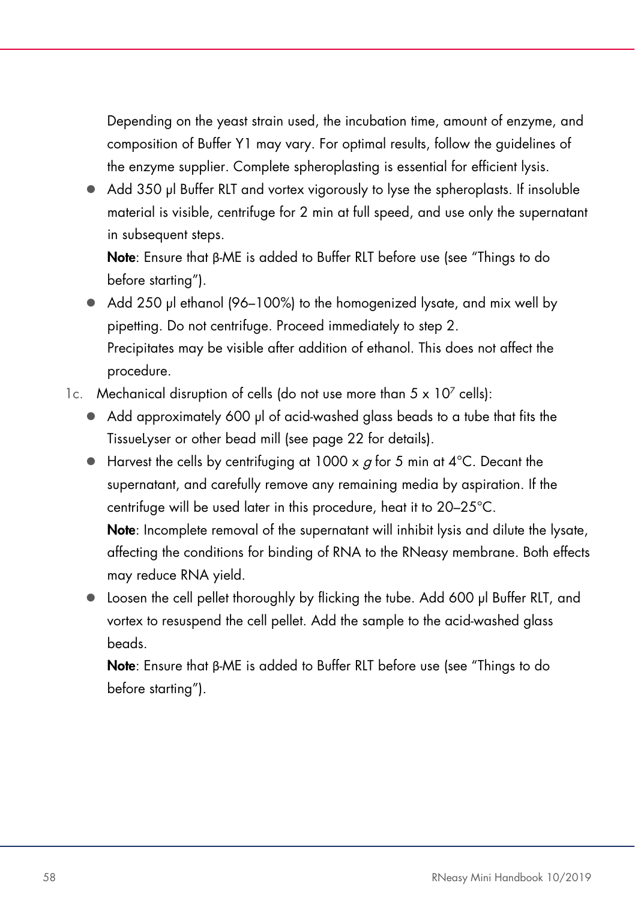Depending on the yeast strain used, the incubation time, amount of enzyme, and composition of Buffer Y1 may vary. For optimal results, follow the guidelines of the enzyme supplier. Complete spheroplasting is essential for efficient lysis.

- Add 350 µl Buffer RLT and vortex vigorously to lyse the spheroplasts. If insoluble material is visible, centrifuge for 2 min at full speed, and use only the supernatant in subsequent steps.
  **Note**: Ensure that β-ME is added to Buffer RLT before use (see "Things to do before starting").
- Add 250 µl ethanol (96–100%) to the homogenized lysate, and mix well by pipetting. Do not centrifuge. Proceed immediately to step 2.
  Precipitates may be visible after addition of ethanol. This does not affect the procedure.

1c. Mechanical disruption of cells (do not use more than $5 \times 10^7$ cells):

- Add approximately 600 µl of acid-washed glass beads to a tube that fits the TissueLyser or other bead mill (see page 22 for details).
- Harvest the cells by centrifuging at 1000 x *g* for 5 min at 4°C. Decant the supernatant, and carefully remove any remaining media by aspiration. If the centrifuge will be used later in this procedure, heat it to 20–25°C.
  **Note**: Incomplete removal of the supernatant will inhibit lysis and dilute the lysate, affecting the conditions for binding of RNA to the RNeasy membrane. Both effects may reduce RNA yield.
- Loosen the cell pellet thoroughly by flicking the tube. Add 600 µl Buffer RLT, and vortex to resuspend the cell pellet. Add the sample to the acid-washed glass beads.
  **Note**: Ensure that β-ME is added to Buffer RLT before use (see "Things to do before starting").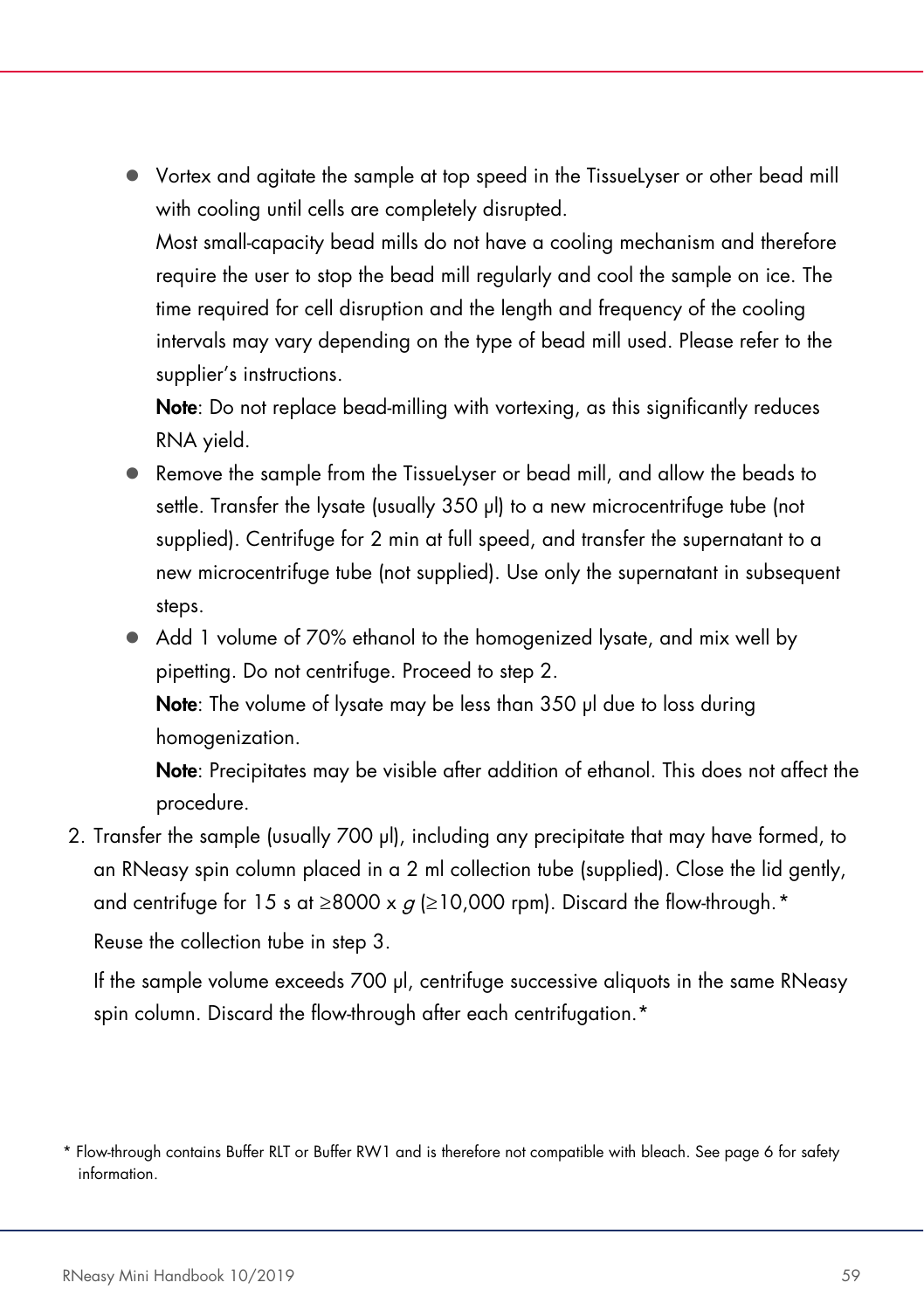- Vortex and agitate the sample at top speed in the TissueLyser or other bead mill with cooling until cells are completely disrupted.

  Most small-capacity bead mills do not have a cooling mechanism and therefore require the user to stop the bead mill regularly and cool the sample on ice. The time required for cell disruption and the length and frequency of the cooling intervals may vary depending on the type of bead mill used. Please refer to the supplier's instructions.

  **Note**: Do not replace bead-milling with vortexing, as this significantly reduces RNA yield.
- Remove the sample from the TissueLyser or bead mill, and allow the beads to settle. Transfer the lysate (usually 350 µl) to a new microcentrifuge tube (not supplied). Centrifuge for 2 min at full speed, and transfer the supernatant to a new microcentrifuge tube (not supplied). Use only the supernatant in subsequent steps.
- Add 1 volume of 70% ethanol to the homogenized lysate, and mix well by pipetting. Do not centrifuge. Proceed to step 2.

  **Note**: The volume of lysate may be less than 350 µl due to loss during homogenization.

  **Note**: Precipitates may be visible after addition of ethanol. This does not affect the procedure.

2. Transfer the sample (usually 700 µl), including any precipitate that may have formed, to an RNeasy spin column placed in a 2 ml collection tube (supplied). Close the lid gently, and centrifuge for 15 s at ≥8000 x *g* (≥10,000 rpm). Discard the flow-through.*

   Reuse the collection tube in step 3.

   If the sample volume exceeds 700 µl, centrifuge successive aliquots in the same RNeasy spin column. Discard the flow-through after each centrifugation.*

\* Flow-through contains Buffer RLT or Buffer RW1 and is therefore not compatible with bleach. See page 6 for safety information.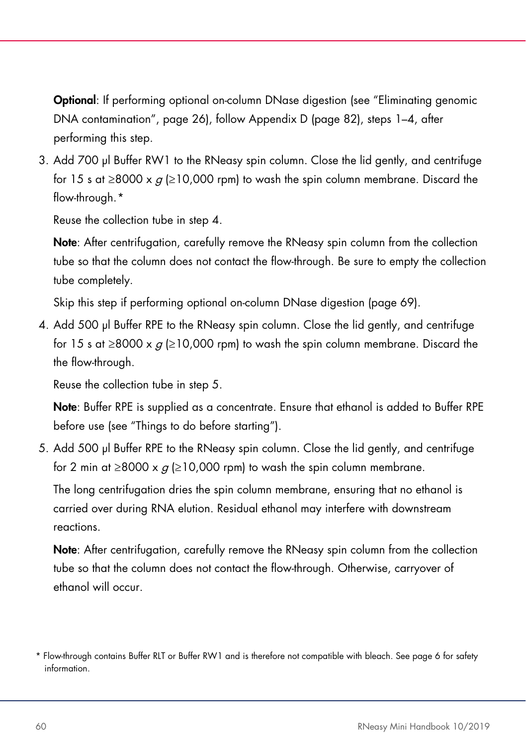**Optional**: If performing optional on-column DNase digestion (see "Eliminating genomic DNA contamination", page 26), follow Appendix D (page 82), steps 1–4, after performing this step.

3. Add 700 µl Buffer RW1 to the RNeasy spin column. Close the lid gently, and centrifuge for 15 s at ≥8000 x *g* (≥10,000 rpm) to wash the spin column membrane. Discard the flow-through.*

   Reuse the collection tube in step 4.

   **Note**: After centrifugation, carefully remove the RNeasy spin column from the collection tube so that the column does not contact the flow-through. Be sure to empty the collection tube completely.

   Skip this step if performing optional on-column DNase digestion (page 69).

4. Add 500 µl Buffer RPE to the RNeasy spin column. Close the lid gently, and centrifuge for 15 s at ≥8000 x *g* (≥10,000 rpm) to wash the spin column membrane. Discard the the flow-through.

   Reuse the collection tube in step 5.

   **Note**: Buffer RPE is supplied as a concentrate. Ensure that ethanol is added to Buffer RPE before use (see "Things to do before starting").

5. Add 500 µl Buffer RPE to the RNeasy spin column. Close the lid gently, and centrifuge for 2 min at ≥8000 x *g* (≥10,000 rpm) to wash the spin column membrane.

   The long centrifugation dries the spin column membrane, ensuring that no ethanol is carried over during RNA elution. Residual ethanol may interfere with downstream reactions.

   **Note**: After centrifugation, carefully remove the RNeasy spin column from the collection tube so that the column does not contact the flow-through. Otherwise, carryover of ethanol will occur.

\* Flow-through contains Buffer RLT or Buffer RW1 and is therefore not compatible with bleach. See page 6 for safety information.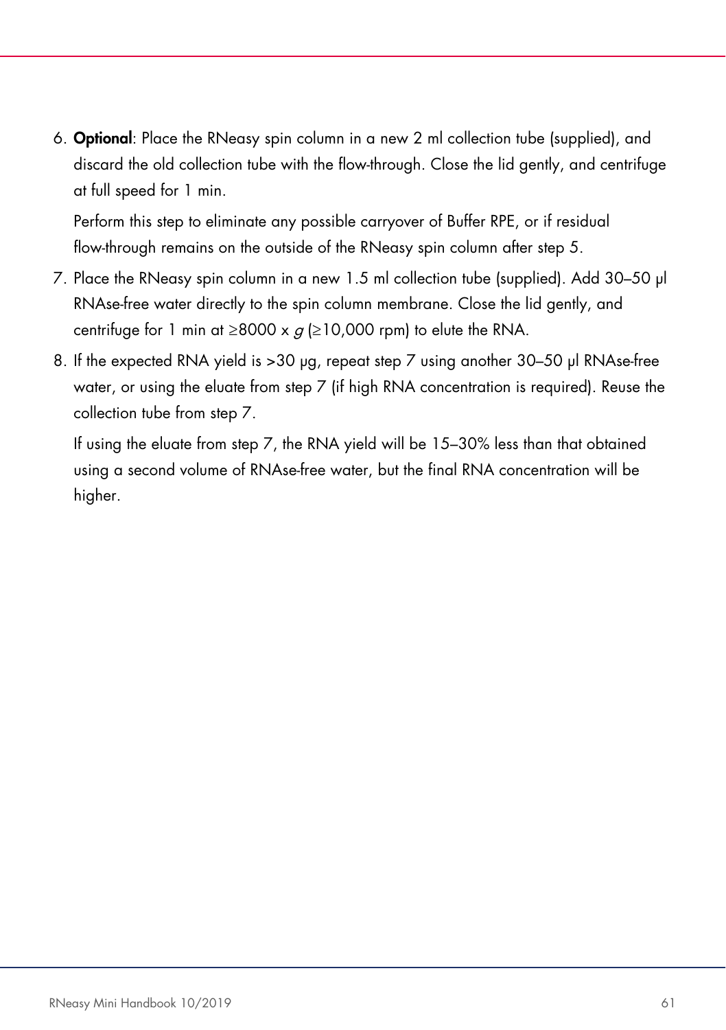6. **Optional**: Place the RNeasy spin column in a new 2 ml collection tube (supplied), and discard the old collection tube with the flow-through. Close the lid gently, and centrifuge at full speed for 1 min.

   Perform this step to eliminate any possible carryover of Buffer RPE, or if residual flow-through remains on the outside of the RNeasy spin column after step 5.

7. Place the RNeasy spin column in a new 1.5 ml collection tube (supplied). Add 30–50 µl RNAse-free water directly to the spin column membrane. Close the lid gently, and centrifuge for 1 min at ≥8000 x *g* (≥10,000 rpm) to elute the RNA.

8. If the expected RNA yield is >30 µg, repeat step 7 using another 30–50 µl RNAse-free water, or using the eluate from step 7 (if high RNA concentration is required). Reuse the collection tube from step 7.

   If using the eluate from step 7, the RNA yield will be 15–30% less than that obtained using a second volume of RNAse-free water, but the final RNA concentration will be higher.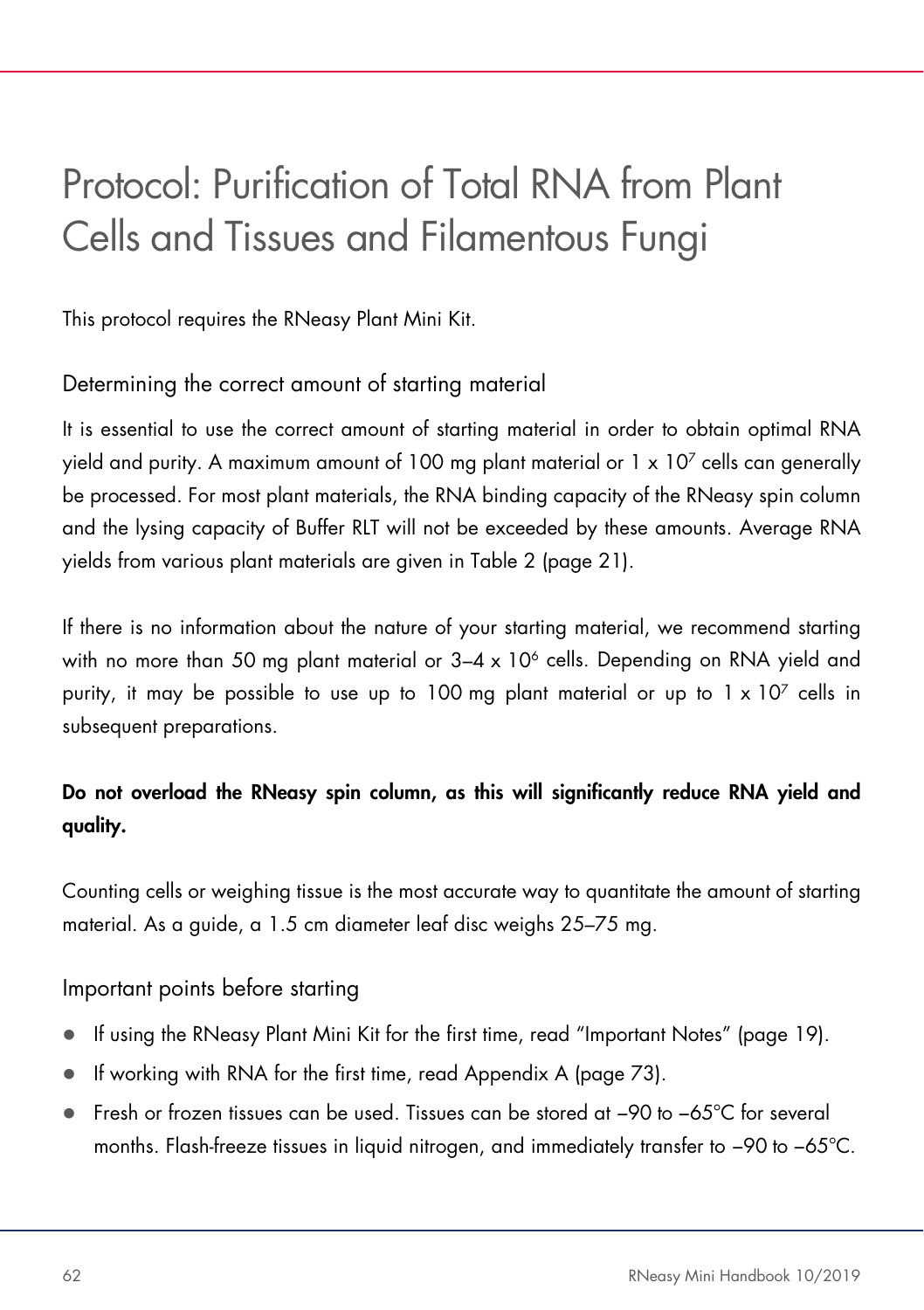# Protocol: Purification of Total RNA from Plant Cells and Tissues and Filamentous Fungi

This protocol requires the RNeasy Plant Mini Kit.

## Determining the correct amount of starting material

It is essential to use the correct amount of starting material in order to obtain optimal RNA yield and purity. A maximum amount of 100 mg plant material or $1 \times 10^7$ cells can generally be processed. For most plant materials, the RNA binding capacity of the RNeasy spin column and the lysing capacity of Buffer RLT will not be exceeded by these amounts. Average RNA yields from various plant materials are given in Table 2 (page 21).

If there is no information about the nature of your starting material, we recommend starting with no more than 50 mg plant material or $3–4 \times 10^6$ cells. Depending on RNA yield and purity, it may be possible to use up to 100 mg plant material or up to $1 \times 10^7$ cells in subsequent preparations.

**Do not overload the RNeasy spin column, as this will significantly reduce RNA yield and quality.**

Counting cells or weighing tissue is the most accurate way to quantitate the amount of starting material. As a guide, a 1.5 cm diameter leaf disc weighs 25–75 mg.

## Important points before starting

- If using the RNeasy Plant Mini Kit for the first time, read "Important Notes" (page 19).
- If working with RNA for the first time, read Appendix A (page 73).
- Fresh or frozen tissues can be used. Tissues can be stored at –90 to –65°C for several months. Flash-freeze tissues in liquid nitrogen, and immediately transfer to –90 to –65°C.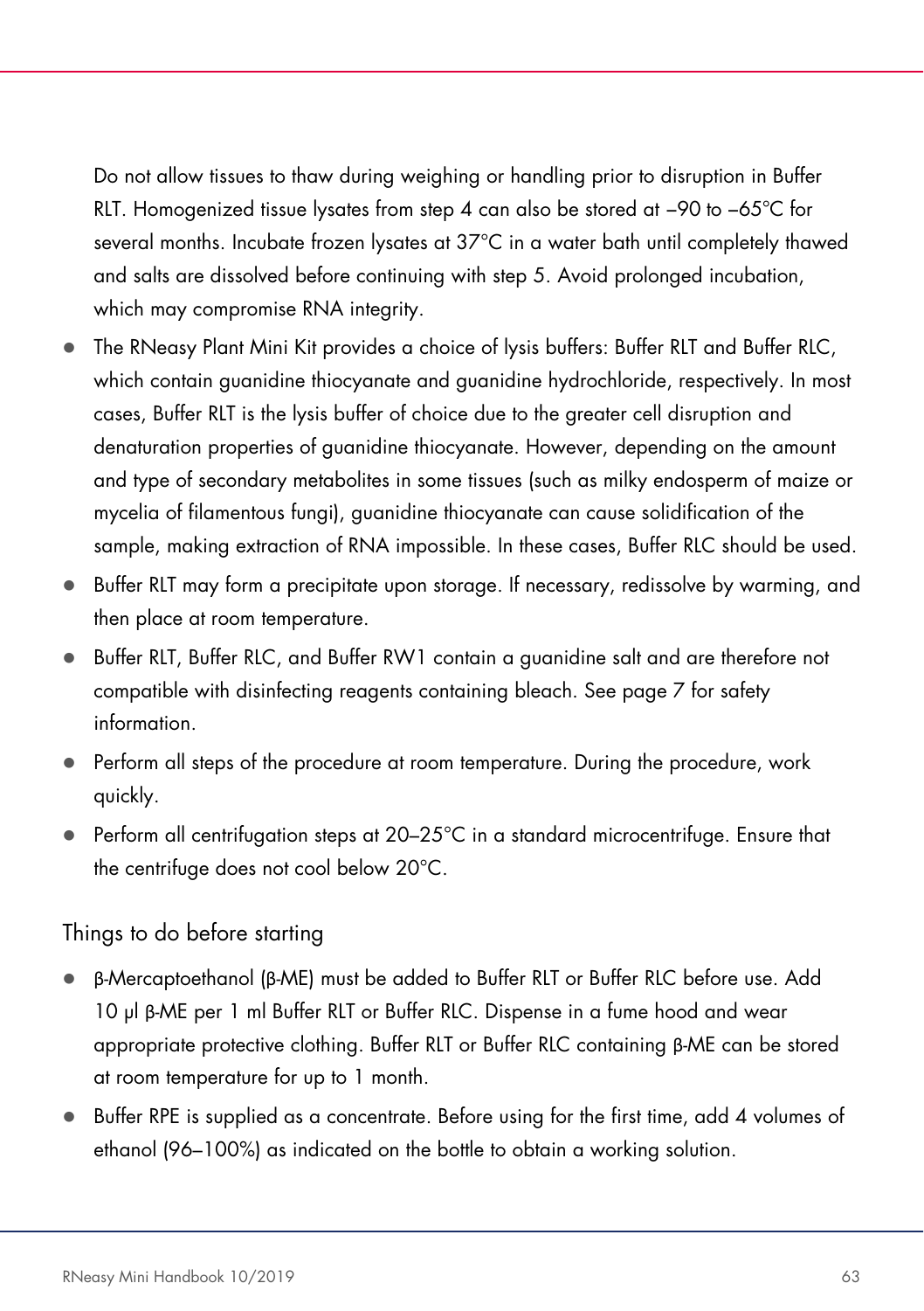Do not allow tissues to thaw during weighing or handling prior to disruption in Buffer RLT. Homogenized tissue lysates from step 4 can also be stored at −90 to −65°C for several months. Incubate frozen lysates at 37°C in a water bath until completely thawed and salts are dissolved before continuing with step 5. Avoid prolonged incubation, which may compromise RNA integrity.

- The RNeasy Plant Mini Kit provides a choice of lysis buffers: Buffer RLT and Buffer RLC, which contain guanidine thiocyanate and guanidine hydrochloride, respectively. In most cases, Buffer RLT is the lysis buffer of choice due to the greater cell disruption and denaturation properties of guanidine thiocyanate. However, depending on the amount and type of secondary metabolites in some tissues (such as milky endosperm of maize or mycelia of filamentous fungi), guanidine thiocyanate can cause solidification of the sample, making extraction of RNA impossible. In these cases, Buffer RLC should be used.
- Buffer RLT may form a precipitate upon storage. If necessary, redissolve by warming, and then place at room temperature.
- Buffer RLT, Buffer RLC, and Buffer RW1 contain a guanidine salt and are therefore not compatible with disinfecting reagents containing bleach. See page 7 for safety information.
- Perform all steps of the procedure at room temperature. During the procedure, work quickly.
- Perform all centrifugation steps at 20–25°C in a standard microcentrifuge. Ensure that the centrifuge does not cool below 20°C.

## Things to do before starting

- β-Mercaptoethanol (β-ME) must be added to Buffer RLT or Buffer RLC before use. Add 10 µl β-ME per 1 ml Buffer RLT or Buffer RLC. Dispense in a fume hood and wear appropriate protective clothing. Buffer RLT or Buffer RLC containing β-ME can be stored at room temperature for up to 1 month.
- Buffer RPE is supplied as a concentrate. Before using for the first time, add 4 volumes of ethanol (96–100%) as indicated on the bottle to obtain a working solution.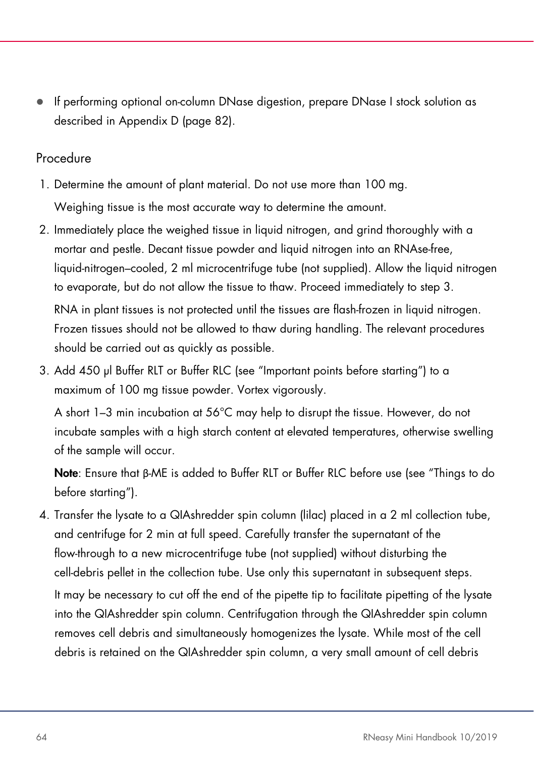- If performing optional on-column DNase digestion, prepare DNase I stock solution as described in Appendix D (page 82).

## Procedure

1. Determine the amount of plant material. Do not use more than 100 mg.

   Weighing tissue is the most accurate way to determine the amount.

2. Immediately place the weighed tissue in liquid nitrogen, and grind thoroughly with a mortar and pestle. Decant tissue powder and liquid nitrogen into an RNAse-free, liquid-nitrogen–cooled, 2 ml microcentrifuge tube (not supplied). Allow the liquid nitrogen to evaporate, but do not allow the tissue to thaw. Proceed immediately to step 3.

   RNA in plant tissues is not protected until the tissues are flash-frozen in liquid nitrogen. Frozen tissues should not be allowed to thaw during handling. The relevant procedures should be carried out as quickly as possible.

3. Add 450 µl Buffer RLT or Buffer RLC (see "Important points before starting") to a maximum of 100 mg tissue powder. Vortex vigorously.

   A short 1–3 min incubation at 56°C may help to disrupt the tissue. However, do not incubate samples with a high starch content at elevated temperatures, otherwise swelling of the sample will occur.

   **Note**: Ensure that β-ME is added to Buffer RLT or Buffer RLC before use (see "Things to do before starting").

4. Transfer the lysate to a QIAshredder spin column (lilac) placed in a 2 ml collection tube, and centrifuge for 2 min at full speed. Carefully transfer the supernatant of the flow-through to a new microcentrifuge tube (not supplied) without disturbing the cell-debris pellet in the collection tube. Use only this supernatant in subsequent steps.

   It may be necessary to cut off the end of the pipette tip to facilitate pipetting of the lysate into the QIAshredder spin column. Centrifugation through the QIAshredder spin column removes cell debris and simultaneously homogenizes the lysate. While most of the cell debris is retained on the QIAshredder spin column, a very small amount of cell debris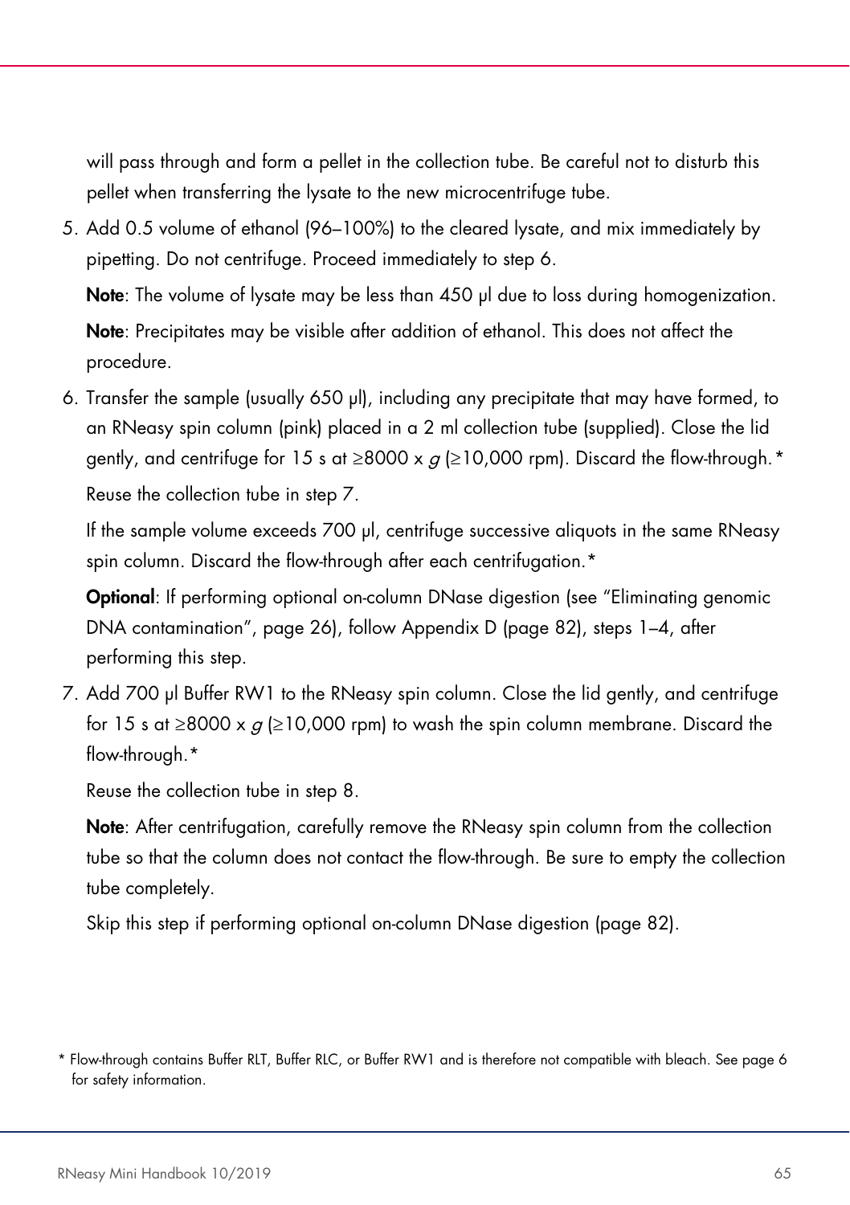will pass through and form a pellet in the collection tube. Be careful not to disturb this pellet when transferring the lysate to the new microcentrifuge tube.

5. Add 0.5 volume of ethanol (96–100%) to the cleared lysate, and mix immediately by pipetting. Do not centrifuge. Proceed immediately to step 6.

   **Note**: The volume of lysate may be less than 450 µl due to loss during homogenization.

   **Note**: Precipitates may be visible after addition of ethanol. This does not affect the procedure.

6. Transfer the sample (usually 650 µl), including any precipitate that may have formed, to an RNeasy spin column (pink) placed in a 2 ml collection tube (supplied). Close the lid gently, and centrifuge for 15 s at ≥8000 x *g* (≥10,000 rpm). Discard the flow-through.*

   Reuse the collection tube in step 7.

   If the sample volume exceeds 700 µl, centrifuge successive aliquots in the same RNeasy spin column. Discard the flow-through after each centrifugation.*

   **Optional**: If performing optional on-column DNase digestion (see "Eliminating genomic DNA contamination", page 26), follow Appendix D (page 82), steps 1–4, after performing this step.

7. Add 700 µl Buffer RW1 to the RNeasy spin column. Close the lid gently, and centrifuge for 15 s at ≥8000 x *g* (≥10,000 rpm) to wash the spin column membrane. Discard the flow-through.*

   Reuse the collection tube in step 8.

   **Note**: After centrifugation, carefully remove the RNeasy spin column from the collection tube so that the column does not contact the flow-through. Be sure to empty the collection tube completely.

   Skip this step if performing optional on-column DNase digestion (page 82).

\* Flow-through contains Buffer RLT, Buffer RLC, or Buffer RW1 and is therefore not compatible with bleach. See page 6 for safety information.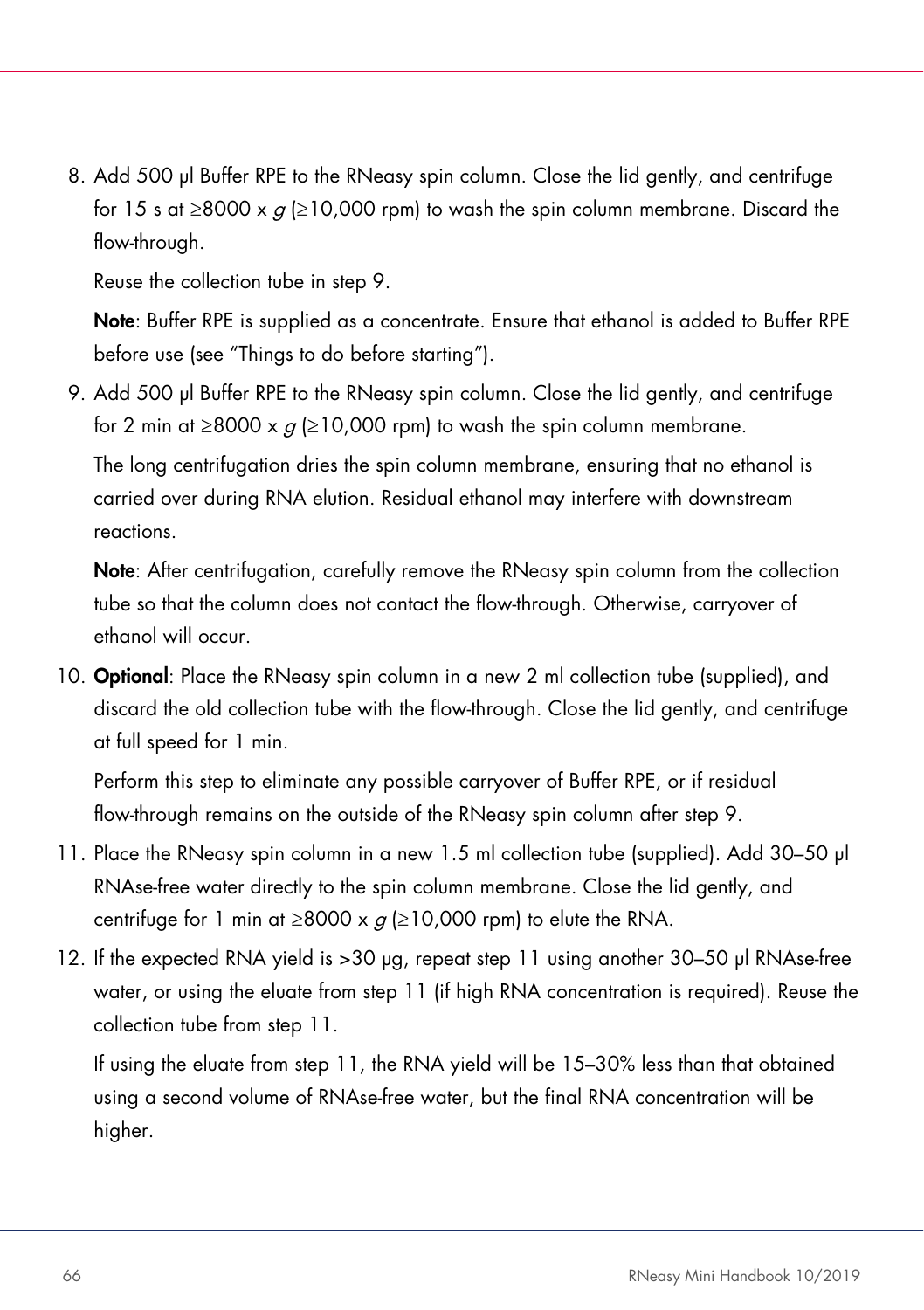8. Add 500 µl Buffer RPE to the RNeasy spin column. Close the lid gently, and centrifuge for 15 s at ≥8000 x *g* (≥10,000 rpm) to wash the spin column membrane. Discard the flow-through.

   Reuse the collection tube in step 9.

   **Note**: Buffer RPE is supplied as a concentrate. Ensure that ethanol is added to Buffer RPE before use (see "Things to do before starting").

9. Add 500 µl Buffer RPE to the RNeasy spin column. Close the lid gently, and centrifuge for 2 min at ≥8000 x *g* (≥10,000 rpm) to wash the spin column membrane.

   The long centrifugation dries the spin column membrane, ensuring that no ethanol is carried over during RNA elution. Residual ethanol may interfere with downstream reactions.

   **Note**: After centrifugation, carefully remove the RNeasy spin column from the collection tube so that the column does not contact the flow-through. Otherwise, carryover of ethanol will occur.

10. **Optional**: Place the RNeasy spin column in a new 2 ml collection tube (supplied), and discard the old collection tube with the flow-through. Close the lid gently, and centrifuge at full speed for 1 min.

    Perform this step to eliminate any possible carryover of Buffer RPE, or if residual flow-through remains on the outside of the RNeasy spin column after step 9.

11. Place the RNeasy spin column in a new 1.5 ml collection tube (supplied). Add 30–50 µl RNAse-free water directly to the spin column membrane. Close the lid gently, and centrifuge for 1 min at ≥8000 x *g* (≥10,000 rpm) to elute the RNA.

12. If the expected RNA yield is >30 µg, repeat step 11 using another 30–50 µl RNAse-free water, or using the eluate from step 11 (if high RNA concentration is required). Reuse the collection tube from step 11.

    If using the eluate from step 11, the RNA yield will be 15–30% less than that obtained using a second volume of RNAse-free water, but the final RNA concentration will be higher.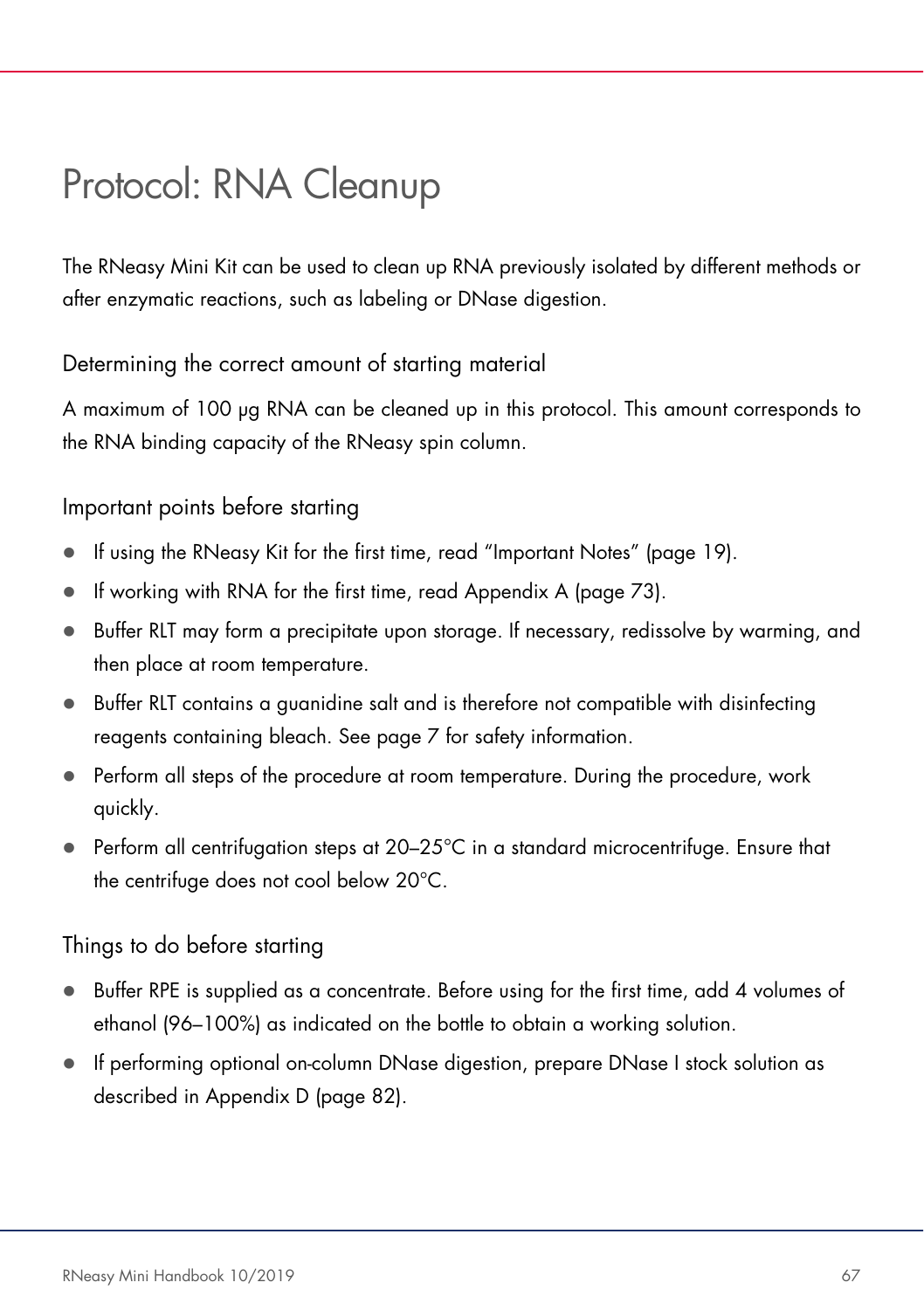# Protocol: RNA Cleanup

The RNeasy Mini Kit can be used to clean up RNA previously isolated by different methods or after enzymatic reactions, such as labeling or DNase digestion.

## Determining the correct amount of starting material

A maximum of 100 µg RNA can be cleaned up in this protocol. This amount corresponds to the RNA binding capacity of the RNeasy spin column.

## Important points before starting

- If using the RNeasy Kit for the first time, read "Important Notes" (page 19).
- If working with RNA for the first time, read Appendix A (page 73).
- Buffer RLT may form a precipitate upon storage. If necessary, redissolve by warming, and then place at room temperature.
- Buffer RLT contains a guanidine salt and is therefore not compatible with disinfecting reagents containing bleach. See page 7 for safety information.
- Perform all steps of the procedure at room temperature. During the procedure, work quickly.
- Perform all centrifugation steps at 20–25°C in a standard microcentrifuge. Ensure that the centrifuge does not cool below 20°C.

## Things to do before starting

- Buffer RPE is supplied as a concentrate. Before using for the first time, add 4 volumes of ethanol (96–100%) as indicated on the bottle to obtain a working solution.
- If performing optional on-column DNase digestion, prepare DNase I stock solution as described in Appendix D (page 82).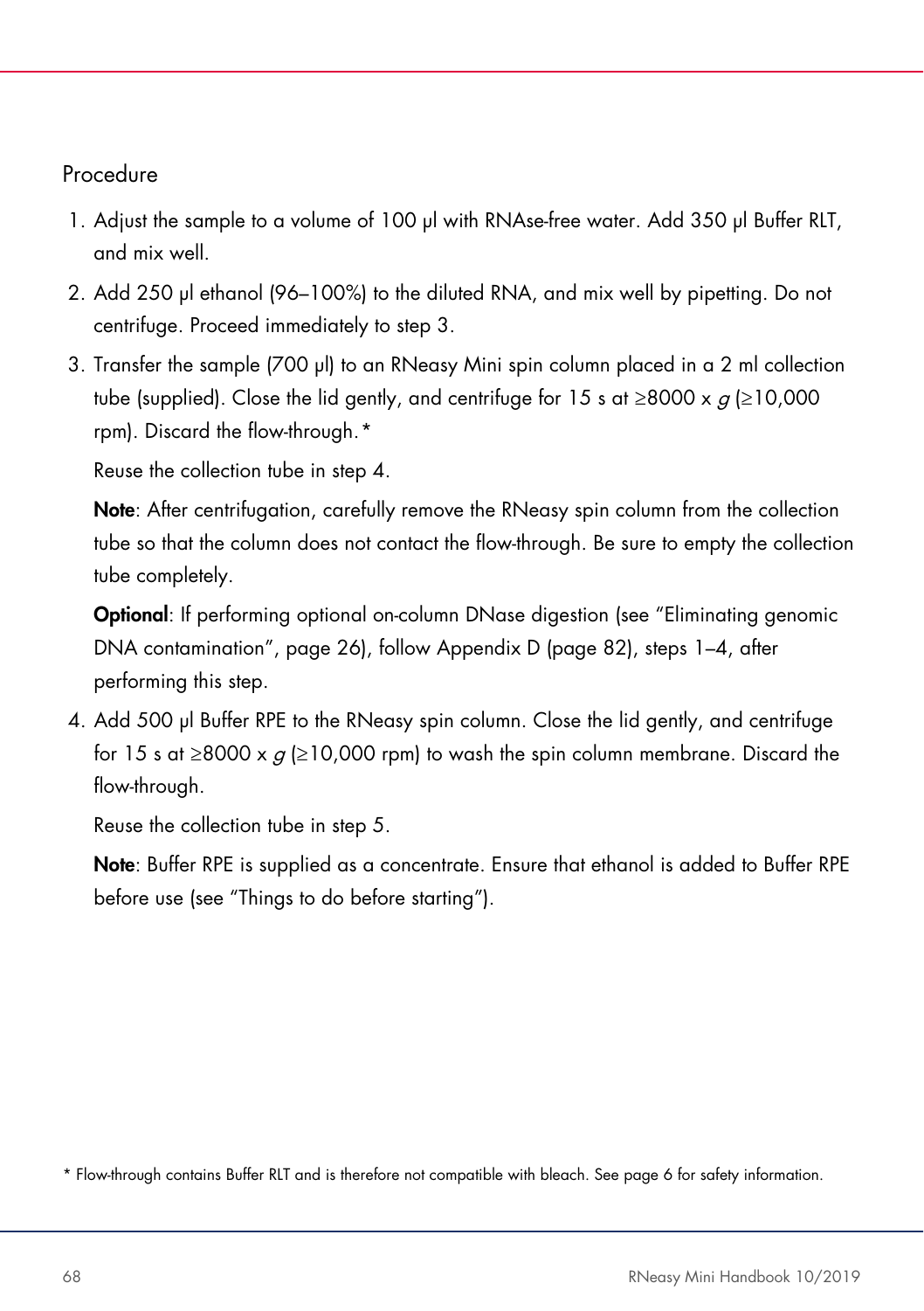## Procedure

1. Adjust the sample to a volume of 100 µl with RNAse-free water. Add 350 µl Buffer RLT, and mix well.
2. Add 250 µl ethanol (96–100%) to the diluted RNA, and mix well by pipetting. Do not centrifuge. Proceed immediately to step 3.
3. Transfer the sample (700 µl) to an RNeasy Mini spin column placed in a 2 ml collection tube (supplied). Close the lid gently, and centrifuge for 15 s at ≥8000 x *g* (≥10,000 rpm). Discard the flow-through.*

   Reuse the collection tube in step 4.

   **Note**: After centrifugation, carefully remove the RNeasy spin column from the collection tube so that the column does not contact the flow-through. Be sure to empty the collection tube completely.

   **Optional**: If performing optional on-column DNase digestion (see "Eliminating genomic DNA contamination", page 26), follow Appendix D (page 82), steps 1–4, after performing this step.
4. Add 500 µl Buffer RPE to the RNeasy spin column. Close the lid gently, and centrifuge for 15 s at ≥8000 x *g* (≥10,000 rpm) to wash the spin column membrane. Discard the flow-through.

   Reuse the collection tube in step 5.

   **Note**: Buffer RPE is supplied as a concentrate. Ensure that ethanol is added to Buffer RPE before use (see "Things to do before starting").

* Flow-through contains Buffer RLT and is therefore not compatible with bleach. See page 6 for safety information.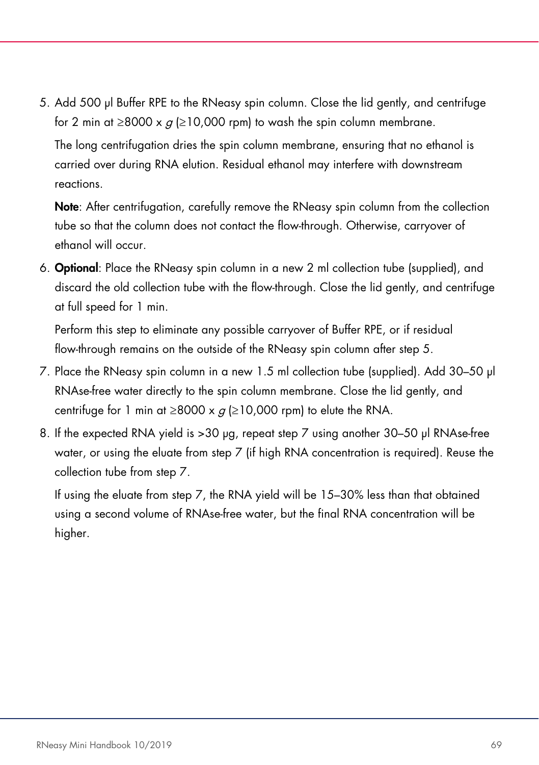5. Add 500 µl Buffer RPE to the RNeasy spin column. Close the lid gently, and centrifuge for 2 min at ≥8000 x *g* (≥10,000 rpm) to wash the spin column membrane.

   The long centrifugation dries the spin column membrane, ensuring that no ethanol is carried over during RNA elution. Residual ethanol may interfere with downstream reactions.

   **Note**: After centrifugation, carefully remove the RNeasy spin column from the collection tube so that the column does not contact the flow-through. Otherwise, carryover of ethanol will occur.

6. **Optional**: Place the RNeasy spin column in a new 2 ml collection tube (supplied), and discard the old collection tube with the flow-through. Close the lid gently, and centrifuge at full speed for 1 min.

   Perform this step to eliminate any possible carryover of Buffer RPE, or if residual flow-through remains on the outside of the RNeasy spin column after step 5.

7. Place the RNeasy spin column in a new 1.5 ml collection tube (supplied). Add 30–50 µl RNAse-free water directly to the spin column membrane. Close the lid gently, and centrifuge for 1 min at ≥8000 x *g* (≥10,000 rpm) to elute the RNA.

8. If the expected RNA yield is >30 µg, repeat step 7 using another 30–50 µl RNAse-free water, or using the eluate from step 7 (if high RNA concentration is required). Reuse the collection tube from step 7.

   If using the eluate from step 7, the RNA yield will be 15–30% less than that obtained using a second volume of RNAse-free water, but the final RNA concentration will be higher.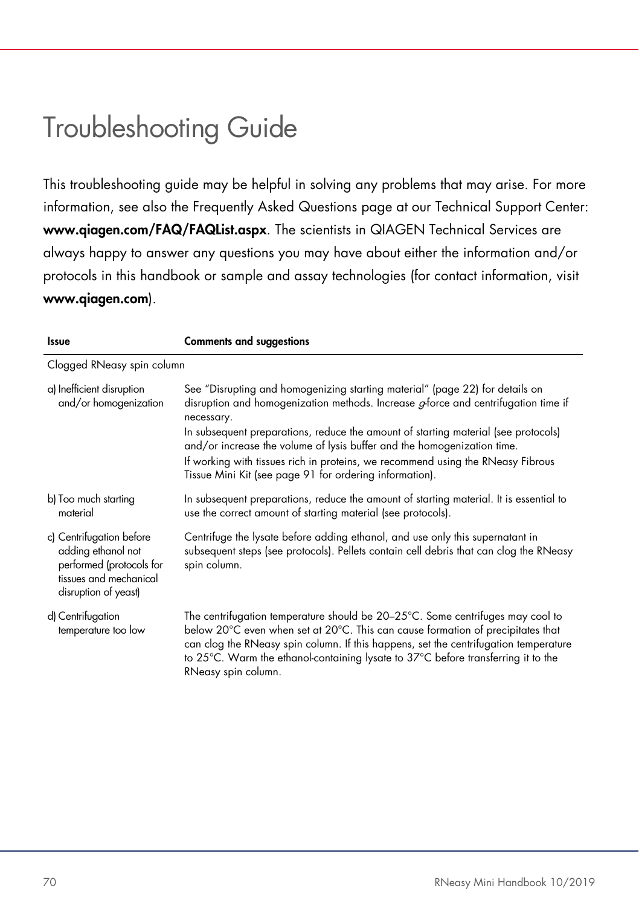# Troubleshooting Guide

This troubleshooting guide may be helpful in solving any problems that may arise. For more information, see also the Frequently Asked Questions page at our Technical Support Center: **www.qiagen.com/FAQ/FAQList.aspx**. The scientists in QIAGEN Technical Services are always happy to answer any questions you may have about either the information and/or protocols in this handbook or sample and assay technologies (for contact information, visit **www.qiagen.com**).

| **Issue** | **Comments and suggestions** |
|---|---|
| Clogged RNeasy spin column | |
| a) Inefficient disruption and/or homogenization | See "Disrupting and homogenizing starting material" (page 22) for details on disruption and homogenization methods. Increase *g*-force and centrifugation time if necessary.<br>In subsequent preparations, reduce the amount of starting material (see protocols) and/or increase the volume of lysis buffer and the homogenization time.<br>If working with tissues rich in proteins, we recommend using the RNeasy Fibrous Tissue Mini Kit (see page 91 for ordering information). |
| b) Too much starting material | In subsequent preparations, reduce the amount of starting material. It is essential to use the correct amount of starting material (see protocols). |
| c) Centrifugation before adding ethanol not performed (protocols for tissues and mechanical disruption of yeast) | Centrifuge the lysate before adding ethanol, and use only this supernatant in subsequent steps (see protocols). Pellets contain cell debris that can clog the RNeasy spin column. |
| d) Centrifugation temperature too low | The centrifugation temperature should be 20–25°C. Some centrifuges may cool to below 20°C even when set at 20°C. This can cause formation of precipitates that can clog the RNeasy spin column. If this happens, set the centrifugation temperature to 25°C. Warm the ethanol-containing lysate to 37°C before transferring it to the RNeasy spin column. |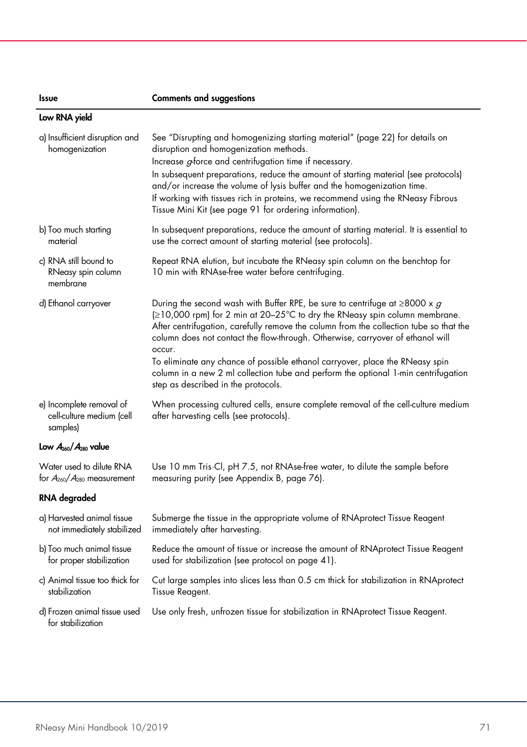| Issue | Comments and suggestions |
|---|---|
| **Low RNA yield** | |
| a) Insufficient disruption and homogenization | See "Disrupting and homogenizing starting material" (page 22) for details on disruption and homogenization methods. Increase *g*-force and centrifugation time if necessary. In subsequent preparations, reduce the amount of starting material (see protocols) and/or increase the volume of lysis buffer and the homogenization time. If working with tissues rich in proteins, we recommend using the RNeasy Fibrous Tissue Mini Kit (see page 91 for ordering information). |
| b) Too much starting material | In subsequent preparations, reduce the amount of starting material. It is essential to use the correct amount of starting material (see protocols). |
| c) RNA still bound to RNeasy spin column membrane | Repeat RNA elution, but incubate the RNeasy spin column on the benchtop for 10 min with RNAse-free water before centrifuging. |
| d) Ethanol carryover | During the second wash with Buffer RPE, be sure to centrifuge at ≥8000 x *g* (≥10,000 rpm) for 2 min at 20–25°C to dry the RNeasy spin column membrane. After centrifugation, carefully remove the column from the collection tube so that the column does not contact the flow-through. Otherwise, carryover of ethanol will occur. To eliminate any chance of possible ethanol carryover, place the RNeasy spin column in a new 2 ml collection tube and perform the optional 1-min centrifugation step as described in the protocols. |
| e) Incomplete removal of cell-culture medium (cell samples) | When processing cultured cells, ensure complete removal of the cell-culture medium after harvesting cells (see protocols). |
| **Low $A_{260}/A_{280}$ value** | |
| Water used to dilute RNA for $A_{260}/A_{280}$ measurement | Use 10 mm Tris·Cl, pH 7.5, not RNAse-free water, to dilute the sample before measuring purity (see Appendix B, page 76). |
| **RNA degraded** | |
| a) Harvested animal tissue not immediately stabilized | Submerge the tissue in the appropriate volume of RNAprotect Tissue Reagent immediately after harvesting. |
| b) Too much animal tissue for proper stabilization | Reduce the amount of tissue or increase the amount of RNAprotect Tissue Reagent used for stabilization (see protocol on page 41). |
| c) Animal tissue too thick for stabilization | Cut large samples into slices less than 0.5 cm thick for stabilization in RNAprotect Tissue Reagent. |
| d) Frozen animal tissue used for stabilization | Use only fresh, unfrozen tissue for stabilization in RNAprotect Tissue Reagent. |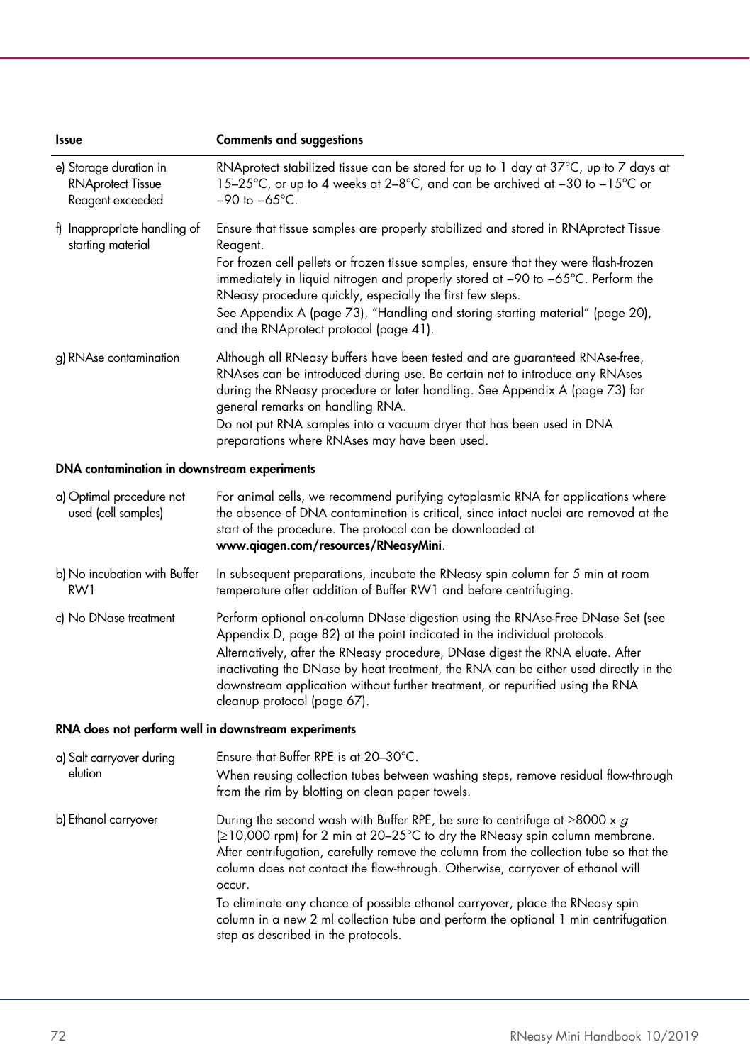| Issue | Comments and suggestions |
|---|---|
| e) Storage duration in RNAprotect Tissue Reagent exceeded | RNAprotect stabilized tissue can be stored for up to 1 day at 37°C, up to 7 days at 15–25°C, or up to 4 weeks at 2–8°C, and can be archived at –30 to –15°C or –90 to –65°C. |
| f) Inappropriate handling of starting material | Ensure that tissue samples are properly stabilized and stored in RNAprotect Tissue Reagent.<br>For frozen cell pellets or frozen tissue samples, ensure that they were flash-frozen immediately in liquid nitrogen and properly stored at –90 to –65°C. Perform the RNeasy procedure quickly, especially the first few steps.<br>See Appendix A (page 73), "Handling and storing starting material" (page 20), and the RNAprotect protocol (page 41). |
| g) RNAse contamination | Although all RNeasy buffers have been tested and are guaranteed RNAse-free, RNAses can be introduced during use. Be certain not to introduce any RNAses during the RNeasy procedure or later handling. See Appendix A (page 73) for general remarks on handling RNA.<br>Do not put RNA samples into a vacuum dryer that has been used in DNA preparations where RNAses may have been used. |
| **DNA contamination in downstream experiments** | |
| a) Optimal procedure not used (cell samples) | For animal cells, we recommend purifying cytoplasmic RNA for applications where the absence of DNA contamination is critical, since intact nuclei are removed at the start of the procedure. The protocol can be downloaded at **www.qiagen.com/resources/RNeasyMini**. |
| b) No incubation with Buffer RW1 | In subsequent preparations, incubate the RNeasy spin column for 5 min at room temperature after addition of Buffer RW1 and before centrifuging. |
| c) No DNase treatment | Perform optional on-column DNase digestion using the RNAse-Free DNase Set (see Appendix D, page 82) at the point indicated in the individual protocols.<br>Alternatively, after the RNeasy procedure, DNase digest the RNA eluate. After inactivating the DNase by heat treatment, the RNA can be either used directly in the downstream application without further treatment, or repurified using the RNA cleanup protocol (page 67). |
| **RNA does not perform well in downstream experiments** | |
| a) Salt carryover during elution | Ensure that Buffer RPE is at 20–30°C.<br>When reusing collection tubes between washing steps, remove residual flow-through from the rim by blotting on clean paper towels. |
| b) Ethanol carryover | During the second wash with Buffer RPE, be sure to centrifuge at ≥8000 x *g* (≥10,000 rpm) for 2 min at 20–25°C to dry the RNeasy spin column membrane. After centrifugation, carefully remove the column from the collection tube so that the column does not contact the flow-through. Otherwise, carryover of ethanol will occur.<br>To eliminate any chance of possible ethanol carryover, place the RNeasy spin column in a new 2 ml collection tube and perform the optional 1 min centrifugation step as described in the protocols. |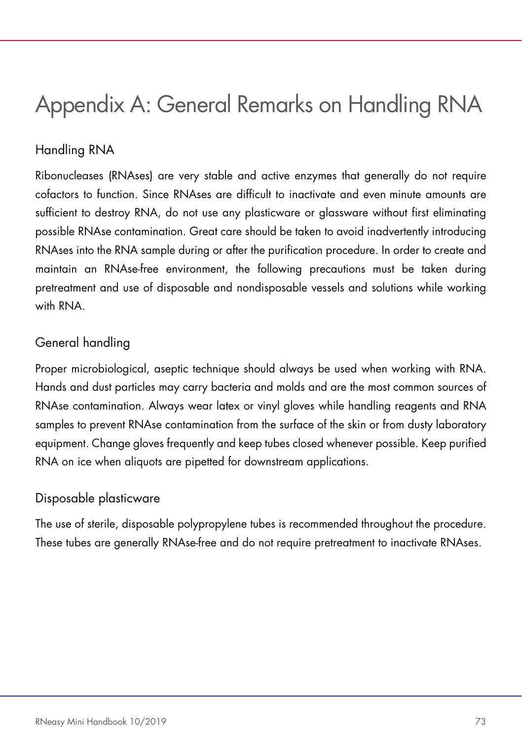# Appendix A: General Remarks on Handling RNA

## Handling RNA

Ribonucleases (RNAses) are very stable and active enzymes that generally do not require cofactors to function. Since RNAses are difficult to inactivate and even minute amounts are sufficient to destroy RNA, do not use any plasticware or glassware without first eliminating possible RNAse contamination. Great care should be taken to avoid inadvertently introducing RNAses into the RNA sample during or after the purification procedure. In order to create and maintain an RNAse-free environment, the following precautions must be taken during pretreatment and use of disposable and nondisposable vessels and solutions while working with RNA.

## General handling

Proper microbiological, aseptic technique should always be used when working with RNA. Hands and dust particles may carry bacteria and molds and are the most common sources of RNAse contamination. Always wear latex or vinyl gloves while handling reagents and RNA samples to prevent RNAse contamination from the surface of the skin or from dusty laboratory equipment. Change gloves frequently and keep tubes closed whenever possible. Keep purified RNA on ice when aliquots are pipetted for downstream applications.

## Disposable plasticware

The use of sterile, disposable polypropylene tubes is recommended throughout the procedure. These tubes are generally RNAse-free and do not require pretreatment to inactivate RNAses.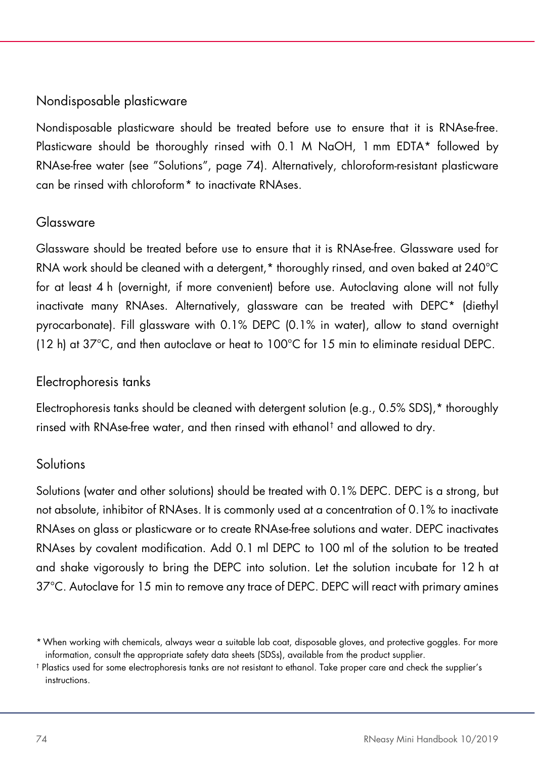## Nondisposable plasticware

Nondisposable plasticware should be treated before use to ensure that it is RNAse-free. Plasticware should be thoroughly rinsed with 0.1 M NaOH, 1 mm EDTA* followed by RNAse-free water (see "Solutions", page 74). Alternatively, chloroform-resistant plasticware can be rinsed with chloroform* to inactivate RNAses.

## Glassware

Glassware should be treated before use to ensure that it is RNAse-free. Glassware used for RNA work should be cleaned with a detergent,* thoroughly rinsed, and oven baked at 240°C for at least 4 h (overnight, if more convenient) before use. Autoclaving alone will not fully inactivate many RNAses. Alternatively, glassware can be treated with DEPC* (diethyl pyrocarbonate). Fill glassware with 0.1% DEPC (0.1% in water), allow to stand overnight (12 h) at 37°C, and then autoclave or heat to 100°C for 15 min to eliminate residual DEPC.

## Electrophoresis tanks

Electrophoresis tanks should be cleaned with detergent solution (e.g., 0.5% SDS),* thoroughly rinsed with RNAse-free water, and then rinsed with ethanol† and allowed to dry.

## Solutions

Solutions (water and other solutions) should be treated with 0.1% DEPC. DEPC is a strong, but not absolute, inhibitor of RNAses. It is commonly used at a concentration of 0.1% to inactivate RNAses on glass or plasticware or to create RNAse-free solutions and water. DEPC inactivates RNAses by covalent modification. Add 0.1 ml DEPC to 100 ml of the solution to be treated and shake vigorously to bring the DEPC into solution. Let the solution incubate for 12 h at 37°C. Autoclave for 15 min to remove any trace of DEPC. DEPC will react with primary amines

---

* When working with chemicals, always wear a suitable lab coat, disposable gloves, and protective goggles. For more information, consult the appropriate safety data sheets (SDSs), available from the product supplier.

† Plastics used for some electrophoresis tanks are not resistant to ethanol. Take proper care and check the supplier's instructions.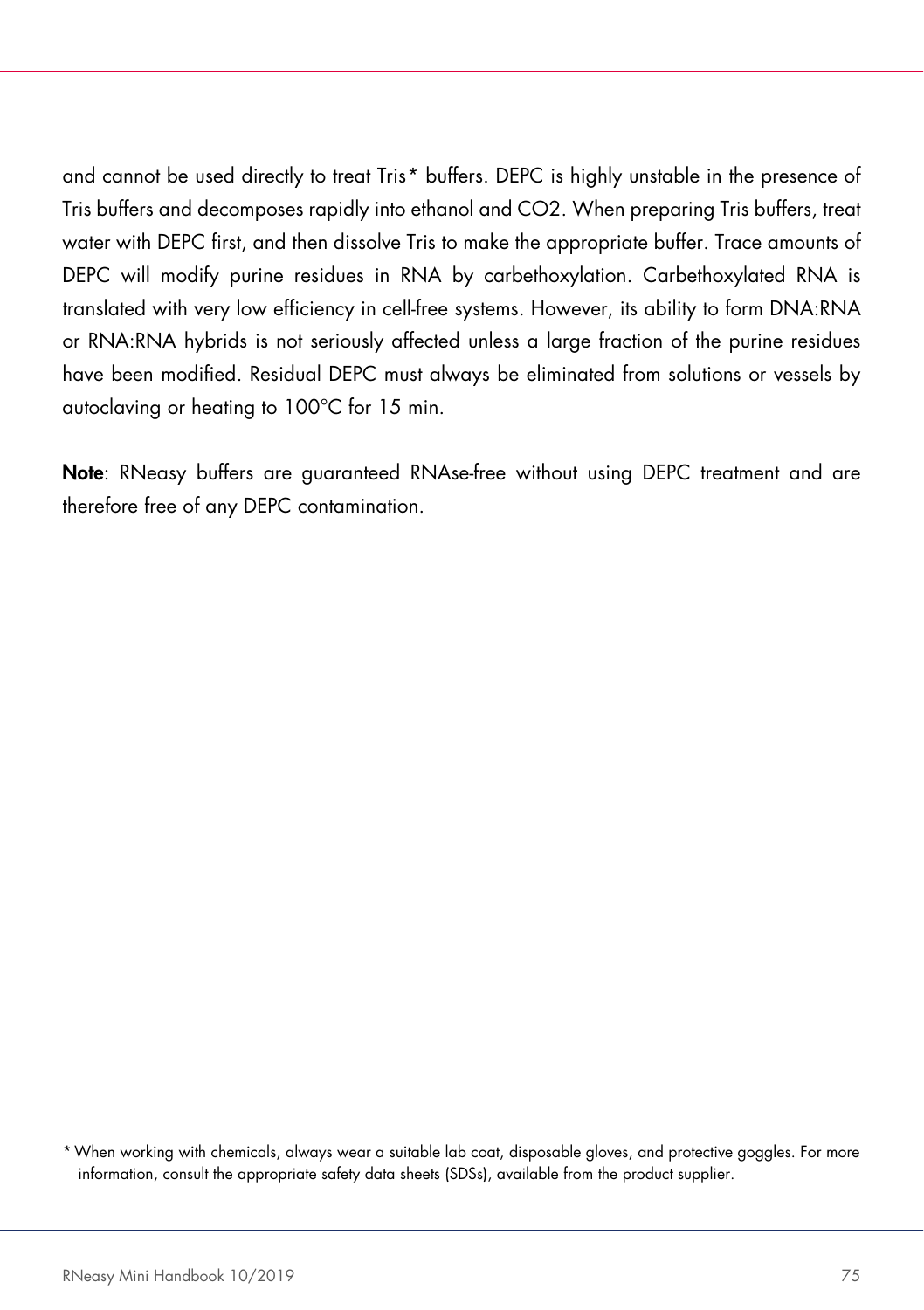and cannot be used directly to treat Tris* buffers. DEPC is highly unstable in the presence of Tris buffers and decomposes rapidly into ethanol and $CO_2$. When preparing Tris buffers, treat water with DEPC first, and then dissolve Tris to make the appropriate buffer. Trace amounts of DEPC will modify purine residues in RNA by carbethoxylation. Carbethoxylated RNA is translated with very low efficiency in cell-free systems. However, its ability to form DNA:RNA or RNA:RNA hybrids is not seriously affected unless a large fraction of the purine residues have been modified. Residual DEPC must always be eliminated from solutions or vessels by autoclaving or heating to 100°C for 15 min.

**Note**: RNeasy buffers are guaranteed RNAse-free without using DEPC treatment and are therefore free of any DEPC contamination.

* When working with chemicals, always wear a suitable lab coat, disposable gloves, and protective goggles. For more information, consult the appropriate safety data sheets (SDSs), available from the product supplier.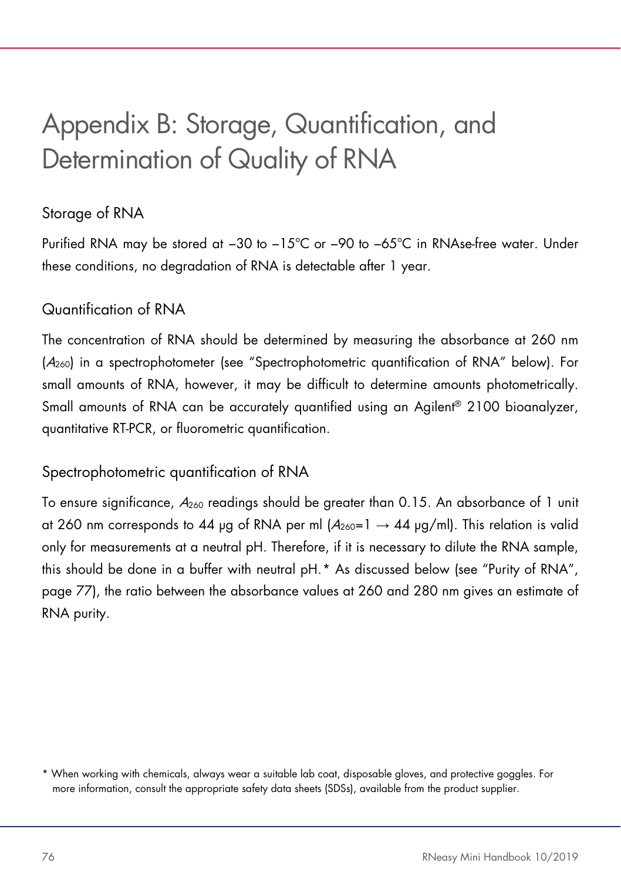# Appendix B: Storage, Quantification, and Determination of Quality of RNA

## Storage of RNA

Purified RNA may be stored at −30 to −15°C or −90 to −65°C in RNAse-free water. Under these conditions, no degradation of RNA is detectable after 1 year.

## Quantification of RNA

The concentration of RNA should be determined by measuring the absorbance at 260 nm ($A_{260}$) in a spectrophotometer (see "Spectrophotometric quantification of RNA" below). For small amounts of RNA, however, it may be difficult to determine amounts photometrically. Small amounts of RNA can be accurately quantified using an Agilent® 2100 bioanalyzer, quantitative RT-PCR, or fluorometric quantification.

## Spectrophotometric quantification of RNA

To ensure significance, $A_{260}$ readings should be greater than 0.15. An absorbance of 1 unit at 260 nm corresponds to 44 µg of RNA per ml ($A_{260}=1 \rightarrow 44$ µg/ml). This relation is valid only for measurements at a neutral pH. Therefore, if it is necessary to dilute the RNA sample, this should be done in a buffer with neutral pH.* As discussed below (see "Purity of RNA", page 77), the ratio between the absorbance values at 260 and 280 nm gives an estimate of RNA purity.

\* When working with chemicals, always wear a suitable lab coat, disposable gloves, and protective goggles. For more information, consult the appropriate safety data sheets (SDSs), available from the product supplier.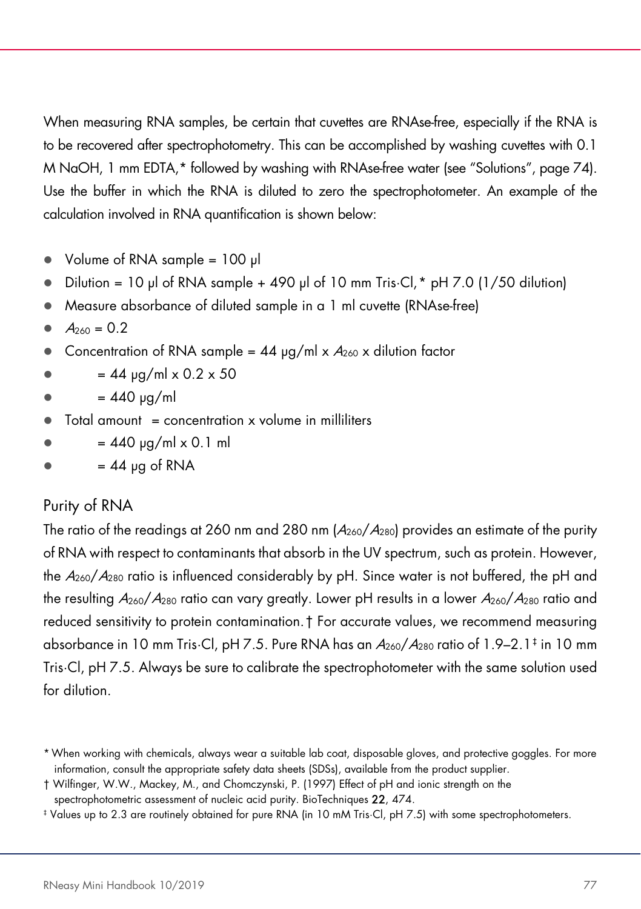When measuring RNA samples, be certain that cuvettes are RNAse-free, especially if the RNA is to be recovered after spectrophotometry. This can be accomplished by washing cuvettes with 0.1 M NaOH, 1 mm EDTA,* followed by washing with RNAse-free water (see "Solutions", page 74). Use the buffer in which the RNA is diluted to zero the spectrophotometer. An example of the calculation involved in RNA quantification is shown below:

- Volume of RNA sample = 100 µl
- Dilution = 10 µl of RNA sample + 490 µl of 10 mm Tris·Cl,* pH 7.0 (1/50 dilution)
- Measure absorbance of diluted sample in a 1 ml cuvette (RNAse-free)
- $A_{260}$ = 0.2
- Concentration of RNA sample = 44 µg/ml x $A_{260}$ x dilution factor
- = 44 µg/ml x 0.2 x 50
- = 440 µg/ml
- Total amount = concentration x volume in milliliters
- = 440 µg/ml x 0.1 ml
- = 44 µg of RNA

## Purity of RNA

The ratio of the readings at 260 nm and 280 nm ($A_{260}/A_{280}$) provides an estimate of the purity of RNA with respect to contaminants that absorb in the UV spectrum, such as protein. However, the $A_{260}/A_{280}$ ratio is influenced considerably by pH. Since water is not buffered, the pH and the resulting $A_{260}/A_{280}$ ratio can vary greatly. Lower pH results in a lower $A_{260}/A_{280}$ ratio and reduced sensitivity to protein contamination.† For accurate values, we recommend measuring absorbance in 10 mm Tris·Cl, pH 7.5. Pure RNA has an $A_{260}/A_{280}$ ratio of 1.9–2.1‡ in 10 mm Tris·Cl, pH 7.5. Always be sure to calibrate the spectrophotometer with the same solution used for dilution.

---

\* When working with chemicals, always wear a suitable lab coat, disposable gloves, and protective goggles. For more information, consult the appropriate safety data sheets (SDSs), available from the product supplier.

† Wilfinger, W.W., Mackey, M., and Chomczynski, P. (1997) Effect of pH and ionic strength on the spectrophotometric assessment of nucleic acid purity. BioTechniques **22**, 474.

‡ Values up to 2.3 are routinely obtained for pure RNA (in 10 mM Tris·Cl, pH 7.5) with some spectrophotometers.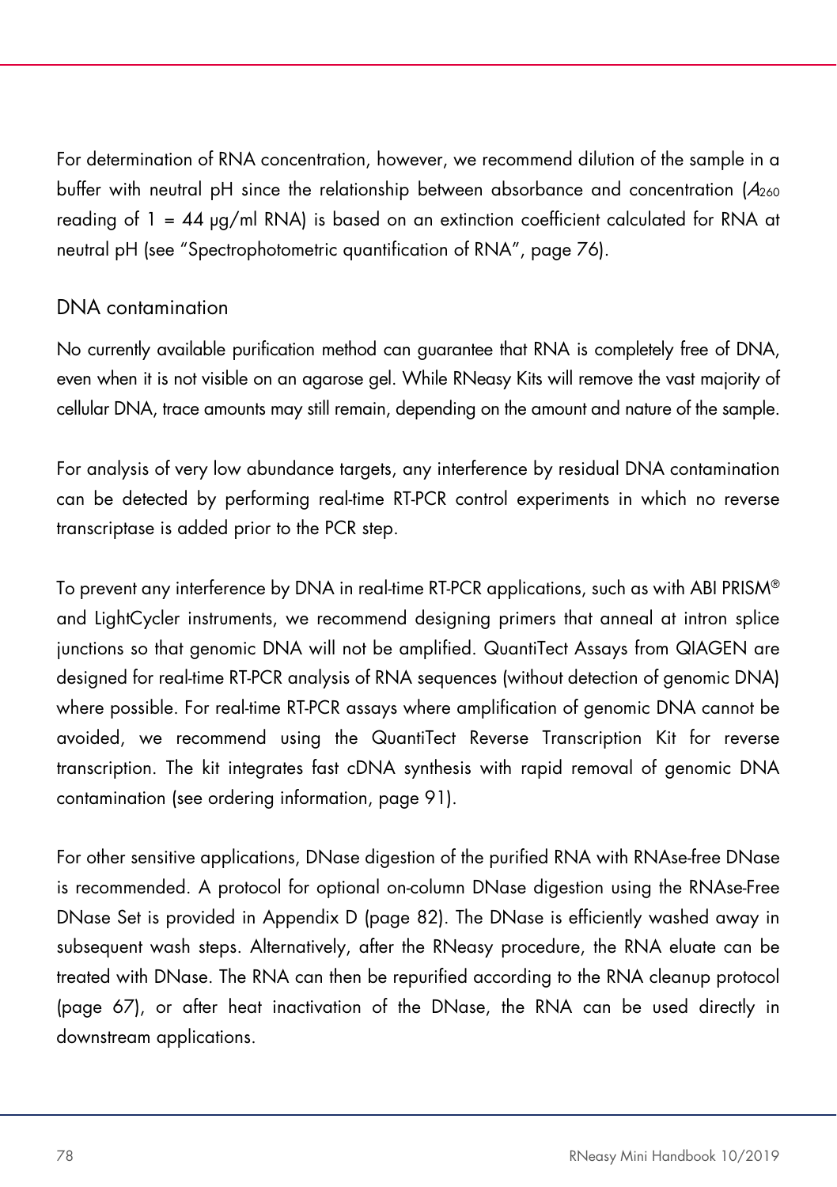For determination of RNA concentration, however, we recommend dilution of the sample in a buffer with neutral pH since the relationship between absorbance and concentration ($A_{260}$ reading of 1 = 44 µg/ml RNA) is based on an extinction coefficient calculated for RNA at neutral pH (see "Spectrophotometric quantification of RNA", page 76).

## DNA contamination

No currently available purification method can guarantee that RNA is completely free of DNA, even when it is not visible on an agarose gel. While RNeasy Kits will remove the vast majority of cellular DNA, trace amounts may still remain, depending on the amount and nature of the sample.

For analysis of very low abundance targets, any interference by residual DNA contamination can be detected by performing real-time RT-PCR control experiments in which no reverse transcriptase is added prior to the PCR step.

To prevent any interference by DNA in real-time RT-PCR applications, such as with ABI PRISM® and LightCycler instruments, we recommend designing primers that anneal at intron splice junctions so that genomic DNA will not be amplified. QuantiTect Assays from QIAGEN are designed for real-time RT-PCR analysis of RNA sequences (without detection of genomic DNA) where possible. For real-time RT-PCR assays where amplification of genomic DNA cannot be avoided, we recommend using the QuantiTect Reverse Transcription Kit for reverse transcription. The kit integrates fast cDNA synthesis with rapid removal of genomic DNA contamination (see ordering information, page 91).

For other sensitive applications, DNase digestion of the purified RNA with RNAse-free DNase is recommended. A protocol for optional on-column DNase digestion using the RNAse-Free DNase Set is provided in Appendix D (page 82). The DNase is efficiently washed away in subsequent wash steps. Alternatively, after the RNeasy procedure, the RNA eluate can be treated with DNase. The RNA can then be repurified according to the RNA cleanup protocol (page 67), or after heat inactivation of the DNase, the RNA can be used directly in downstream applications.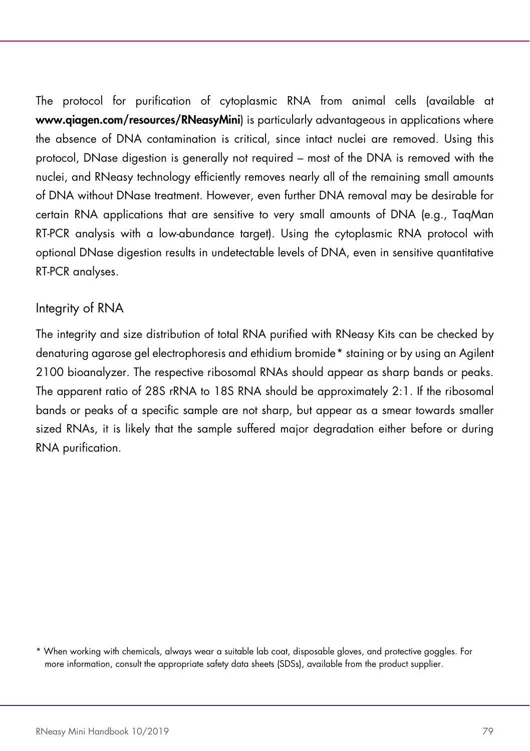The protocol for purification of cytoplasmic RNA from animal cells (available at **www.qiagen.com/resources/RNeasyMini**) is particularly advantageous in applications where the absence of DNA contamination is critical, since intact nuclei are removed. Using this protocol, DNase digestion is generally not required – most of the DNA is removed with the nuclei, and RNeasy technology efficiently removes nearly all of the remaining small amounts of DNA without DNase treatment. However, even further DNA removal may be desirable for certain RNA applications that are sensitive to very small amounts of DNA (e.g., TaqMan RT-PCR analysis with a low-abundance target). Using the cytoplasmic RNA protocol with optional DNase digestion results in undetectable levels of DNA, even in sensitive quantitative RT-PCR analyses.

## Integrity of RNA

The integrity and size distribution of total RNA purified with RNeasy Kits can be checked by denaturing agarose gel electrophoresis and ethidium bromide* staining or by using an Agilent 2100 bioanalyzer. The respective ribosomal RNAs should appear as sharp bands or peaks. The apparent ratio of 28S rRNA to 18S RNA should be approximately 2:1. If the ribosomal bands or peaks of a specific sample are not sharp, but appear as a smear towards smaller sized RNAs, it is likely that the sample suffered major degradation either before or during RNA purification.

* When working with chemicals, always wear a suitable lab coat, disposable gloves, and protective goggles. For more information, consult the appropriate safety data sheets (SDSs), available from the product supplier.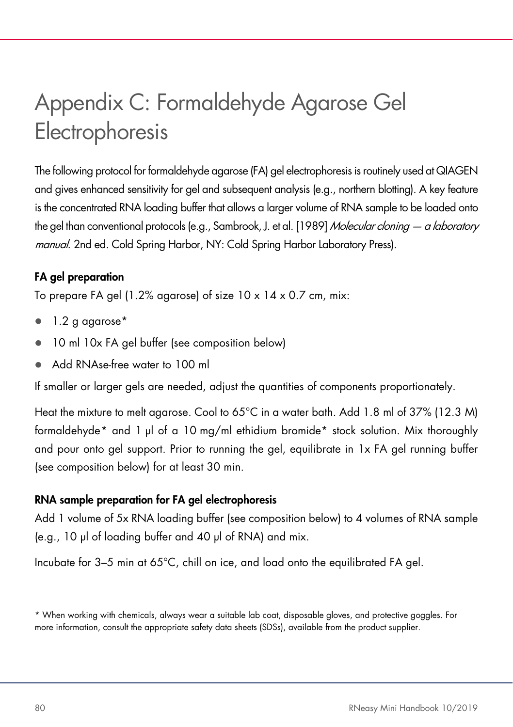# Appendix C: Formaldehyde Agarose Gel Electrophoresis

The following protocol for formaldehyde agarose (FA) gel electrophoresis is routinely used at QIAGEN and gives enhanced sensitivity for gel and subsequent analysis (e.g., northern blotting). A key feature is the concentrated RNA loading buffer that allows a larger volume of RNA sample to be loaded onto the gel than conventional protocols (e.g., Sambrook, J. et al. [1989] *Molecular cloning — a laboratory manual*. 2nd ed. Cold Spring Harbor, NY: Cold Spring Harbor Laboratory Press).

### FA gel preparation

To prepare FA gel (1.2% agarose) of size 10 x 14 x 0.7 cm, mix:

- 1.2 g agarose*
- 10 ml 10x FA gel buffer (see composition below)
- Add RNAse-free water to 100 ml

If smaller or larger gels are needed, adjust the quantities of components proportionately.

Heat the mixture to melt agarose. Cool to 65°C in a water bath. Add 1.8 ml of 37% (12.3 M) formaldehyde* and 1 µl of a 10 mg/ml ethidium bromide* stock solution. Mix thoroughly and pour onto gel support. Prior to running the gel, equilibrate in 1x FA gel running buffer (see composition below) for at least 30 min.

### RNA sample preparation for FA gel electrophoresis

Add 1 volume of 5x RNA loading buffer (see composition below) to 4 volumes of RNA sample (e.g., 10 µl of loading buffer and 40 µl of RNA) and mix.

Incubate for 3–5 min at 65°C, chill on ice, and load onto the equilibrated FA gel.

* When working with chemicals, always wear a suitable lab coat, disposable gloves, and protective goggles. For more information, consult the appropriate safety data sheets (SDSs), available from the product supplier.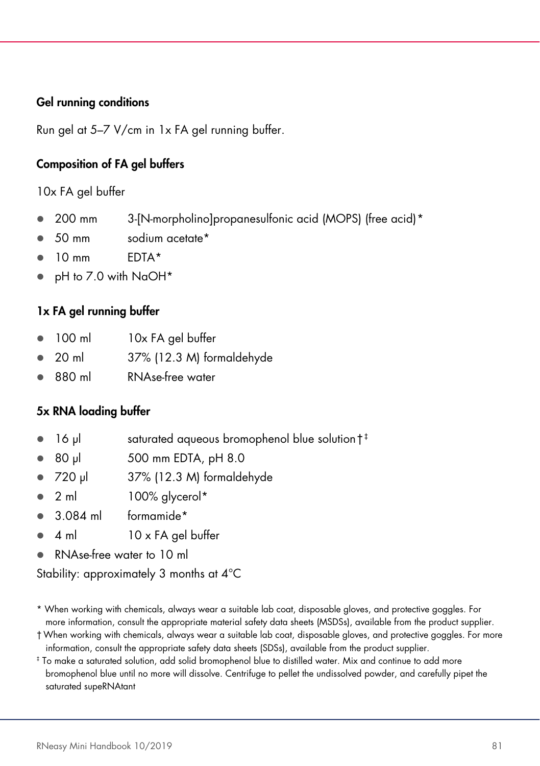### Gel running conditions

Run gel at 5–7 V/cm in 1x FA gel running buffer.

### Composition of FA gel buffers

10x FA gel buffer

- 200 mm 3-[N-morpholino]propanesulfonic acid (MOPS) (free acid)*
- 50 mm sodium acetate*
- 10 mm EDTA*
- pH to 7.0 with NaOH*

### 1x FA gel running buffer

- 100 ml 10x FA gel buffer
- 20 ml 37% (12.3 M) formaldehyde
- 880 ml RNAse-free water

### 5x RNA loading buffer

- 16 µl saturated aqueous bromophenol blue solution†‡
- 80 µl 500 mm EDTA, pH 8.0
- 720 µl 37% (12.3 M) formaldehyde
- 2 ml 100% glycerol*
- 3.084 ml formamide*
- 4 ml 10 x FA gel buffer
- RNAse-free water to 10 ml

Stability: approximately 3 months at 4°C

\* When working with chemicals, always wear a suitable lab coat, disposable gloves, and protective goggles. For more information, consult the appropriate material safety data sheets (MSDSs), available from the product supplier.

† When working with chemicals, always wear a suitable lab coat, disposable gloves, and protective goggles. For more information, consult the appropriate safety data sheets (SDSs), available from the product supplier.

‡ To make a saturated solution, add solid bromophenol blue to distilled water. Mix and continue to add more bromophenol blue until no more will dissolve. Centrifuge to pellet the undissolved powder, and carefully pipet the saturated supeRNAtant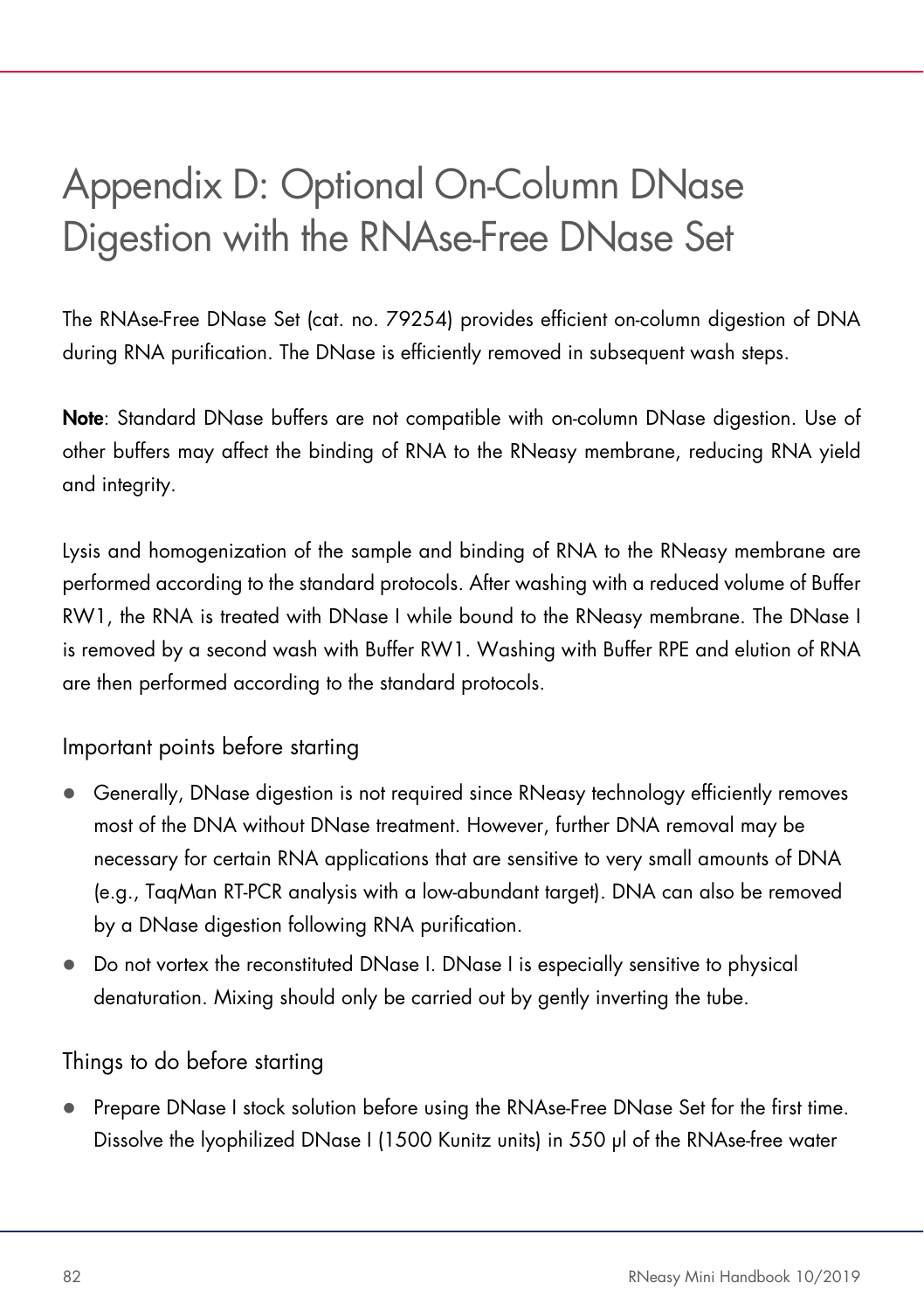# Appendix D: Optional On-Column DNase Digestion with the RNAse-Free DNase Set

The RNAse-Free DNase Set (cat. no. 79254) provides efficient on-column digestion of DNA during RNA purification. The DNase is efficiently removed in subsequent wash steps.

**Note**: Standard DNase buffers are not compatible with on-column DNase digestion. Use of other buffers may affect the binding of RNA to the RNeasy membrane, reducing RNA yield and integrity.

Lysis and homogenization of the sample and binding of RNA to the RNeasy membrane are performed according to the standard protocols. After washing with a reduced volume of Buffer RW1, the RNA is treated with DNase I while bound to the RNeasy membrane. The DNase I is removed by a second wash with Buffer RW1. Washing with Buffer RPE and elution of RNA are then performed according to the standard protocols.

## Important points before starting

- Generally, DNase digestion is not required since RNeasy technology efficiently removes most of the DNA without DNase treatment. However, further DNA removal may be necessary for certain RNA applications that are sensitive to very small amounts of DNA (e.g., TaqMan RT-PCR analysis with a low-abundant target). DNA can also be removed by a DNase digestion following RNA purification.
- Do not vortex the reconstituted DNase I. DNase I is especially sensitive to physical denaturation. Mixing should only be carried out by gently inverting the tube.

## Things to do before starting

- Prepare DNase I stock solution before using the RNAse-Free DNase Set for the first time. Dissolve the lyophilized DNase I (1500 Kunitz units) in 550 µl of the RNAse-free water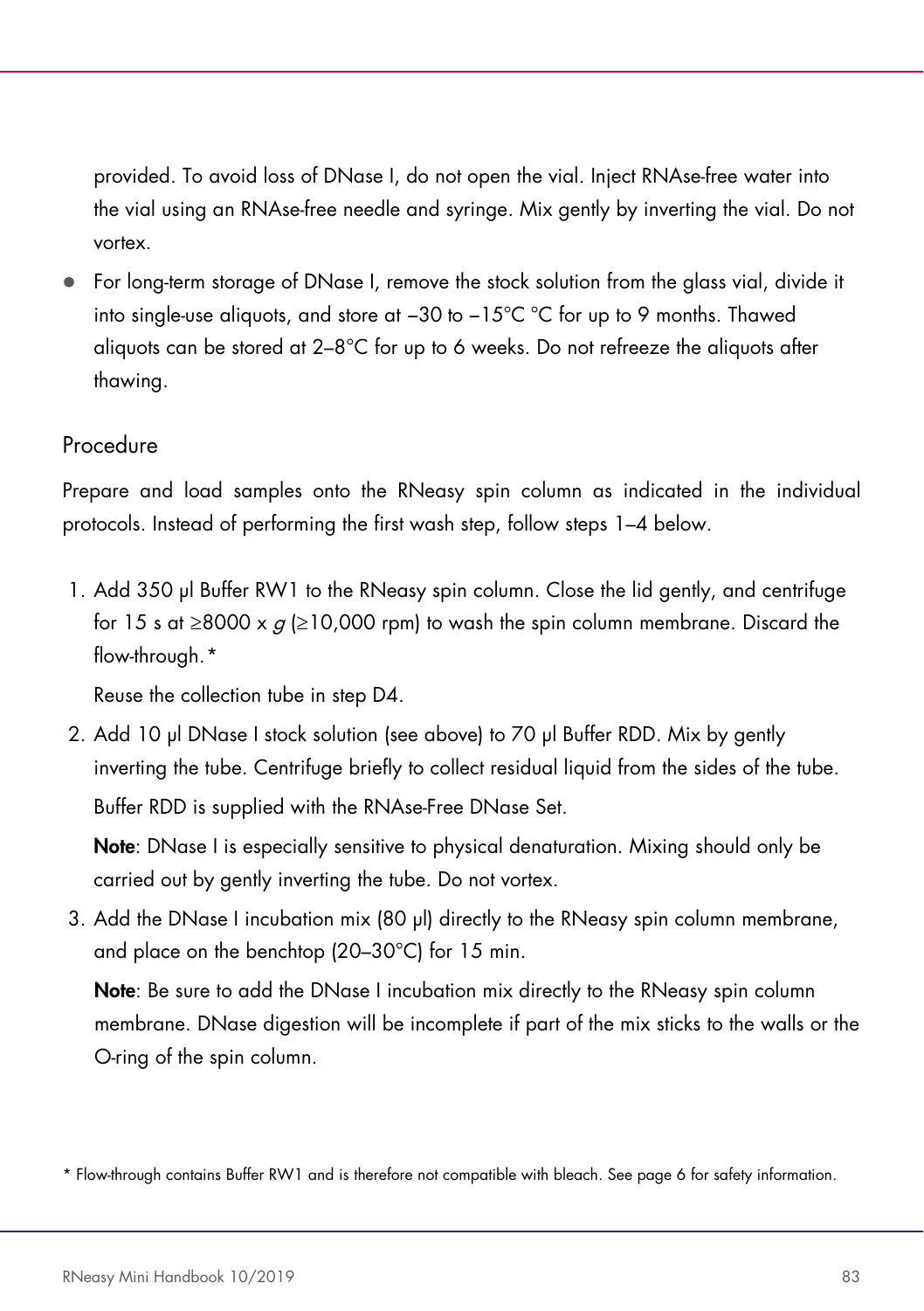provided. To avoid loss of DNase I, do not open the vial. Inject RNAse-free water into the vial using an RNAse-free needle and syringe. Mix gently by inverting the vial. Do not vortex.

- For long-term storage of DNase I, remove the stock solution from the glass vial, divide it into single-use aliquots, and store at –30 to –15°C °C for up to 9 months. Thawed aliquots can be stored at 2–8°C for up to 6 weeks. Do not refreeze the aliquots after thawing.

## Procedure

Prepare and load samples onto the RNeasy spin column as indicated in the individual protocols. Instead of performing the first wash step, follow steps 1–4 below.

1. Add 350 µl Buffer RW1 to the RNeasy spin column. Close the lid gently, and centrifuge for 15 s at ≥8000 x *g* (≥10,000 rpm) to wash the spin column membrane. Discard the flow-through.*

   Reuse the collection tube in step D4.

2. Add 10 µl DNase I stock solution (see above) to 70 µl Buffer RDD. Mix by gently inverting the tube. Centrifuge briefly to collect residual liquid from the sides of the tube.

   Buffer RDD is supplied with the RNAse-Free DNase Set.

   **Note**: DNase I is especially sensitive to physical denaturation. Mixing should only be carried out by gently inverting the tube. Do not vortex.

3. Add the DNase I incubation mix (80 µl) directly to the RNeasy spin column membrane, and place on the benchtop (20–30°C) for 15 min.

   **Note**: Be sure to add the DNase I incubation mix directly to the RNeasy spin column membrane. DNase digestion will be incomplete if part of the mix sticks to the walls or the O-ring of the spin column.

* Flow-through contains Buffer RW1 and is therefore not compatible with bleach. See page 6 for safety information.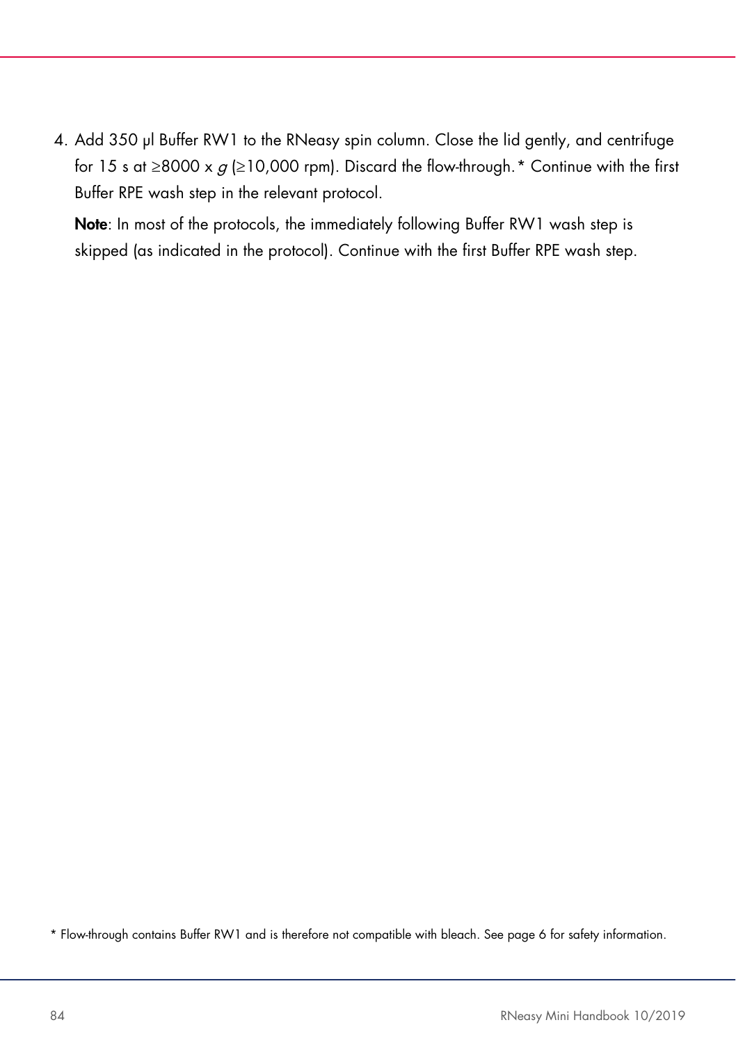4. Add 350 µl Buffer RW1 to the RNeasy spin column. Close the lid gently, and centrifuge for 15 s at ≥8000 x *g* (≥10,000 rpm). Discard the flow-through.* Continue with the first Buffer RPE wash step in the relevant protocol.

   **Note**: In most of the protocols, the immediately following Buffer RW1 wash step is skipped (as indicated in the protocol). Continue with the first Buffer RPE wash step.

* Flow-through contains Buffer RW1 and is therefore not compatible with bleach. See page 6 for safety information.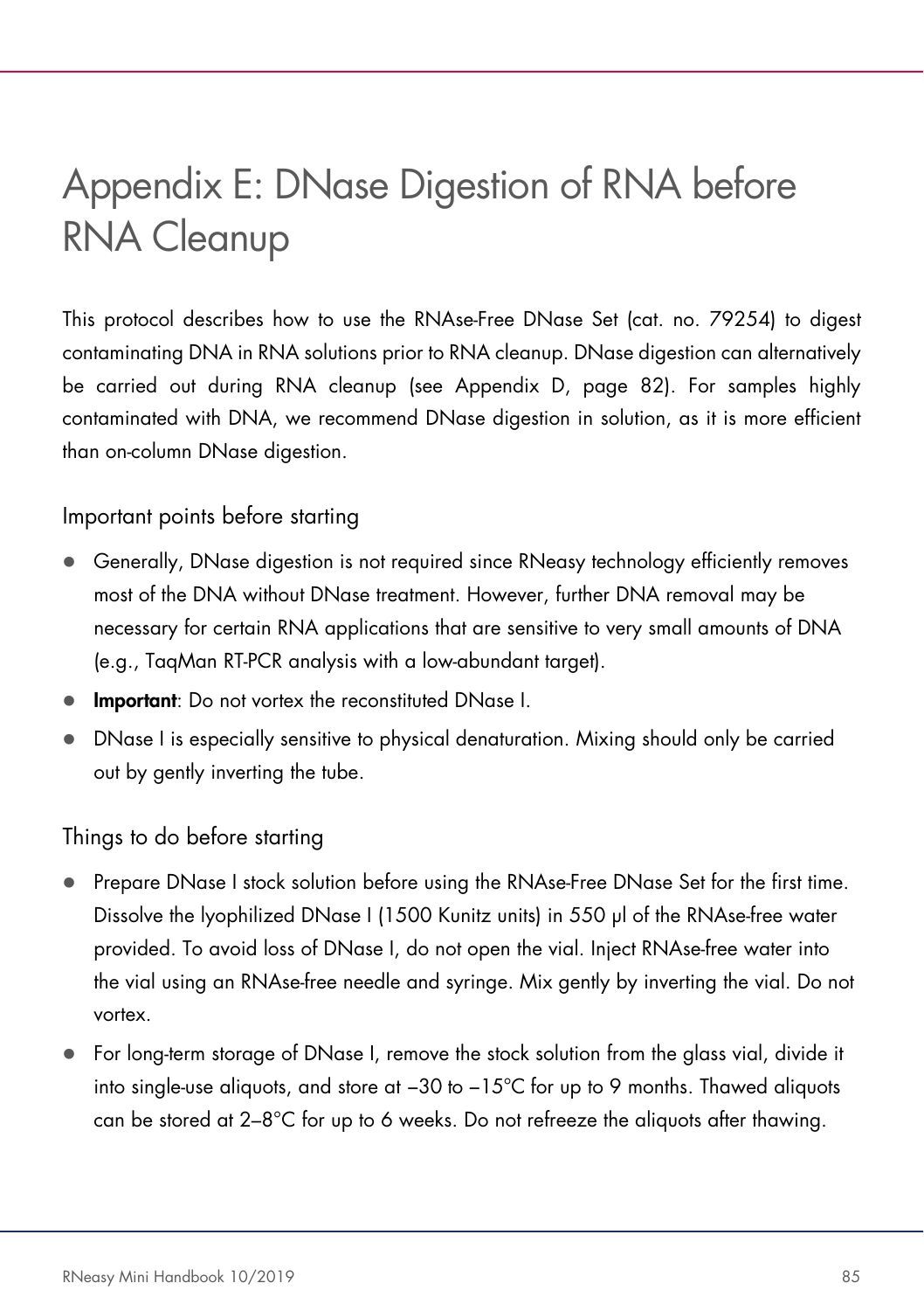# Appendix E: DNase Digestion of RNA before RNA Cleanup

This protocol describes how to use the RNAse-Free DNase Set (cat. no. 79254) to digest contaminating DNA in RNA solutions prior to RNA cleanup. DNase digestion can alternatively be carried out during RNA cleanup (see Appendix D, page 82). For samples highly contaminated with DNA, we recommend DNase digestion in solution, as it is more efficient than on-column DNase digestion.

## Important points before starting

- Generally, DNase digestion is not required since RNeasy technology efficiently removes most of the DNA without DNase treatment. However, further DNA removal may be necessary for certain RNA applications that are sensitive to very small amounts of DNA (e.g., TaqMan RT-PCR analysis with a low-abundant target).
- **Important**: Do not vortex the reconstituted DNase I.
- DNase I is especially sensitive to physical denaturation. Mixing should only be carried out by gently inverting the tube.

## Things to do before starting

- Prepare DNase I stock solution before using the RNAse-Free DNase Set for the first time. Dissolve the lyophilized DNase I (1500 Kunitz units) in 550 µl of the RNAse-free water provided. To avoid loss of DNase I, do not open the vial. Inject RNAse-free water into the vial using an RNAse-free needle and syringe. Mix gently by inverting the vial. Do not vortex.
- For long-term storage of DNase I, remove the stock solution from the glass vial, divide it into single-use aliquots, and store at –30 to –15°C for up to 9 months. Thawed aliquots can be stored at 2–8°C for up to 6 weeks. Do not refreeze the aliquots after thawing.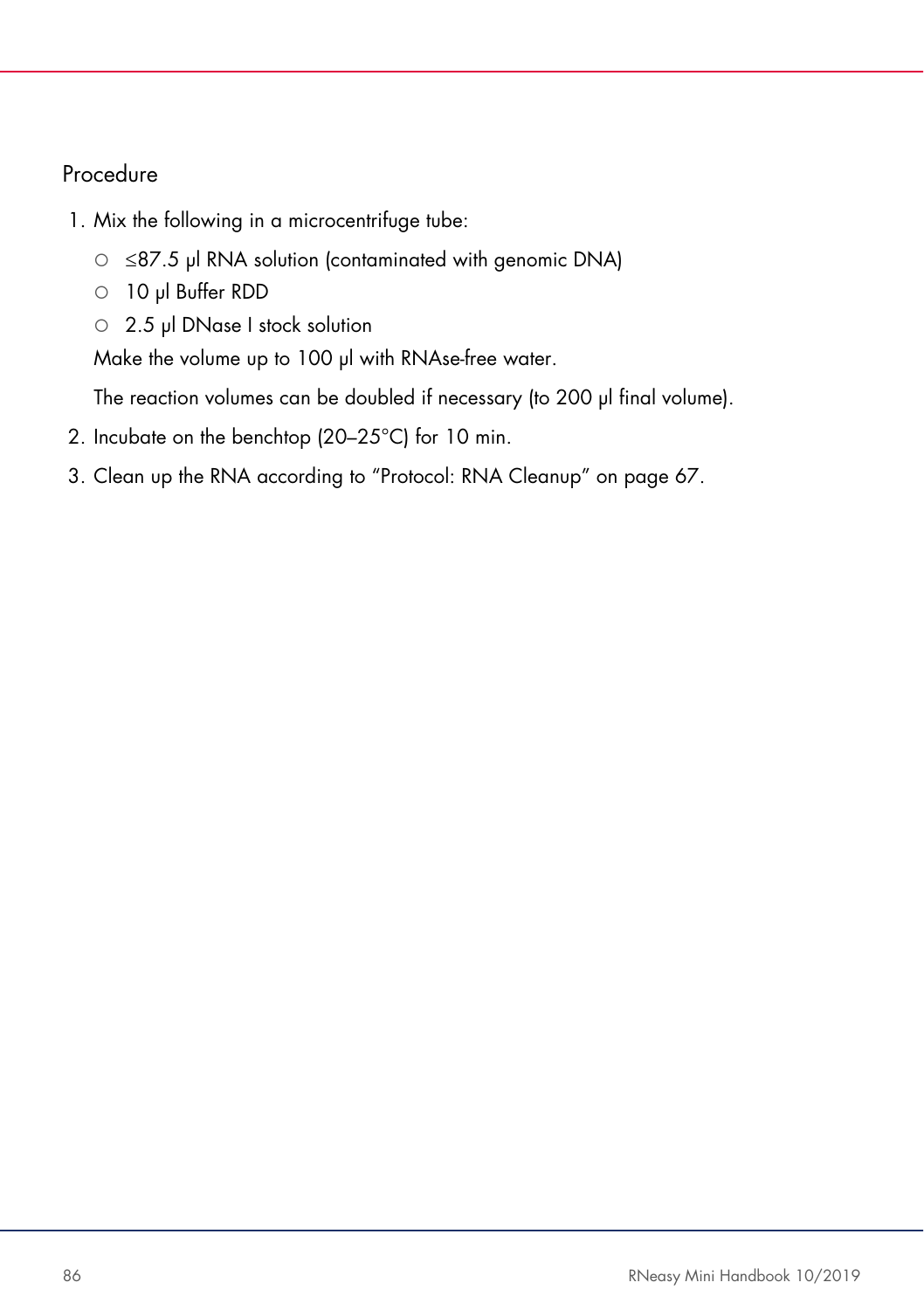## Procedure

1. Mix the following in a microcentrifuge tube:
   - ≤87.5 µl RNA solution (contaminated with genomic DNA)
   - 10 µl Buffer RDD
   - 2.5 µl DNase I stock solution

   Make the volume up to 100 µl with RNAse-free water.

   The reaction volumes can be doubled if necessary (to 200 µl final volume).
2. Incubate on the benchtop (20–25°C) for 10 min.
3. Clean up the RNA according to "Protocol: RNA Cleanup" on page 67.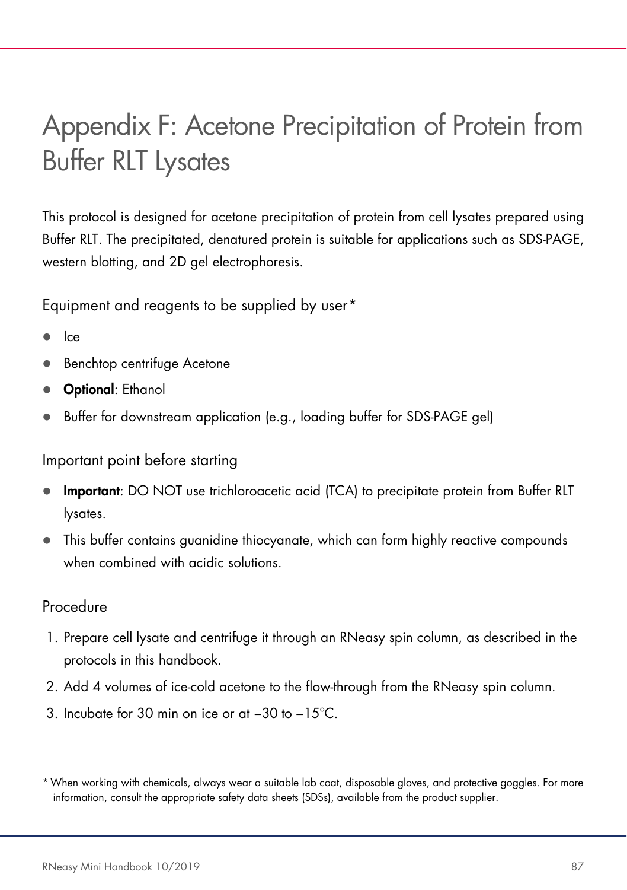# Appendix F: Acetone Precipitation of Protein from Buffer RLT Lysates

This protocol is designed for acetone precipitation of protein from cell lysates prepared using Buffer RLT. The precipitated, denatured protein is suitable for applications such as SDS-PAGE, western blotting, and 2D gel electrophoresis.

## Equipment and reagents to be supplied by user*

- Ice
- Benchtop centrifuge Acetone
- **Optional**: Ethanol
- Buffer for downstream application (e.g., loading buffer for SDS-PAGE gel)

## Important point before starting

- **Important**: DO NOT use trichloroacetic acid (TCA) to precipitate protein from Buffer RLT lysates.
- This buffer contains guanidine thiocyanate, which can form highly reactive compounds when combined with acidic solutions.

## Procedure

1. Prepare cell lysate and centrifuge it through an RNeasy spin column, as described in the protocols in this handbook.
2. Add 4 volumes of ice-cold acetone to the flow-through from the RNeasy spin column.
3. Incubate for 30 min on ice or at –30 to –15°C.

* When working with chemicals, always wear a suitable lab coat, disposable gloves, and protective goggles. For more information, consult the appropriate safety data sheets (SDSs), available from the product supplier.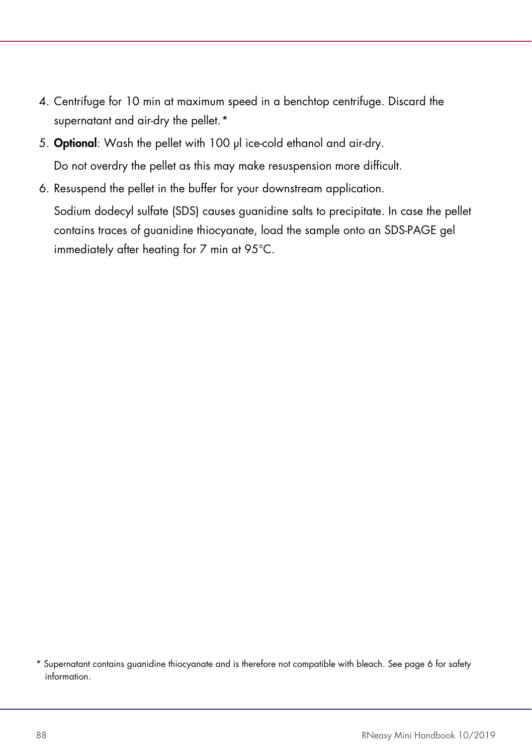4. Centrifuge for 10 min at maximum speed in a benchtop centrifuge. Discard the supernatant and air-dry the pellet.*
5. **Optional**: Wash the pellet with 100 µl ice-cold ethanol and air-dry.

   Do not overdry the pellet as this may make resuspension more difficult.
6. Resuspend the pellet in the buffer for your downstream application.

   Sodium dodecyl sulfate (SDS) causes guanidine salts to precipitate. In case the pellet contains traces of guanidine thiocyanate, load the sample onto an SDS-PAGE gel immediately after heating for 7 min at 95°C.

* Supernatant contains guanidine thiocyanate and is therefore not compatible with bleach. See page 6 for safety information.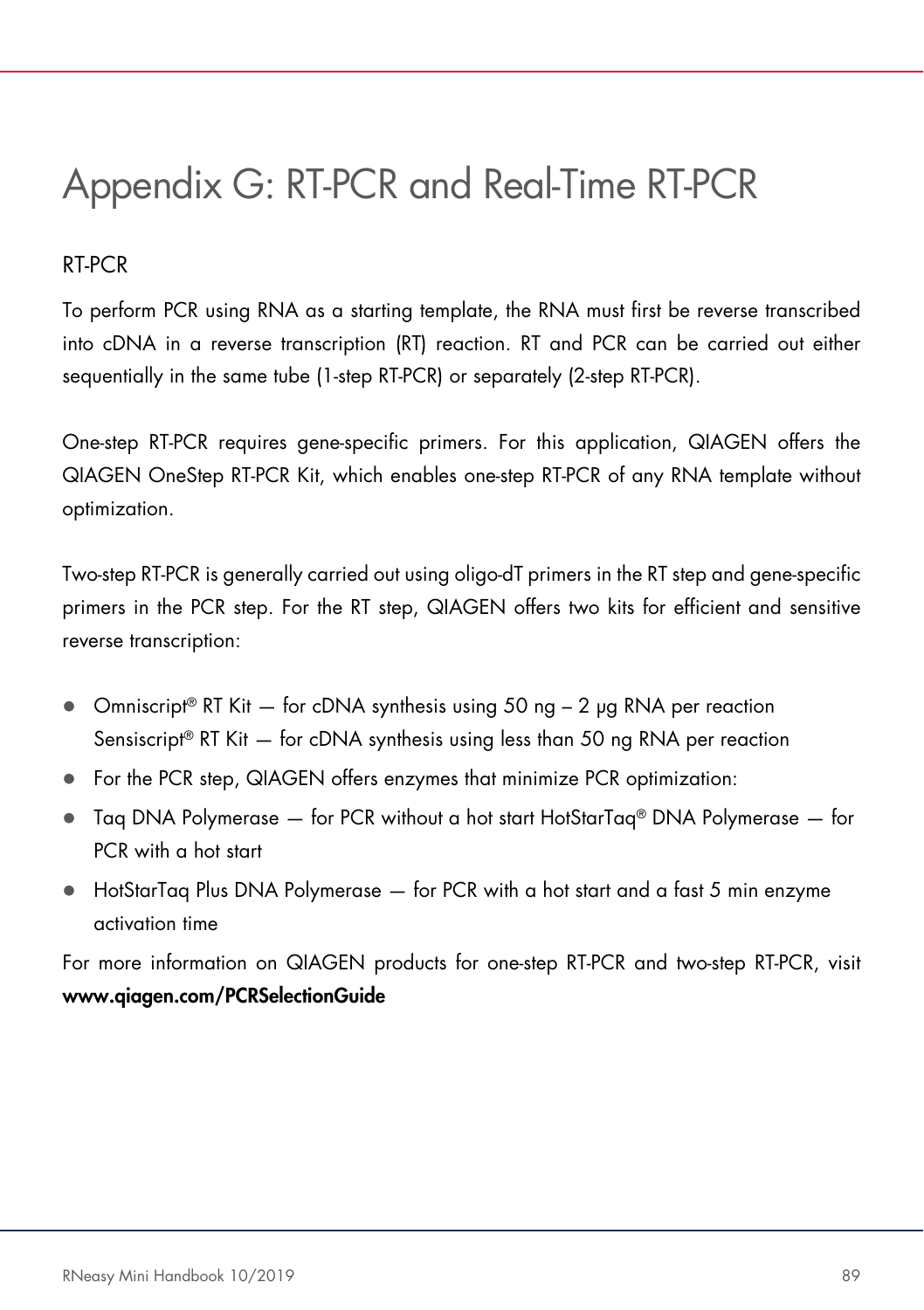# Appendix G: RT-PCR and Real-Time RT-PCR

## RT-PCR

To perform PCR using RNA as a starting template, the RNA must first be reverse transcribed into cDNA in a reverse transcription (RT) reaction. RT and PCR can be carried out either sequentially in the same tube (1-step RT-PCR) or separately (2-step RT-PCR).

One-step RT-PCR requires gene-specific primers. For this application, QIAGEN offers the QIAGEN OneStep RT-PCR Kit, which enables one-step RT-PCR of any RNA template without optimization.

Two-step RT-PCR is generally carried out using oligo-dT primers in the RT step and gene-specific primers in the PCR step. For the RT step, QIAGEN offers two kits for efficient and sensitive reverse transcription:

- Omniscript® RT Kit — for cDNA synthesis using 50 ng – 2 µg RNA per reaction
  Sensiscript® RT Kit — for cDNA synthesis using less than 50 ng RNA per reaction
- For the PCR step, QIAGEN offers enzymes that minimize PCR optimization:
- Taq DNA Polymerase — for PCR without a hot start HotStarTaq® DNA Polymerase — for PCR with a hot start
- HotStarTaq Plus DNA Polymerase — for PCR with a hot start and a fast 5 min enzyme activation time

For more information on QIAGEN products for one-step RT-PCR and two-step RT-PCR, visit **www.qiagen.com/PCRSelectionGuide**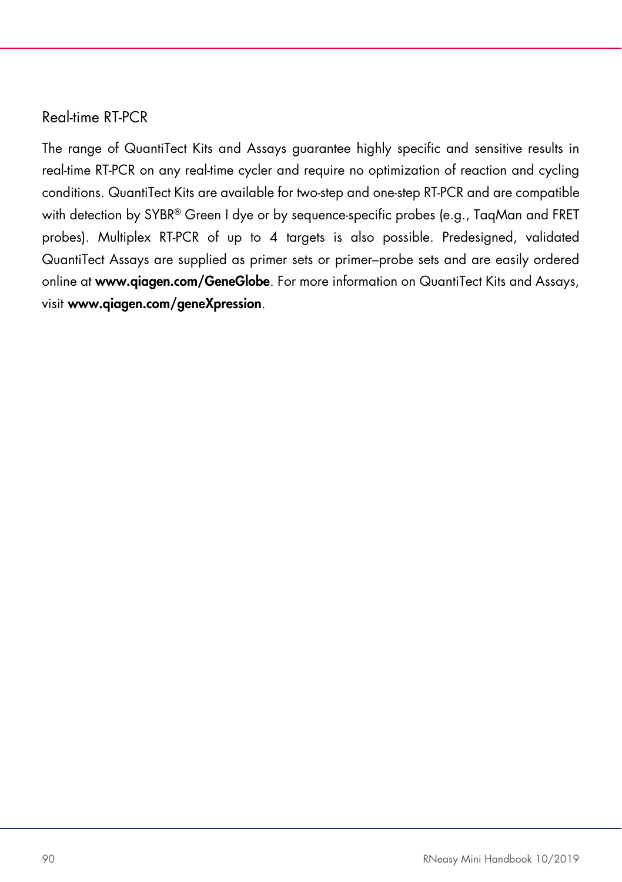## Real-time RT-PCR

The range of QuantiTect Kits and Assays guarantee highly specific and sensitive results in real-time RT-PCR on any real-time cycler and require no optimization of reaction and cycling conditions. QuantiTect Kits are available for two-step and one-step RT-PCR and are compatible with detection by SYBR® Green I dye or by sequence-specific probes (e.g., TaqMan and FRET probes). Multiplex RT-PCR of up to 4 targets is also possible. Predesigned, validated QuantiTect Assays are supplied as primer sets or primer–probe sets and are easily ordered online at **www.qiagen.com/GeneGlobe**. For more information on QuantiTect Kits and Assays, visit **www.qiagen.com/geneXpression**.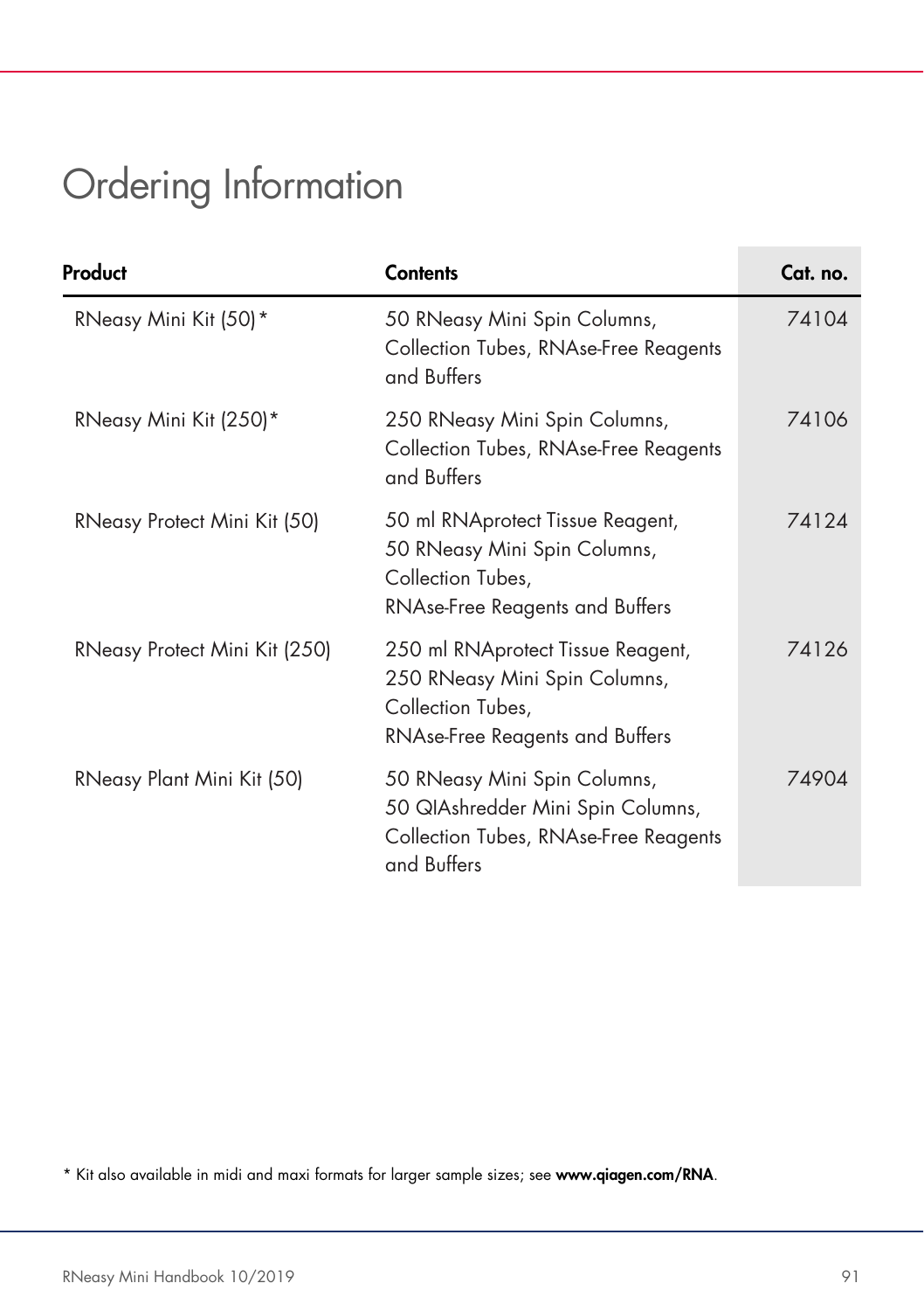# Ordering Information

| Product | Contents | Cat. no. |
|---|---|---|
| RNeasy Mini Kit (50)* | 50 RNeasy Mini Spin Columns, Collection Tubes, RNAse-Free Reagents and Buffers | 74104 |
| RNeasy Mini Kit (250)* | 250 RNeasy Mini Spin Columns, Collection Tubes, RNAse-Free Reagents and Buffers | 74106 |
| RNeasy Protect Mini Kit (50) | 50 ml RNAprotect Tissue Reagent, 50 RNeasy Mini Spin Columns, Collection Tubes, RNAse-Free Reagents and Buffers | 74124 |
| RNeasy Protect Mini Kit (250) | 250 ml RNAprotect Tissue Reagent, 250 RNeasy Mini Spin Columns, Collection Tubes, RNAse-Free Reagents and Buffers | 74126 |
| RNeasy Plant Mini Kit (50) | 50 RNeasy Mini Spin Columns, 50 QIAshredder Mini Spin Columns, Collection Tubes, RNAse-Free Reagents and Buffers | 74904 |

* Kit also available in midi and maxi formats for larger sample sizes; see **www.qiagen.com/RNA**.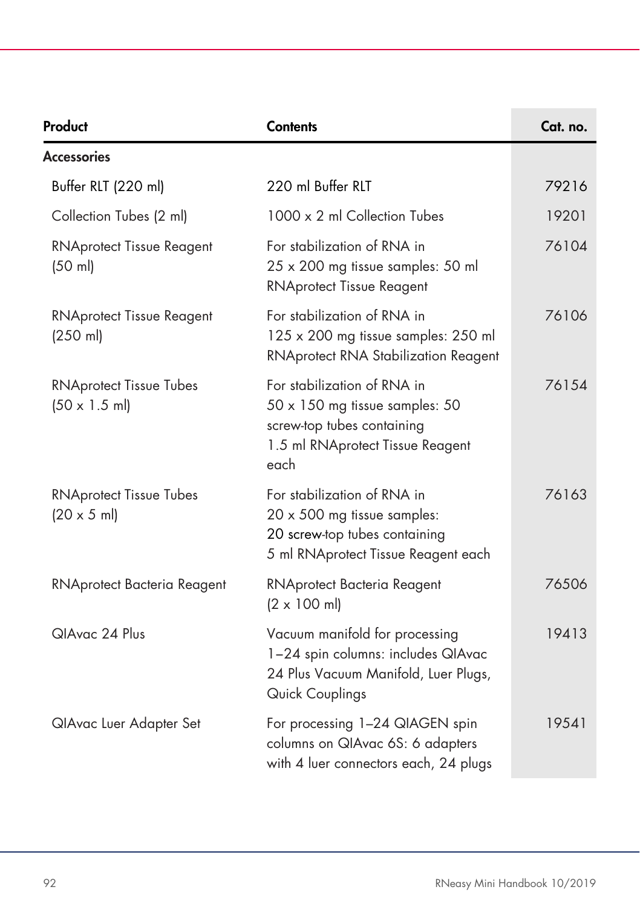| Product | Contents | Cat. no. |
|---|---|---|
| **Accessories** | | |
| Buffer RLT (220 ml) | 220 ml Buffer RLT | 79216 |
| Collection Tubes (2 ml) | 1000 x 2 ml Collection Tubes | 19201 |
| RNAprotect Tissue Reagent (50 ml) | For stabilization of RNA in 25 x 200 mg tissue samples: 50 ml RNAprotect Tissue Reagent | 76104 |
| RNAprotect Tissue Reagent (250 ml) | For stabilization of RNA in 125 x 200 mg tissue samples: 250 ml RNAprotect RNA Stabilization Reagent | 76106 |
| RNAprotect Tissue Tubes (50 x 1.5 ml) | For stabilization of RNA in 50 x 150 mg tissue samples: 50 screw-top tubes containing 1.5 ml RNAprotect Tissue Reagent each | 76154 |
| RNAprotect Tissue Tubes (20 x 5 ml) | For stabilization of RNA in 20 x 500 mg tissue samples: 20 screw-top tubes containing 5 ml RNAprotect Tissue Reagent each | 76163 |
| RNAprotect Bacteria Reagent | RNAprotect Bacteria Reagent (2 x 100 ml) | 76506 |
| QIAvac 24 Plus | Vacuum manifold for processing 1–24 spin columns: includes QIAvac 24 Plus Vacuum Manifold, Luer Plugs, Quick Couplings | 19413 |
| QIAvac Luer Adapter Set | For processing 1–24 QIAGEN spin columns on QIAvac 6S: 6 adapters with 4 luer connectors each, 24 plugs | 19541 |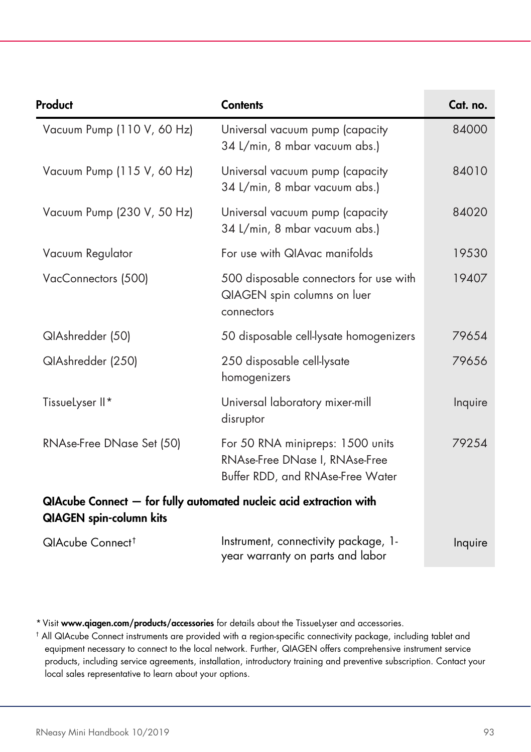| Product | Contents | Cat. no. |
|---|---|---|
| Vacuum Pump (110 V, 60 Hz) | Universal vacuum pump (capacity 34 L/min, 8 mbar vacuum abs.) | 84000 |
| Vacuum Pump (115 V, 60 Hz) | Universal vacuum pump (capacity 34 L/min, 8 mbar vacuum abs.) | 84010 |
| Vacuum Pump (230 V, 50 Hz) | Universal vacuum pump (capacity 34 L/min, 8 mbar vacuum abs.) | 84020 |
| Vacuum Regulator | For use with QIAvac manifolds | 19530 |
| VacConnectors (500) | 500 disposable connectors for use with QIAGEN spin columns on luer connectors | 19407 |
| QIAshredder (50) | 50 disposable cell-lysate homogenizers | 79654 |
| QIAshredder (250) | 250 disposable cell-lysate homogenizers | 79656 |
| TissueLyser II* | Universal laboratory mixer-mill disruptor | Inquire |
| RNAse-Free DNase Set (50) | For 50 RNA minipreps: 1500 units RNAse-Free DNase I, RNAse-Free Buffer RDD, and RNAse-Free Water | 79254 |
| **QIAcube Connect — for fully automated nucleic acid extraction with QIAGEN spin-column kits** | | |
| QIAcube Connect† | Instrument, connectivity package, 1-year warranty on parts and labor | Inquire |

\* Visit **www.qiagen.com/products/accessories** for details about the TissueLyser and accessories.

† All QIAcube Connect instruments are provided with a region-specific connectivity package, including tablet and equipment necessary to connect to the local network. Further, QIAGEN offers comprehensive instrument service products, including service agreements, installation, introductory training and preventive subscription. Contact your local sales representative to learn about your options.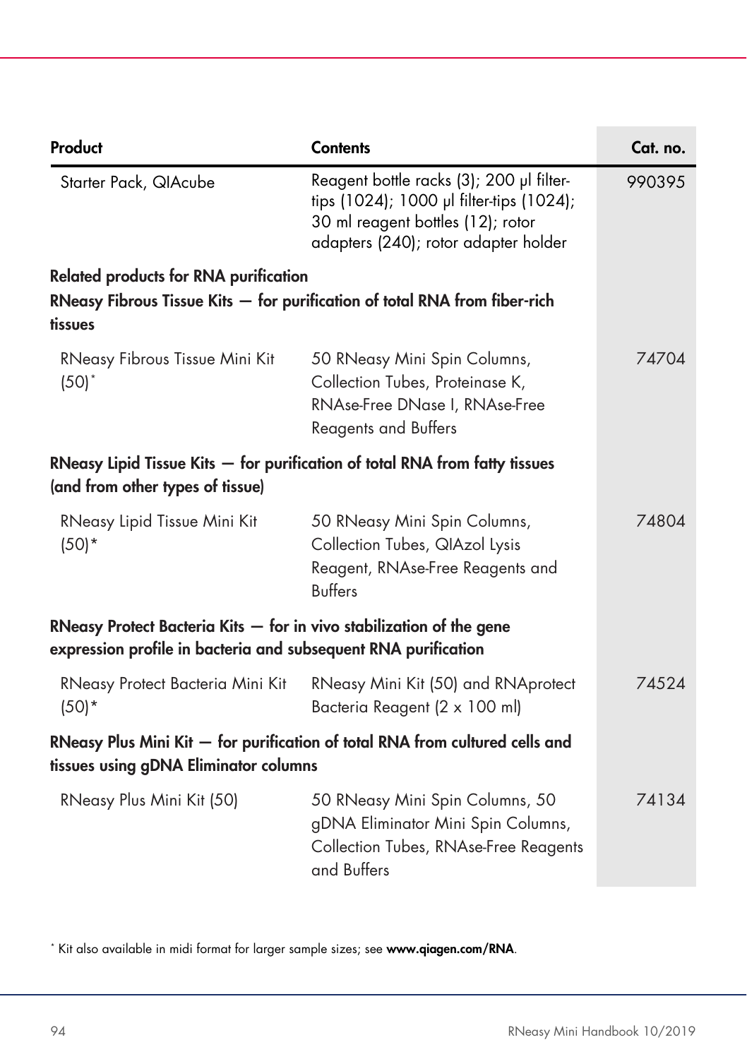| Product | Contents | Cat. no. |
|---|---|---|
| Starter Pack, QIAcube | Reagent bottle racks (3); 200 µl filter-tips (1024); 1000 µl filter-tips (1024); 30 ml reagent bottles (12); rotor adapters (240); rotor adapter holder | 990395 |
| **Related products for RNA purification** | | |
| **RNeasy Fibrous Tissue Kits — for purification of total RNA from fiber-rich tissues** | | |
| RNeasy Fibrous Tissue Mini Kit (50)* | 50 RNeasy Mini Spin Columns, Collection Tubes, Proteinase K, RNAse-Free DNase I, RNAse-Free Reagents and Buffers | 74704 |
| **RNeasy Lipid Tissue Kits — for purification of total RNA from fatty tissues (and from other types of tissue)** | | |
| RNeasy Lipid Tissue Mini Kit (50)* | 50 RNeasy Mini Spin Columns, Collection Tubes, QIAzol Lysis Reagent, RNAse-Free Reagents and Buffers | 74804 |
| **RNeasy Protect Bacteria Kits — for in vivo stabilization of the gene expression profile in bacteria and subsequent RNA purification** | | |
| RNeasy Protect Bacteria Mini Kit (50)* | RNeasy Mini Kit (50) and RNAprotect Bacteria Reagent (2 x 100 ml) | 74524 |
| **RNeasy Plus Mini Kit — for purification of total RNA from cultured cells and tissues using gDNA Eliminator columns** | | |
| RNeasy Plus Mini Kit (50) | 50 RNeasy Mini Spin Columns, 50 gDNA Eliminator Mini Spin Columns, Collection Tubes, RNAse-Free Reagents and Buffers | 74134 |

* Kit also available in midi format for larger sample sizes; see **www.qiagen.com/RNA**.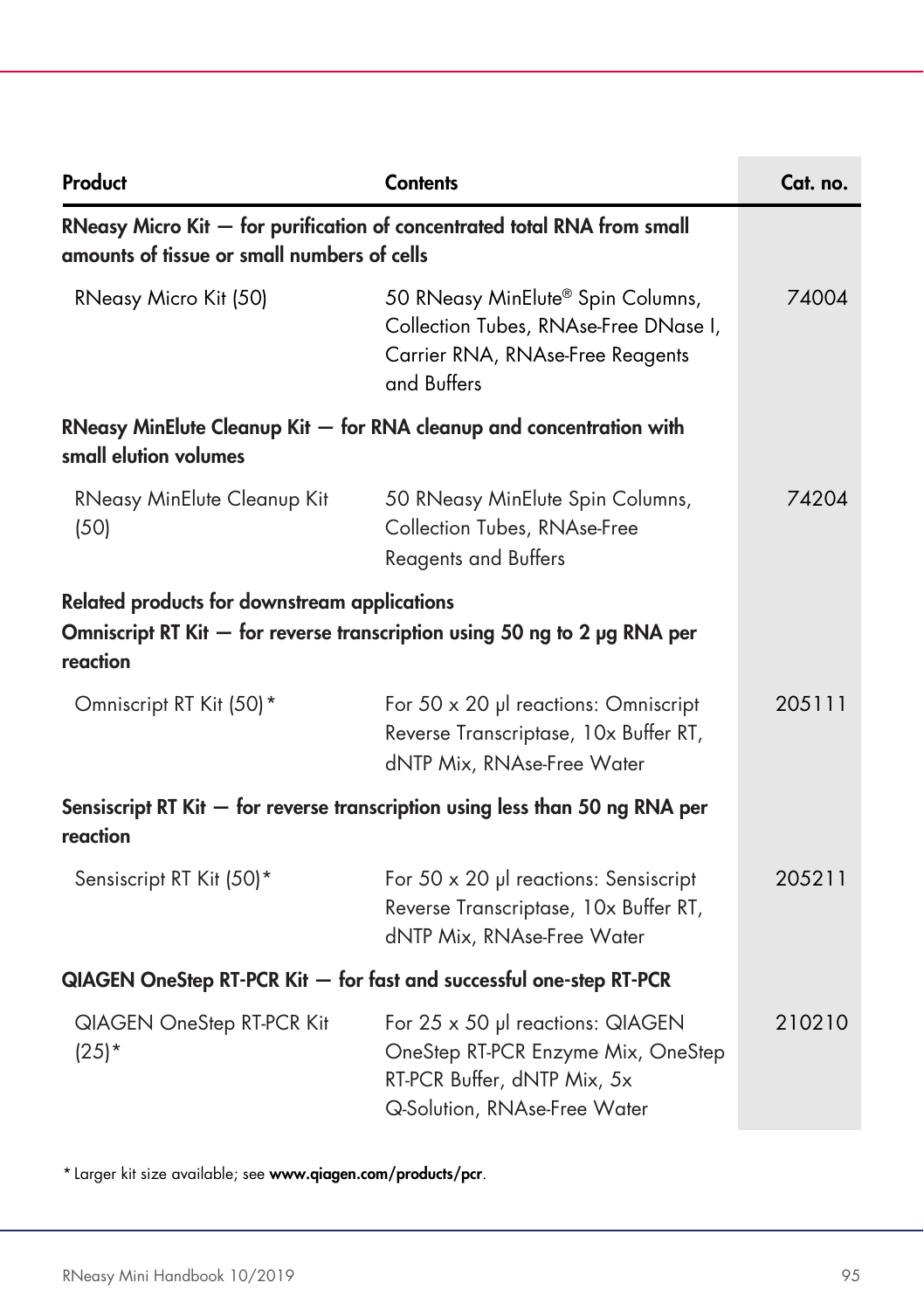| Product | Contents | Cat. no. |
|---|---|---|
| **RNeasy Micro Kit — for purification of concentrated total RNA from small amounts of tissue or small numbers of cells** | | |
| RNeasy Micro Kit (50) | 50 RNeasy MinElute® Spin Columns, Collection Tubes, RNAse-Free DNase I, Carrier RNA, RNAse-Free Reagents and Buffers | 74004 |
| **RNeasy MinElute Cleanup Kit — for RNA cleanup and concentration with small elution volumes** | | |
| RNeasy MinElute Cleanup Kit (50) | 50 RNeasy MinElute Spin Columns, Collection Tubes, RNAse-Free Reagents and Buffers | 74204 |
| **Related products for downstream applications** | | |
| **Omniscript RT Kit — for reverse transcription using 50 ng to 2 µg RNA per reaction** | | |
| Omniscript RT Kit (50)* | For 50 x 20 µl reactions: Omniscript Reverse Transcriptase, 10x Buffer RT, dNTP Mix, RNAse-Free Water | 205111 |
| **Sensiscript RT Kit — for reverse transcription using less than 50 ng RNA per reaction** | | |
| Sensiscript RT Kit (50)* | For 50 x 20 µl reactions: Sensiscript Reverse Transcriptase, 10x Buffer RT, dNTP Mix, RNAse-Free Water | 205211 |
| **QIAGEN OneStep RT-PCR Kit — for fast and successful one-step RT-PCR** | | |
| QIAGEN OneStep RT-PCR Kit (25)* | For 25 x 50 µl reactions: QIAGEN OneStep RT-PCR Enzyme Mix, OneStep RT-PCR Buffer, dNTP Mix, 5x Q-Solution, RNAse-Free Water | 210210 |

* Larger kit size available; see **www.qiagen.com/products/pcr**.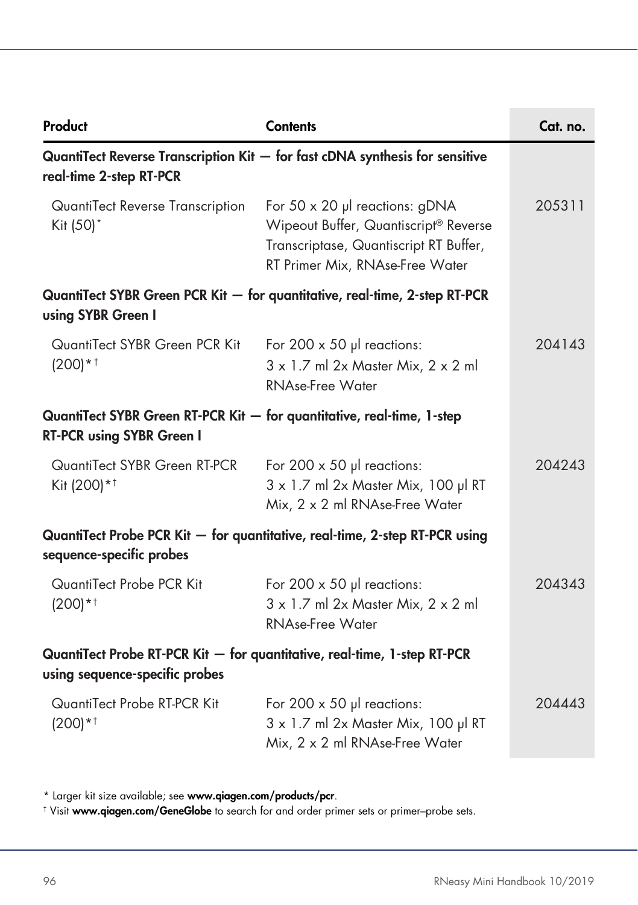| Product | Contents | Cat. no. |
|---|---|---|
| **QuantiTect Reverse Transcription Kit — for fast cDNA synthesis for sensitive real-time 2-step RT-PCR** | | |
| QuantiTect Reverse Transcription Kit (50)* | For 50 x 20 µl reactions: gDNA Wipeout Buffer, Quantiscript® Reverse Transcriptase, Quantiscript RT Buffer, RT Primer Mix, RNAse-Free Water | 205311 |
| **QuantiTect SYBR Green PCR Kit — for quantitative, real-time, 2-step RT-PCR using SYBR Green I** | | |
| QuantiTect SYBR Green PCR Kit (200)*† | For 200 x 50 µl reactions: 3 x 1.7 ml 2x Master Mix, 2 x 2 ml RNAse-Free Water | 204143 |
| **QuantiTect SYBR Green RT-PCR Kit — for quantitative, real-time, 1-step RT-PCR using SYBR Green I** | | |
| QuantiTect SYBR Green RT-PCR Kit (200)*† | For 200 x 50 µl reactions: 3 x 1.7 ml 2x Master Mix, 100 µl RT Mix, 2 x 2 ml RNAse-Free Water | 204243 |
| **QuantiTect Probe PCR Kit — for quantitative, real-time, 2-step RT-PCR using sequence-specific probes** | | |
| QuantiTect Probe PCR Kit (200)*† | For 200 x 50 µl reactions: 3 x 1.7 ml 2x Master Mix, 2 x 2 ml RNAse-Free Water | 204343 |
| **QuantiTect Probe RT-PCR Kit — for quantitative, real-time, 1-step RT-PCR using sequence-specific probes** | | |
| QuantiTect Probe RT-PCR Kit (200)*† | For 200 x 50 µl reactions: 3 x 1.7 ml 2x Master Mix, 100 µl RT Mix, 2 x 2 ml RNAse-Free Water | 204443 |

\* Larger kit size available; see **www.qiagen.com/products/pcr**.

† Visit **www.qiagen.com/GeneGlobe** to search for and order primer sets or primer–probe sets.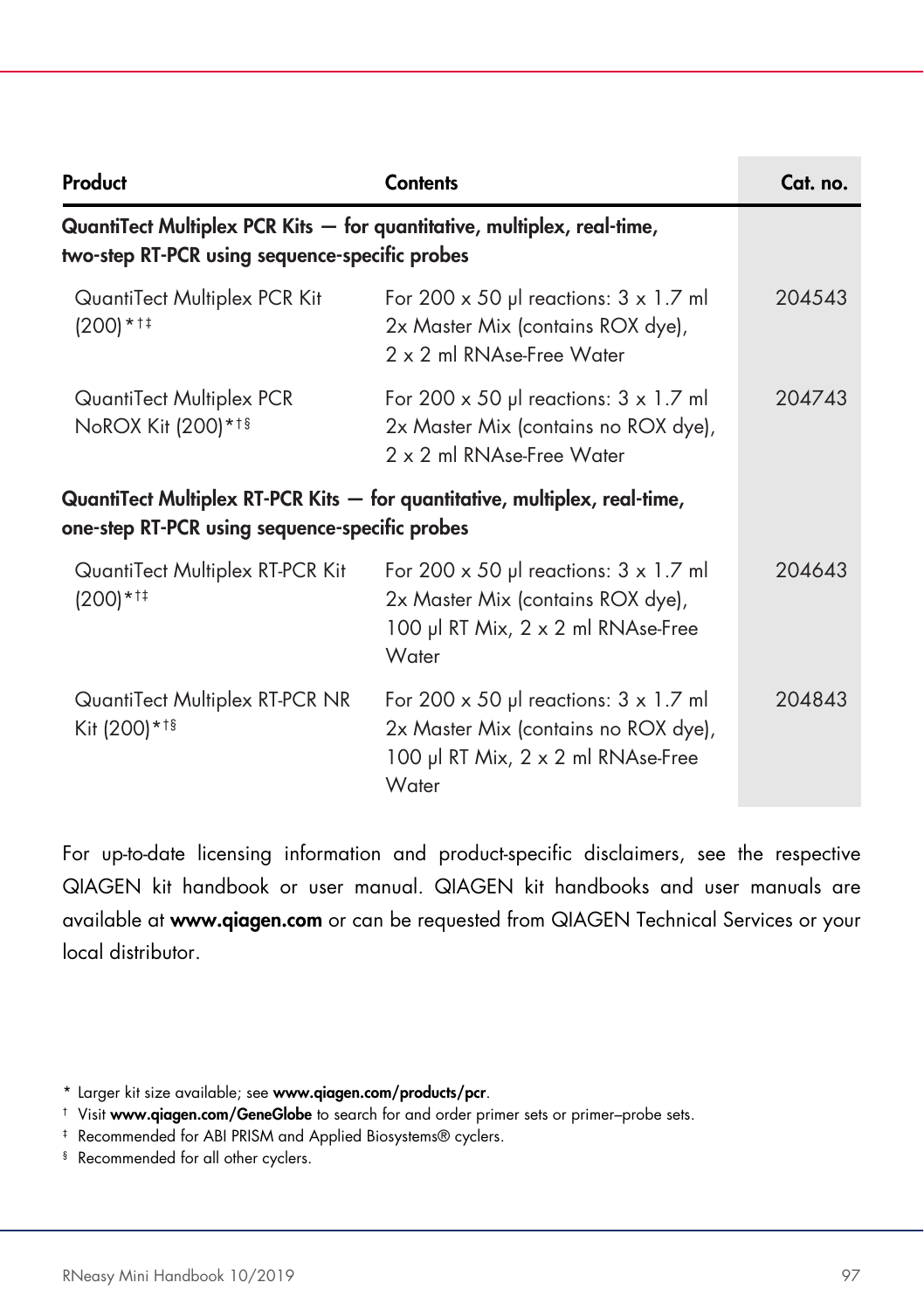| Product | Contents | Cat. no. |
|---|---|---|
| **QuantiTect Multiplex PCR Kits — for quantitative, multiplex, real-time, two-step RT-PCR using sequence-specific probes** | | |
| QuantiTect Multiplex PCR Kit (200)*†‡ | For 200 x 50 µl reactions: 3 x 1.7 ml 2x Master Mix (contains ROX dye), 2 x 2 ml RNAse-Free Water | 204543 |
| QuantiTect Multiplex PCR NoROX Kit (200)*†§ | For 200 x 50 µl reactions: 3 x 1.7 ml 2x Master Mix (contains no ROX dye), 2 x 2 ml RNAse-Free Water | 204743 |
| **QuantiTect Multiplex RT-PCR Kits — for quantitative, multiplex, real-time, one-step RT-PCR using sequence-specific probes** | | |
| QuantiTect Multiplex RT-PCR Kit (200)*†‡ | For 200 x 50 µl reactions: 3 x 1.7 ml 2x Master Mix (contains ROX dye), 100 µl RT Mix, 2 x 2 ml RNAse-Free Water | 204643 |
| QuantiTect Multiplex RT-PCR NR Kit (200)*†§ | For 200 x 50 µl reactions: 3 x 1.7 ml 2x Master Mix (contains no ROX dye), 100 µl RT Mix, 2 x 2 ml RNAse-Free Water | 204843 |

For up-to-date licensing information and product-specific disclaimers, see the respective QIAGEN kit handbook or user manual. QIAGEN kit handbooks and user manuals are available at **www.qiagen.com** or can be requested from QIAGEN Technical Services or your local distributor.

* Larger kit size available; see **www.qiagen.com/products/pcr**.

† Visit **www.qiagen.com/GeneGlobe** to search for and order primer sets or primer–probe sets.

‡ Recommended for ABI PRISM and Applied Biosystems® cyclers.

§ Recommended for all other cyclers.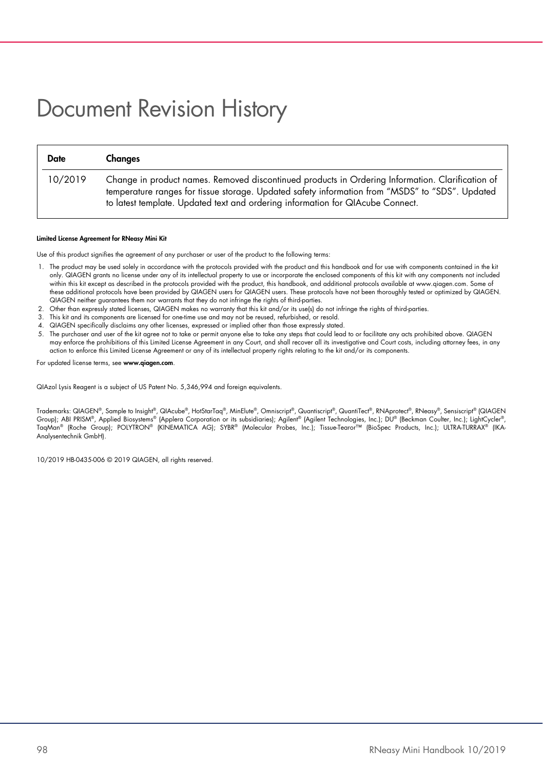# Document Revision History

| Date | Changes |
|---|---|
| 10/2019 | Change in product names. Removed discontinued products in Ordering Information. Clarification of temperature ranges for tissue storage. Updated safety information from "MSDS" to "SDS". Updated to latest template. Updated text and ordering information for QIAcube Connect. |

**Limited License Agreement for RNeasy Mini Kit**

Use of this product signifies the agreement of any purchaser or user of the product to the following terms:

1. The product may be used solely in accordance with the protocols provided with the product and this handbook and for use with components contained in the kit only. QIAGEN grants no license under any of its intellectual property to use or incorporate the enclosed components of this kit with any components not included within this kit except as described in the protocols provided with the product, this handbook, and additional protocols available at www.qiagen.com. Some of these additional protocols have been provided by QIAGEN users for QIAGEN users. These protocols have not been thoroughly tested or optimized by QIAGEN. QIAGEN neither guarantees them nor warrants that they do not infringe the rights of third-parties.
2. Other than expressly stated licenses, QIAGEN makes no warranty that this kit and/or its use(s) do not infringe the rights of third-parties.
3. This kit and its components are licensed for one-time use and may not be reused, refurbished, or resold.
4. QIAGEN specifically disclaims any other licenses, expressed or implied other than those expressly stated.
5. The purchaser and user of the kit agree not to take or permit anyone else to take any steps that could lead to or facilitate any acts prohibited above. QIAGEN may enforce the prohibitions of this Limited License Agreement in any Court, and shall recover all its investigative and Court costs, including attorney fees, in any action to enforce this Limited License Agreement or any of its intellectual property rights relating to the kit and/or its components.

For updated license terms, see **www.qiagen.com**.

QIAzol Lysis Reagent is a subject of US Patent No. 5,346,994 and foreign equivalents.

Trademarks: QIAGEN®, Sample to Insight®, QIAcube®, HotStarTaq®, MinElute®, Omniscript®, Quantiscript®, QuantiTect®, RNAprotect®, RNeasy®, Sensiscript® (QIAGEN Group); ABI PRISM®, Applied Biosystems® (Applera Corporation or its subsidiaries); Agilent® (Agilent Technologies, Inc.); DU® (Beckman Coulter, Inc.); LightCycler®, TaqMan® (Roche Group); POLYTRON® (KINEMATICA AG); SYBR® (Molecular Probes, Inc.); Tissue-Tearor™ (BioSpec Products, Inc.); ULTRA-TURRAX® (IKA-Analysentechnik GmbH).

10/2019 HB-0435-006 © 2019 QIAGEN, all rights reserved.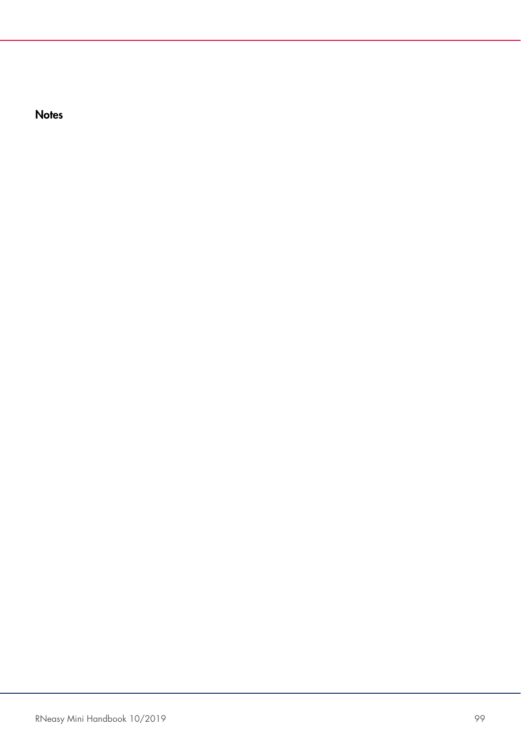## Notes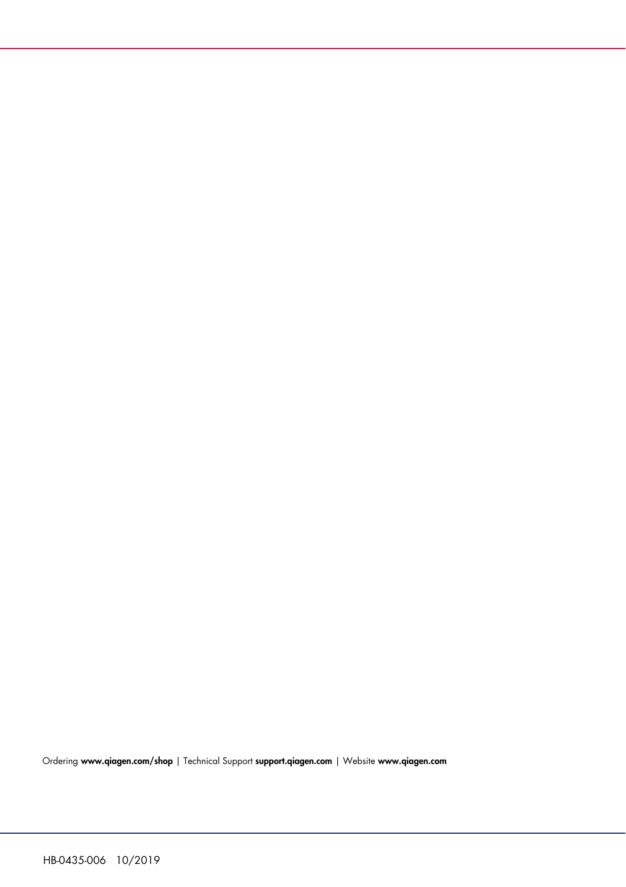Ordering **www.qiagen.com/shop** | Technical Support **support.qiagen.com** | Website **www.qiagen.com**

HB-0435-006 10/2019